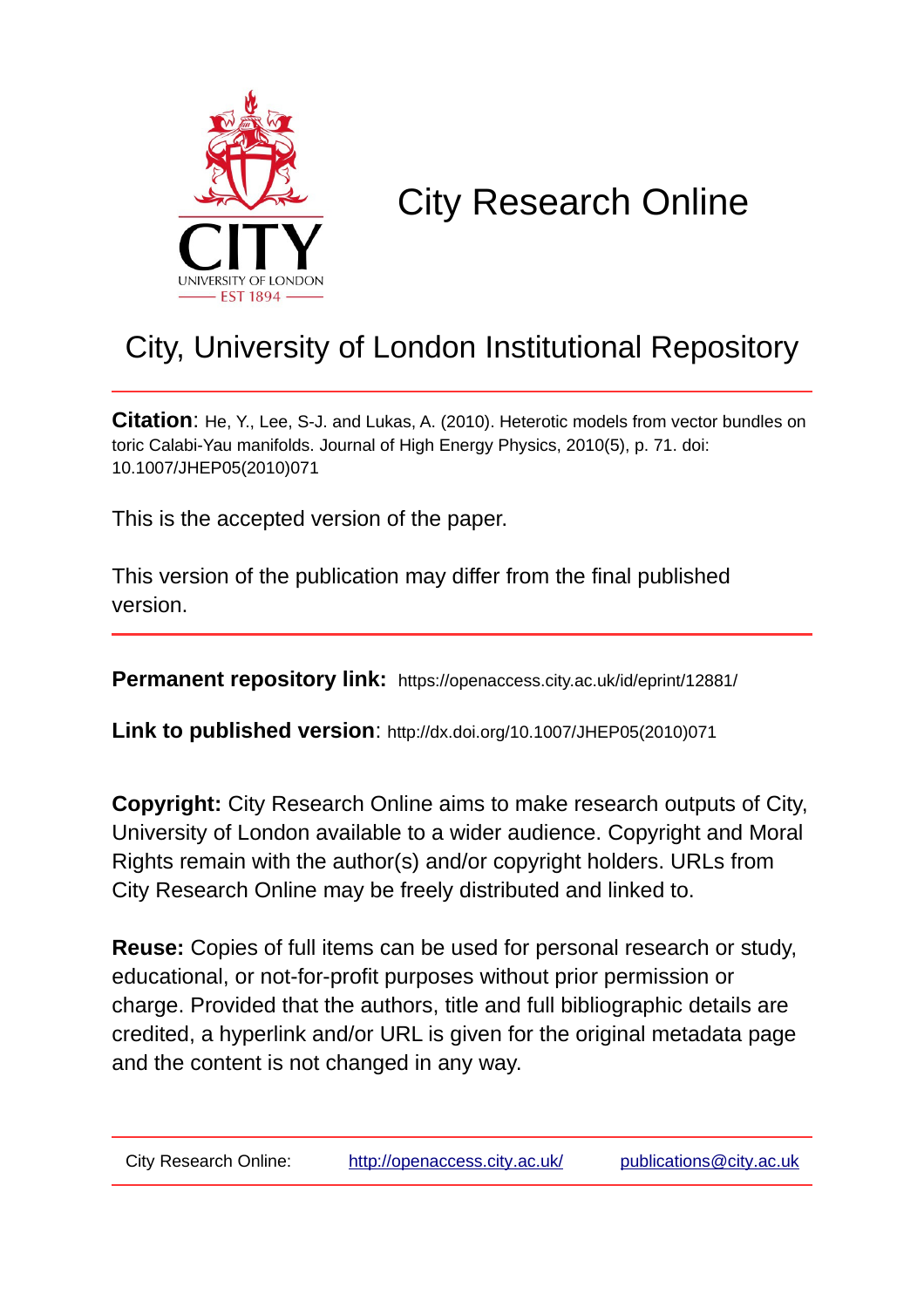# City Research Online

## City, University of London Institutional Repository

**Citation**: He, Y., Lee, S-J. and Lukas, A. (2010). Heterotic models from vector bundles on toric Calabi-Yau manifolds. Journal of High Energy Physics, 2010(5), p. 71. doi: 10.1007/JHEP05(2010)071

This is the accepted version of the paper.

This version of the publication may differ from the final published version.

**Permanent repository link:** https://openaccess.city.ac.uk/id/eprint/12881/

**Link to published version**: http://dx.doi.org/10.1007/JHEP05(2010)071

**Copyright:** City Research Online aims to make research outputs of City, University of London available to a wider audience. Copyright and Moral Rights remain with the author(s) and/or copyright holders. URLs from City Research Online may be freely distributed and linked to.

**Reuse:** Copies of full items can be used for personal research or study, educational, or not-for-profit purposes without prior permission or charge. Provided that the authors, title and full bibliographic details are credited, a hyperlink and/or URL is given for the original metadata page and the content is not changed in any way.

City Research Online: http://openaccess.city.ac.uk/ publications@city.ac.uk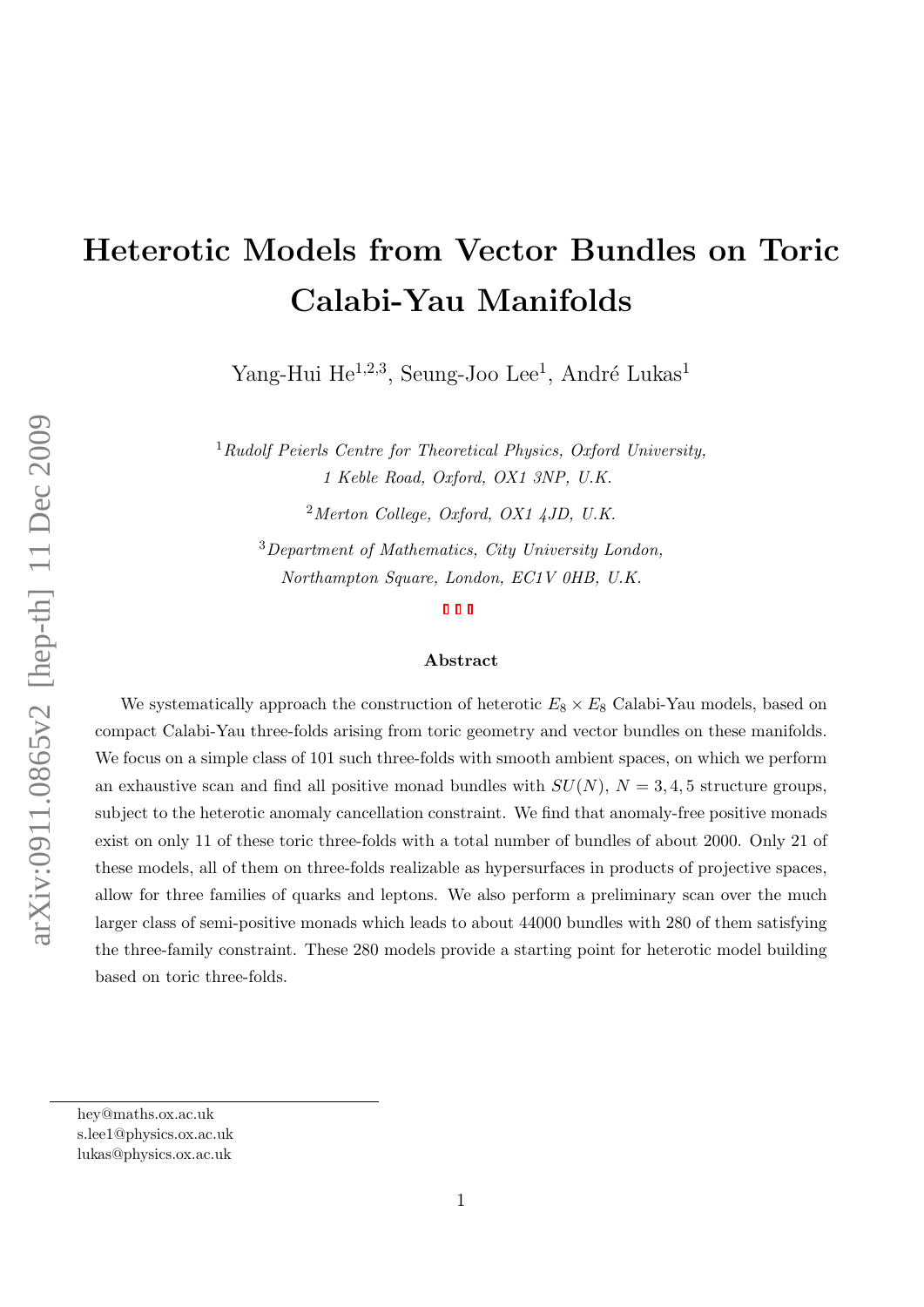# Heterotic Models from Vector Bundles on Toric Calabi-Yau Manifolds

Yang-Hui He[1,2,3], Seung-Joo Lee[1], André Lukas[1]

[1] *Rudolf Peierls Centre for Theoretical Physics, Oxford University, 1 Keble Road, Oxford, OX1 3NP, U.K.*

[2] *Merton College, Oxford, OX1 4JD, U.K.*

[3] *Department of Mathematics, City University London, Northampton Square, London, EC1V 0HB, U.K.*

### Abstract

We systematically approach the construction of heterotic $E_8 \times E_8$ Calabi-Yau models, based on compact Calabi-Yau three-folds arising from toric geometry and vector bundles on these manifolds. We focus on a simple class of 101 such three-folds with smooth ambient spaces, on which we perform an exhaustive scan and find all positive monad bundles with $SU(N)$, $N = 3, 4, 5$ structure groups, subject to the heterotic anomaly cancellation constraint. We find that anomaly-free positive monads exist on only 11 of these toric three-folds with a total number of bundles of about 2000. Only 21 of these models, all of them on three-folds realizable as hypersurfaces in products of projective spaces, allow for three families of quarks and leptons. We also perform a preliminary scan over the much larger class of semi-positive monads which leads to about 44000 bundles with 280 of them satisfying the three-family constraint. These 280 models provide a starting point for heterotic model building based on toric three-folds.

hey@maths.ox.ac.uk
s.lee1@physics.ox.ac.uk
lukas@physics.ox.ac.uk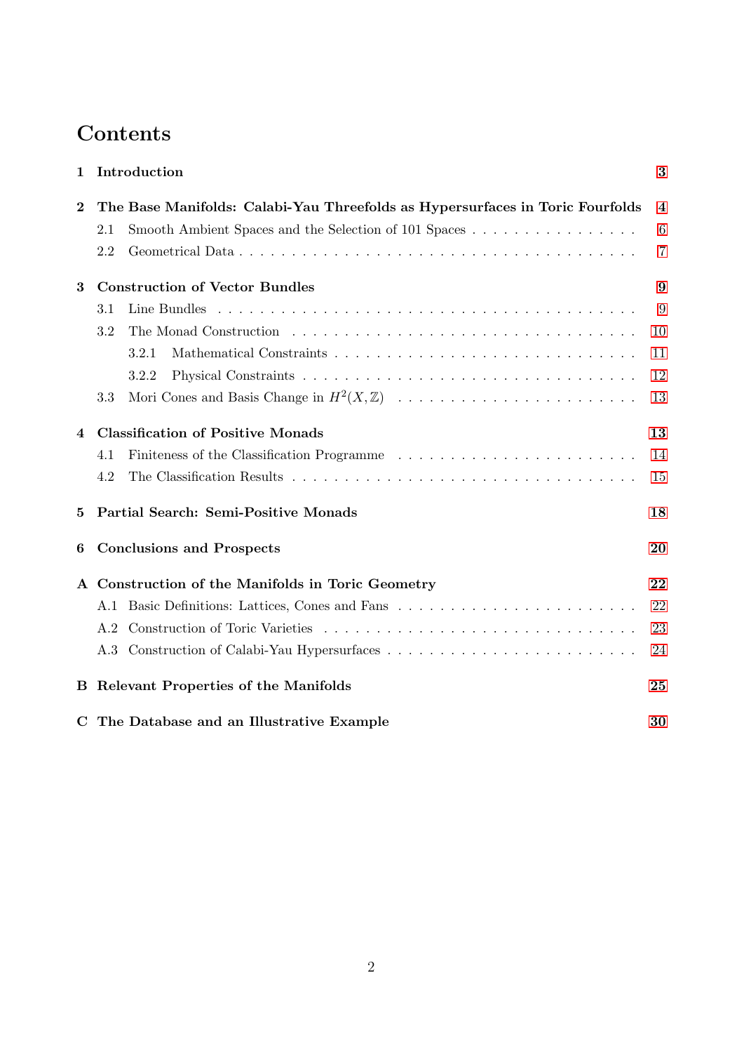# Contents

**1 Introduction** **3**

**2 The Base Manifolds: Calabi-Yau Threefolds as Hypersurfaces in Toric Fourfolds** **4**

- 2.1 Smooth Ambient Spaces and the Selection of 101 Spaces . . . . . . . . . . . . . . . . . 6
- 2.2 Geometrical Data . . . . . . . . . . . . . . . . . . . . . . . . . . . . . . . . . . . . . . 7

**3 Construction of Vector Bundles** **9**

- 3.1 Line Bundles . . . . . . . . . . . . . . . . . . . . . . . . . . . . . . . . . . . . . . . . 9
- 3.2 The Monad Construction . . . . . . . . . . . . . . . . . . . . . . . . . . . . . . . . . 10
  - 3.2.1 Mathematical Constraints . . . . . . . . . . . . . . . . . . . . . . . . . . . . . 11
  - 3.2.2 Physical Constraints . . . . . . . . . . . . . . . . . . . . . . . . . . . . . . . 12
- 3.3 Mori Cones and Basis Change in $H^2(X, \mathbb{Z})$ . . . . . . . . . . . . . . . . . . . . . 13

**4 Classification of Positive Monads** **13**

- 4.1 Finiteness of the Classification Programme . . . . . . . . . . . . . . . . . . . . . . . 14
- 4.2 The Classification Results . . . . . . . . . . . . . . . . . . . . . . . . . . . . . . . . . 15

**5 Partial Search: Semi-Positive Monads** **18**

**6 Conclusions and Prospects** **20**

**A Construction of the Manifolds in Toric Geometry** **22**

- A.1 Basic Definitions: Lattices, Cones and Fans . . . . . . . . . . . . . . . . . . . . . . . 22
- A.2 Construction of Toric Varieties . . . . . . . . . . . . . . . . . . . . . . . . . . . . . . 23
- A.3 Construction of Calabi-Yau Hypersurfaces . . . . . . . . . . . . . . . . . . . . . . . . 24

**B Relevant Properties of the Manifolds** **25**

**C The Database and an Illustrative Example** **30**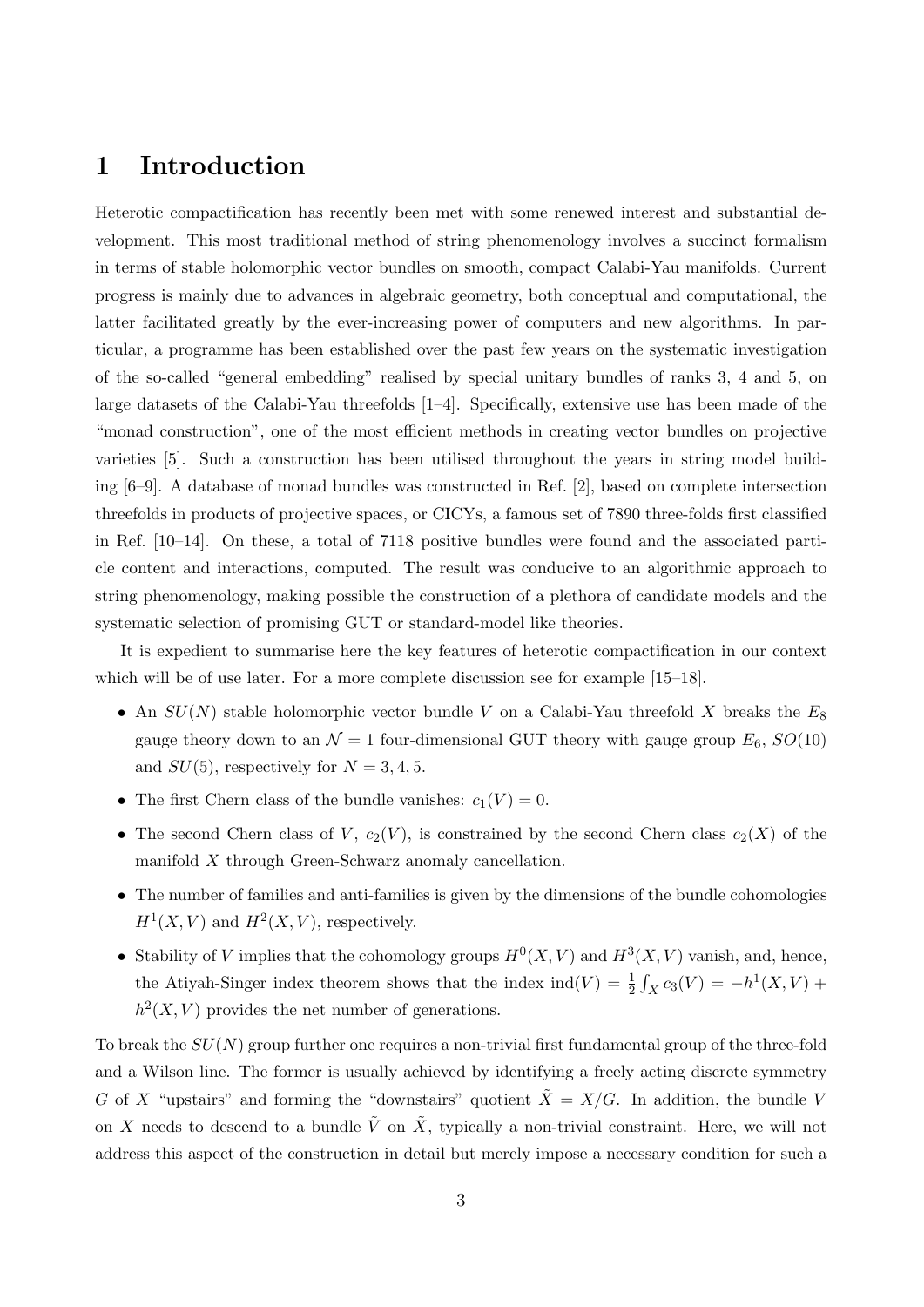# 1 Introduction

Heterotic compactification has recently been met with some renewed interest and substantial development. This most traditional method of string phenomenology involves a succinct formalism in terms of stable holomorphic vector bundles on smooth, compact Calabi-Yau manifolds. Current progress is mainly due to advances in algebraic geometry, both conceptual and computational, the latter facilitated greatly by the ever-increasing power of computers and new algorithms. In particular, a programme has been established over the past few years on the systematic investigation of the so-called "general embedding" realised by special unitary bundles of ranks 3, 4 and 5, on large datasets of the Calabi-Yau threefolds [1–4]. Specifically, extensive use has been made of the "monad construction", one of the most efficient methods in creating vector bundles on projective varieties [5]. Such a construction has been utilised throughout the years in string model building [6–9]. A database of monad bundles was constructed in Ref. [2], based on complete intersection threefolds in products of projective spaces, or CICYs, a famous set of 7890 three-folds first classified in Ref. [10–14]. On these, a total of 7118 positive bundles were found and the associated particle content and interactions, computed. The result was conducive to an algorithmic approach to string phenomenology, making possible the construction of a plethora of candidate models and the systematic selection of promising GUT or standard-model like theories.

It is expedient to summarise here the key features of heterotic compactification in our context which will be of use later. For a more complete discussion see for example [15–18].

- An $SU(N)$ stable holomorphic vector bundle $V$ on a Calabi-Yau threefold $X$ breaks the $E_8$ gauge theory down to an $\mathcal{N} = 1$ four-dimensional GUT theory with gauge group $E_6$, $SO(10)$ and $SU(5)$, respectively for $N = 3, 4, 5$.
- The first Chern class of the bundle vanishes: $c_1(V) = 0$.
- The second Chern class of $V$, $c_2(V)$, is constrained by the second Chern class $c_2(X)$ of the manifold $X$ through Green-Schwarz anomaly cancellation.
- The number of families and anti-families is given by the dimensions of the bundle cohomologies $H^1(X, V)$ and $H^2(X, V)$, respectively.
- Stability of $V$ implies that the cohomology groups $H^0(X, V)$ and $H^3(X, V)$ vanish, and, hence, the Atiyah-Singer index theorem shows that the index $\text{ind}(V) = \frac{1}{2} \int_X c_3(V) = -h^1(X, V) + h^2(X, V)$ provides the net number of generations.

To break the $SU(N)$ group further one requires a non-trivial first fundamental group of the three-fold and a Wilson line. The former is usually achieved by identifying a freely acting discrete symmetry $G$ of $X$ "upstairs" and forming the "downstairs" quotient $\tilde{X} = X/G$. In addition, the bundle $V$ on $X$ needs to descend to a bundle $\tilde{V}$ on $\tilde{X}$, typically a non-trivial constraint. Here, we will not address this aspect of the construction in detail but merely impose a necessary condition for such a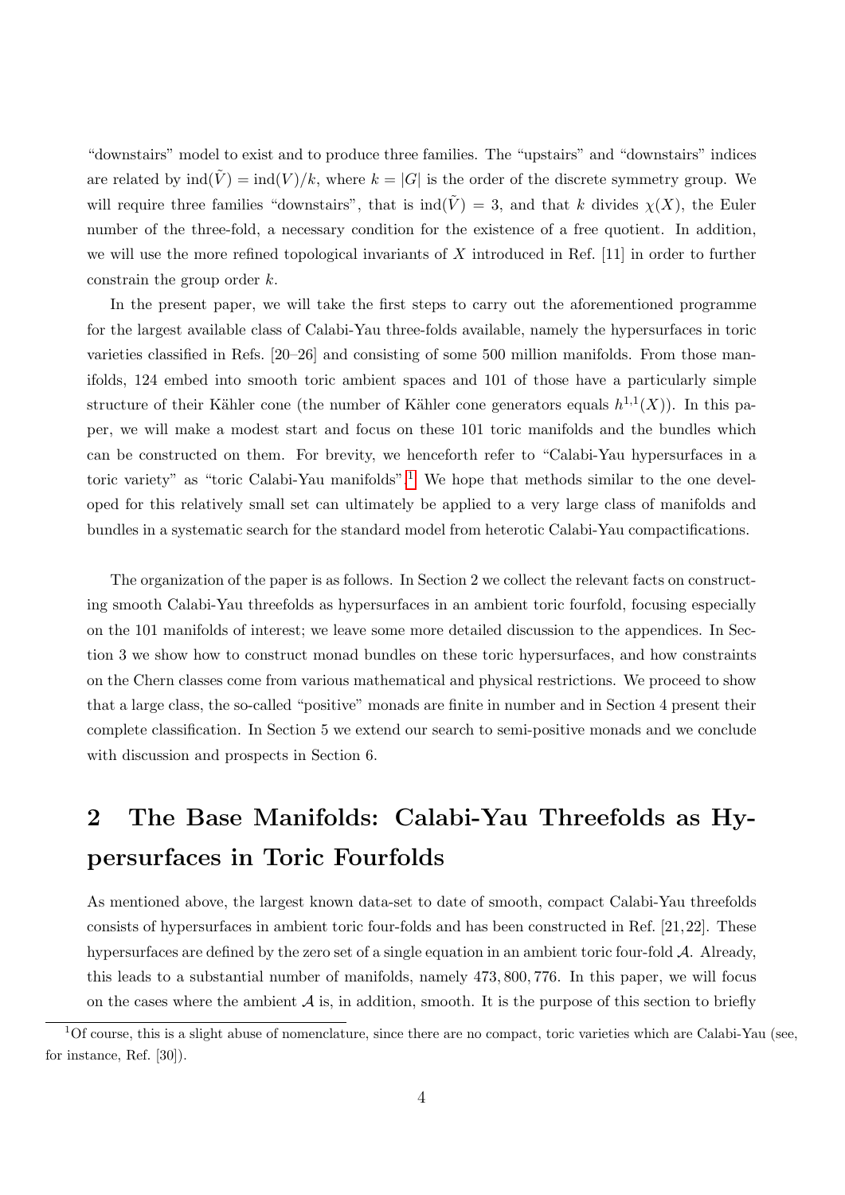"downstairs" model to exist and to produce three families. The "upstairs" and "downstairs" indices are related by $\text{ind}(\tilde{V}) = \text{ind}(V)/k$, where $k = |G|$ is the order of the discrete symmetry group. We will require three families "downstairs", that is $\text{ind}(\tilde{V}) = 3$, and that $k$ divides $\chi(X)$, the Euler number of the three-fold, a necessary condition for the existence of a free quotient. In addition, we will use the more refined topological invariants of $X$ introduced in Ref. [11] in order to further constrain the group order $k$.

In the present paper, we will take the first steps to carry out the aforementioned programme for the largest available class of Calabi-Yau three-folds available, namely the hypersurfaces in toric varieties classified in Refs. [20–26] and consisting of some 500 million manifolds. From those manifolds, 124 embed into smooth toric ambient spaces and 101 of those have a particularly simple structure of their Kähler cone (the number of Kähler cone generators equals $h^{1,1}(X)$). In this paper, we will make a modest start and focus on these 101 toric manifolds and the bundles which can be constructed on them. For brevity, we henceforth refer to "Calabi-Yau hypersurfaces in a toric variety" as "toric Calabi-Yau manifolds".[1] We hope that methods similar to the one developed for this relatively small set can ultimately be applied to a very large class of manifolds and bundles in a systematic search for the standard model from heterotic Calabi-Yau compactifications.

The organization of the paper is as follows. In Section 2 we collect the relevant facts on constructing smooth Calabi-Yau threefolds as hypersurfaces in an ambient toric fourfold, focusing especially on the 101 manifolds of interest; we leave some more detailed discussion to the appendices. In Section 3 we show how to construct monad bundles on these toric hypersurfaces, and how constraints on the Chern classes come from various mathematical and physical restrictions. We proceed to show that a large class, the so-called "positive" monads are finite in number and in Section 4 present their complete classification. In Section 5 we extend our search to semi-positive monads and we conclude with discussion and prospects in Section 6.

# 2 The Base Manifolds: Calabi-Yau Threefolds as Hypersurfaces in Toric Fourfolds

As mentioned above, the largest known data-set to date of smooth, compact Calabi-Yau threefolds consists of hypersurfaces in ambient toric four-folds and has been constructed in Ref. [21,22]. These hypersurfaces are defined by the zero set of a single equation in an ambient toric four-fold $\mathcal{A}$. Already, this leads to a substantial number of manifolds, namely 473,800,776. In this paper, we will focus on the cases where the ambient $\mathcal{A}$ is, in addition, smooth. It is the purpose of this section to briefly

[1] Of course, this is a slight abuse of nomenclature, since there are no compact, toric varieties which are Calabi-Yau (see, for instance, Ref. [30]).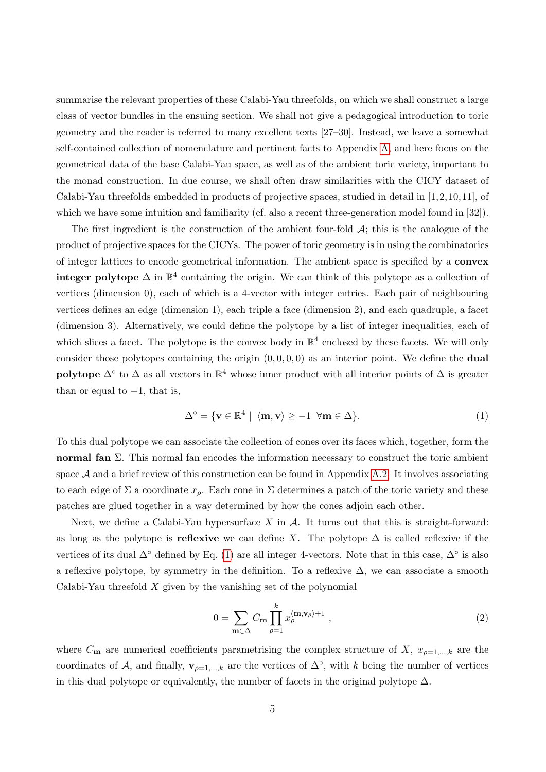summarise the relevant properties of these Calabi-Yau threefolds, on which we shall construct a large class of vector bundles in the ensuing section. We shall not give a pedagogical introduction to toric geometry and the reader is referred to many excellent texts [27–30]. Instead, we leave a somewhat self-contained collection of nomenclature and pertinent facts to Appendix A, and here focus on the geometrical data of the base Calabi-Yau space, as well as of the ambient toric variety, important to the monad construction. In due course, we shall often draw similarities with the CICY dataset of Calabi-Yau threefolds embedded in products of projective spaces, studied in detail in [1,2,10,11], of which we have some intuition and familiarity (cf. also a recent three-generation model found in [32]).

The first ingredient is the construction of the ambient four-fold $\mathcal{A}$; this is the analogue of the product of projective spaces for the CICYs. The power of toric geometry is in using the combinatorics of integer lattices to encode geometrical information. The ambient space is specified by a **convex integer polytope** $\Delta$ in $\mathbb{R}^4$ containing the origin. We can think of this polytope as a collection of vertices (dimension 0), each of which is a 4-vector with integer entries. Each pair of neighbouring vertices defines an edge (dimension 1), each triple a face (dimension 2), and each quadruple, a facet (dimension 3). Alternatively, we could define the polytope by a list of integer inequalities, each of which slices a facet. The polytope is the convex body in $\mathbb{R}^4$ enclosed by these facets. We will only consider those polytopes containing the origin $(0,0,0,0)$ as an interior point. We define the **dual polytope** $\Delta^\circ$ to $\Delta$ as all vectors in $\mathbb{R}^4$ whose inner product with all interior points of $\Delta$ is greater than or equal to $-1$, that is,

$$\Delta^\circ = \{\mathbf{v} \in \mathbb{R}^4 \mid \langle \mathbf{m}, \mathbf{v} \rangle \geq -1 \;\; \forall \mathbf{m} \in \Delta\}. \tag{1}$$

To this dual polytope we can associate the collection of cones over its faces which, together, form the **normal fan** $\Sigma$. This normal fan encodes the information necessary to construct the toric ambient space $\mathcal{A}$ and a brief review of this construction can be found in Appendix A.2. It involves associating to each edge of $\Sigma$ a coordinate $x_\rho$. Each cone in $\Sigma$ determines a patch of the toric variety and these patches are glued together in a way determined by how the cones adjoin each other.

Next, we define a Calabi-Yau hypersurface $X$ in $\mathcal{A}$. It turns out that this is straight-forward: as long as the polytope is **reflexive** we can define $X$. The polytope $\Delta$ is called reflexive if the vertices of its dual $\Delta^\circ$ defined by Eq. (1) are all integer 4-vectors. Note that in this case, $\Delta^\circ$ is also a reflexive polytope, by symmetry in the definition. To a reflexive $\Delta$, we can associate a smooth Calabi-Yau threefold $X$ given by the vanishing set of the polynomial

$$0 = \sum_{\mathbf{m} \in \Delta} C_{\mathbf{m}} \prod_{\rho=1}^{k} x_\rho^{\langle \mathbf{m}, \mathbf{v}_\rho \rangle + 1} \ , \tag{2}$$

where $C_{\mathbf{m}}$ are numerical coefficients parametrising the complex structure of $X$, $x_{\rho=1,\ldots,k}$ are the coordinates of $\mathcal{A}$, and finally, $\mathbf{v}_{\rho=1,\ldots,k}$ are the vertices of $\Delta^\circ$, with $k$ being the number of vertices in this dual polytope or equivalently, the number of facets in the original polytope $\Delta$.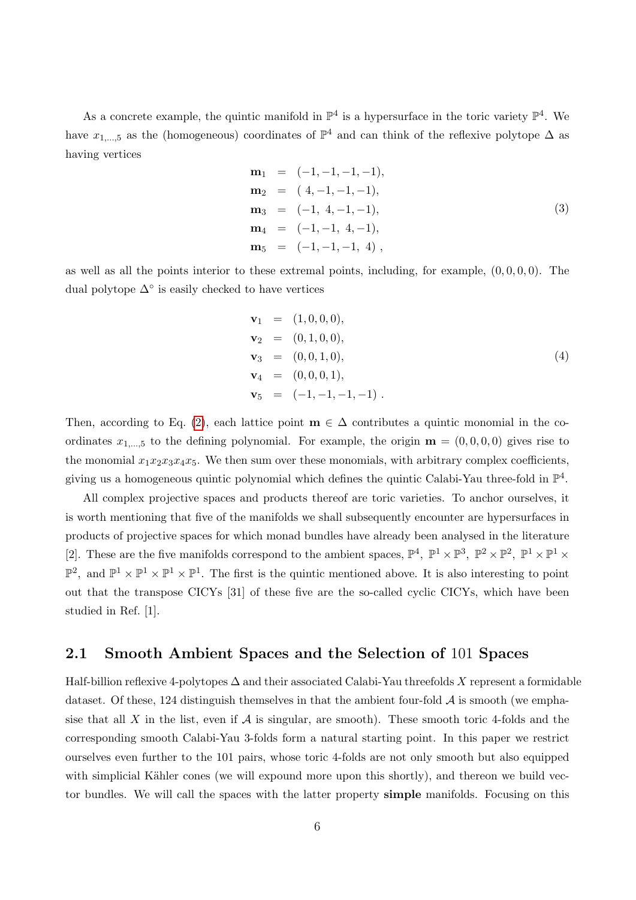As a concrete example, the quintic manifold in $\mathbb{P}^4$ is a hypersurface in the toric variety $\mathbb{P}^4$. We have $x_{1,\ldots,5}$ as the (homogeneous) coordinates of $\mathbb{P}^4$ and can think of the reflexive polytope $\Delta$ as having vertices

$$
\begin{aligned}
\mathbf{m}_1 &= (-1,-1,-1,-1), \\
\mathbf{m}_2 &= (\ 4,-1,-1,-1), \\
\mathbf{m}_3 &= (-1,\ 4,-1,-1), \\
\mathbf{m}_4 &= (-1,-1,\ 4,-1), \\
\mathbf{m}_5 &= (-1,-1,-1,\ 4)\ ,
\end{aligned}
\tag{3}
$$

as well as all the points interior to these extremal points, including, for example, $(0,0,0,0)$. The dual polytope $\Delta^\circ$ is easily checked to have vertices

$$
\begin{aligned}
\mathbf{v}_1 &= (1,0,0,0), \\
\mathbf{v}_2 &= (0,1,0,0), \\
\mathbf{v}_3 &= (0,0,1,0), \\
\mathbf{v}_4 &= (0,0,0,1), \\
\mathbf{v}_5 &= (-1,-1,-1,-1)\ .
\end{aligned}
\tag{4}
$$

Then, according to Eq. (2), each lattice point $\mathbf{m} \in \Delta$ contributes a quintic monomial in the coordinates $x_{1,\ldots,5}$ to the defining polynomial. For example, the origin $\mathbf{m} = (0,0,0,0)$ gives rise to the monomial $x_1x_2x_3x_4x_5$. We then sum over these monomials, with arbitrary complex coefficients, giving us a homogeneous quintic polynomial which defines the quintic Calabi-Yau three-fold in $\mathbb{P}^4$.

All complex projective spaces and products thereof are toric varieties. To anchor ourselves, it is worth mentioning that five of the manifolds we shall subsequently encounter are hypersurfaces in products of projective spaces for which monad bundles have already been analysed in the literature [2]. These are the five manifolds correspond to the ambient spaces, $\mathbb{P}^4$, $\mathbb{P}^1 \times \mathbb{P}^3$, $\mathbb{P}^2 \times \mathbb{P}^2$, $\mathbb{P}^1 \times \mathbb{P}^1 \times \mathbb{P}^2$, and $\mathbb{P}^1 \times \mathbb{P}^1 \times \mathbb{P}^1 \times \mathbb{P}^1$. The first is the quintic mentioned above. It is also interesting to point out that the transpose CICYs [31] of these five are the so-called cyclic CICYs, which have been studied in Ref. [1].

## 2.1 Smooth Ambient Spaces and the Selection of 101 Spaces

Half-billion reflexive 4-polytopes $\Delta$ and their associated Calabi-Yau threefolds $X$ represent a formidable dataset. Of these, 124 distinguish themselves in that the ambient four-fold $\mathcal{A}$ is smooth (we emphasise that all $X$ in the list, even if $\mathcal{A}$ is singular, are smooth). These smooth toric 4-folds and the corresponding smooth Calabi-Yau 3-folds form a natural starting point. In this paper we restrict ourselves even further to the 101 pairs, whose toric 4-folds are not only smooth but also equipped with simplicial Kähler cones (we will expound more upon this shortly), and thereon we build vector bundles. We will call the spaces with the latter property **simple** manifolds. Focusing on this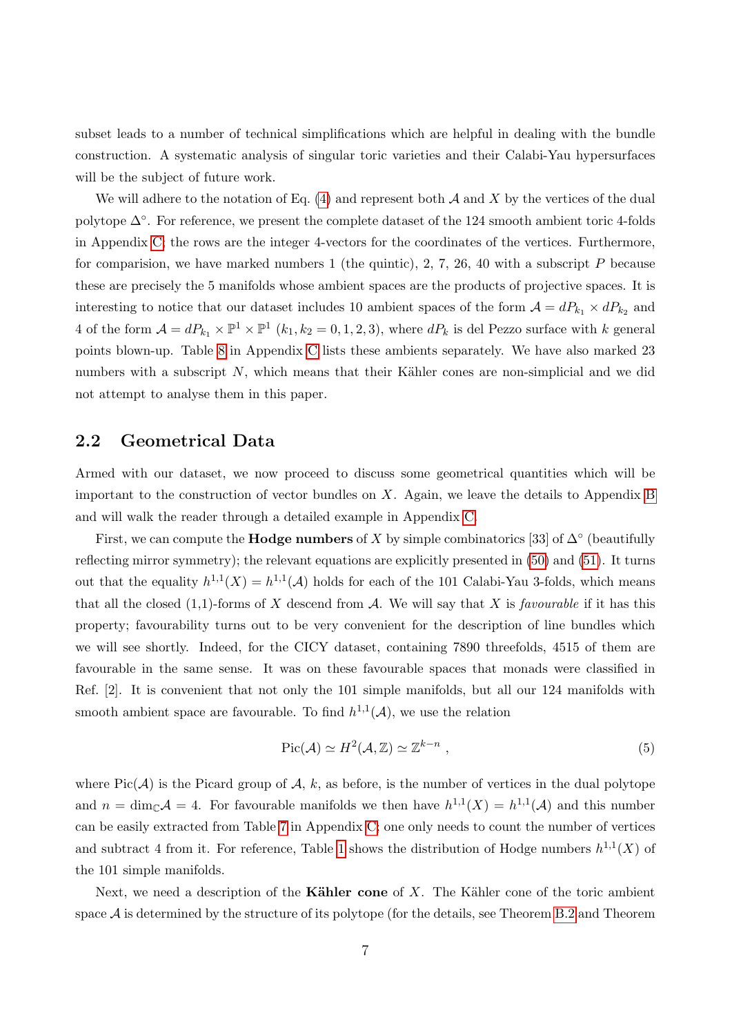subset leads to a number of technical simplifications which are helpful in dealing with the bundle construction. A systematic analysis of singular toric varieties and their Calabi-Yau hypersurfaces will be the subject of future work.

We will adhere to the notation of Eq. (4) and represent both $\mathcal{A}$ and $X$ by the vertices of the dual polytope $\Delta^\circ$. For reference, we present the complete dataset of the 124 smooth ambient toric 4-folds in Appendix C; the rows are the integer 4-vectors for the coordinates of the vertices. Furthermore, for comparision, we have marked numbers 1 (the quintic), 2, 7, 26, 40 with a subscript $P$ because these are precisely the 5 manifolds whose ambient spaces are the products of projective spaces. It is interesting to notice that our dataset includes 10 ambient spaces of the form $\mathcal{A} = dP_{k_1} \times dP_{k_2}$ and 4 of the form $\mathcal{A} = dP_{k_1} \times \mathbb{P}^1 \times \mathbb{P}^1$ ($k_1, k_2 = 0, 1, 2, 3$), where $dP_k$ is del Pezzo surface with $k$ general points blown-up. Table 8 in Appendix C lists these ambients separately. We have also marked 23 numbers with a subscript $N$, which means that their Kähler cones are non-simplicial and we did not attempt to analyse them in this paper.

## 2.2 Geometrical Data

Armed with our dataset, we now proceed to discuss some geometrical quantities which will be important to the construction of vector bundles on $X$. Again, we leave the details to Appendix B and will walk the reader through a detailed example in Appendix C.

First, we can compute the **Hodge numbers** of $X$ by simple combinatorics [33] of $\Delta^\circ$ (beautifully reflecting mirror symmetry); the relevant equations are explicitly presented in (50) and (51). It turns out that the equality $h^{1,1}(X) = h^{1,1}(\mathcal{A})$ holds for each of the 101 Calabi-Yau 3-folds, which means that all the closed (1,1)-forms of $X$ descend from $\mathcal{A}$. We will say that $X$ is *favourable* if it has this property; favourability turns out to be very convenient for the description of line bundles which we will see shortly. Indeed, for the CICY dataset, containing 7890 threefolds, 4515 of them are favourable in the same sense. It was on these favourable spaces that monads were classified in Ref. [2]. It is convenient that not only the 101 simple manifolds, but all our 124 manifolds with smooth ambient space are favourable. To find $h^{1,1}(\mathcal{A})$, we use the relation

$$\mathrm{Pic}(\mathcal{A}) \simeq H^2(\mathcal{A}, \mathbb{Z}) \simeq \mathbb{Z}^{k-n} , \tag{5}$$

where $\mathrm{Pic}(\mathcal{A})$ is the Picard group of $\mathcal{A}$, $k$, as before, is the number of vertices in the dual polytope and $n = \dim_{\mathbb{C}} \mathcal{A} = 4$. For favourable manifolds we then have $h^{1,1}(X) = h^{1,1}(\mathcal{A})$ and this number can be easily extracted from Table 7 in Appendix C; one only needs to count the number of vertices and subtract 4 from it. For reference, Table 1 shows the distribution of Hodge numbers $h^{1,1}(X)$ of the 101 simple manifolds.

Next, we need a description of the **Kähler cone** of $X$. The Kähler cone of the toric ambient space $\mathcal{A}$ is determined by the structure of its polytope (for the details, see Theorem B.2 and Theorem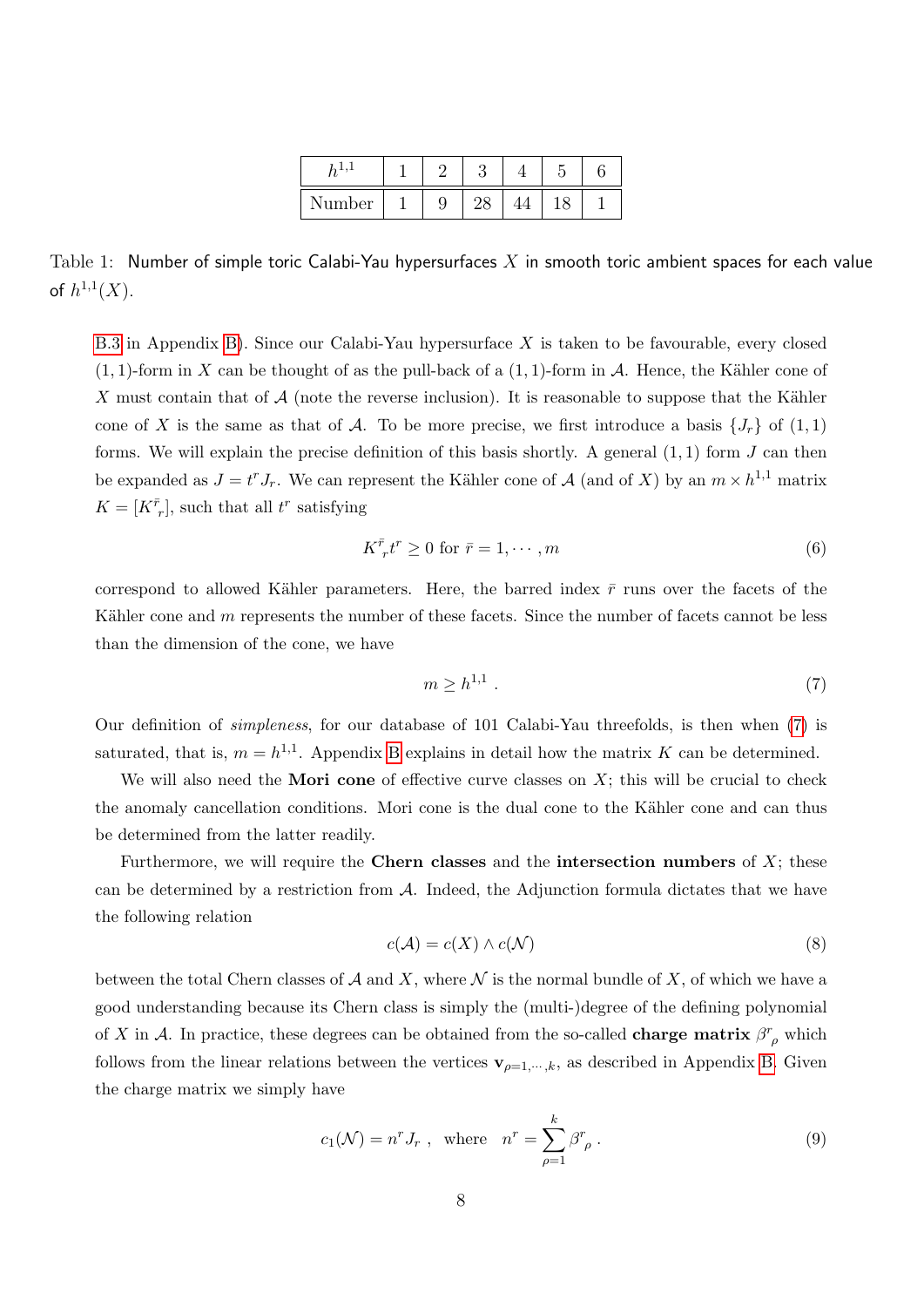| $h^{1,1}$ | 1 | 2 | 3 | 4 | 5 | 6 |
|---|---|---|---|---|---|---|
| Number | 1 | 9 | 28 | 44 | 18 | 1 |

Table 1: Number of simple toric Calabi-Yau hypersurfaces $X$ in smooth toric ambient spaces for each value of $h^{1,1}(X)$.

B.3 in Appendix B). Since our Calabi-Yau hypersurface $X$ is taken to be favourable, every closed $(1,1)$-form in $X$ can be thought of as the pull-back of a $(1,1)$-form in $\mathcal{A}$. Hence, the Kähler cone of $X$ must contain that of $\mathcal{A}$ (note the reverse inclusion). It is reasonable to suppose that the Kähler cone of $X$ is the same as that of $\mathcal{A}$. To be more precise, we first introduce a basis $\{J_r\}$ of $(1,1)$ forms. We will explain the precise definition of this basis shortly. A general $(1,1)$ form $J$ can then be expanded as $J = t^r J_r$. We can represent the Kähler cone of $\mathcal{A}$ (and of $X$) by an $m \times h^{1,1}$ matrix $K = [K^{\bar{r}}{}_r]$, such that all $t^r$ satisfying

$$K^{\bar{r}}{}_r t^r \geq 0 \text{ for } \bar{r} = 1, \cdots, m \tag{6}$$

correspond to allowed Kähler parameters. Here, the barred index $\bar{r}$ runs over the facets of the Kähler cone and $m$ represents the number of these facets. Since the number of facets cannot be less than the dimension of the cone, we have

$$m \geq h^{1,1} \ . \tag{7}$$

Our definition of *simpleness*, for our database of 101 Calabi-Yau threefolds, is then when (7) is saturated, that is, $m = h^{1,1}$. Appendix B explains in detail how the matrix $K$ can be determined.

We will also need the **Mori cone** of effective curve classes on $X$; this will be crucial to check the anomaly cancellation conditions. Mori cone is the dual cone to the Kähler cone and can thus be determined from the latter readily.

Furthermore, we will require the **Chern classes** and the **intersection numbers** of $X$; these can be determined by a restriction from $\mathcal{A}$. Indeed, the Adjunction formula dictates that we have the following relation

$$c(\mathcal{A}) = c(X) \wedge c(\mathcal{N}) \tag{8}$$

between the total Chern classes of $\mathcal{A}$ and $X$, where $\mathcal{N}$ is the normal bundle of $X$, of which we have a good understanding because its Chern class is simply the (multi-)degree of the defining polynomial of $X$ in $\mathcal{A}$. In practice, these degrees can be obtained from the so-called **charge matrix** $\beta^r{}_\rho$ which follows from the linear relations between the vertices $\mathbf{v}_{\rho=1,\cdots,k}$, as described in Appendix B. Given the charge matrix we simply have

$$c_1(\mathcal{N}) = n^r J_r \ , \quad \text{where} \quad n^r = \sum_{\rho=1}^{k} \beta^r{}_\rho \ . \tag{9}$$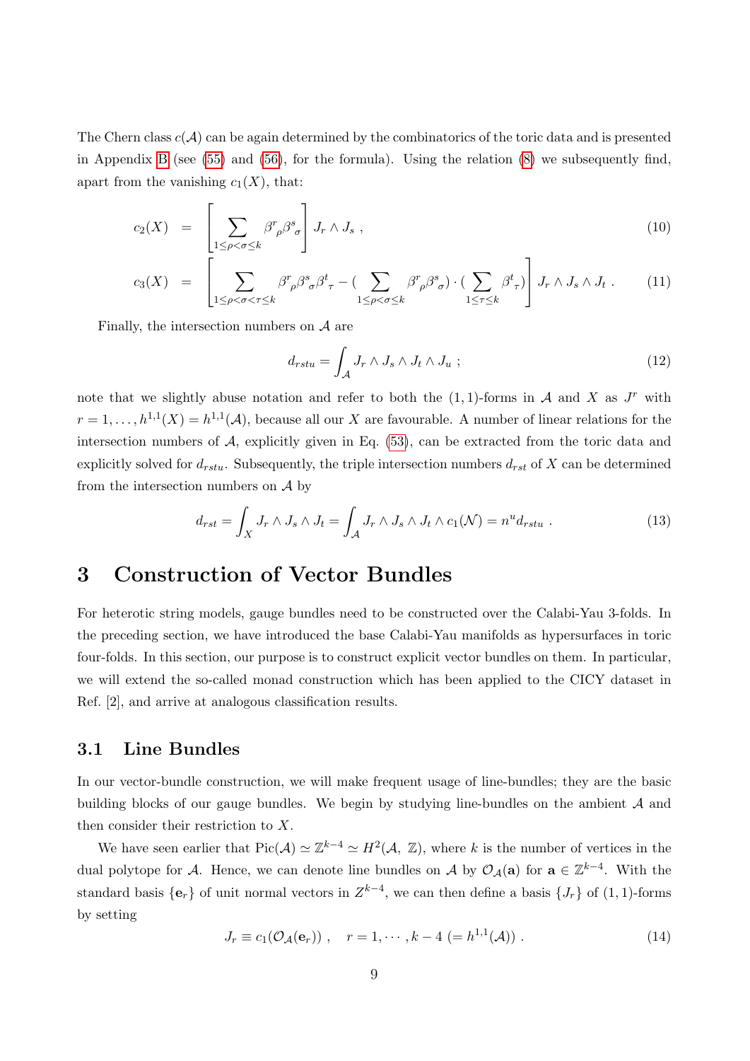The Chern class $c(\mathcal{A})$ can be again determined by the combinatorics of the toric data and is presented in Appendix B (see (55) and (56), for the formula). Using the relation (8) we subsequently find, apart from the vanishing $c_1(X)$, that:

$$c_2(X) = \left[ \sum_{1 \le \rho < \sigma \le k} \beta^r{}_\rho \beta^s{}_\sigma \right] J_r \wedge J_s \ , \tag{10}$$

$$c_3(X) = \left[ \sum_{1 \le \rho < \sigma < \tau \le k} \beta^r{}_\rho \beta^s{}_\sigma \beta^t{}_\tau - \Big( \sum_{1 \le \rho < \sigma \le k} \beta^r{}_\rho \beta^s{}_\sigma \Big) \cdot \Big( \sum_{1 \le \tau \le k} \beta^t{}_\tau \Big) \right] J_r \wedge J_s \wedge J_t \ . \tag{11}$$

Finally, the intersection numbers on $\mathcal{A}$ are

$$d_{rstu} = \int_{\mathcal{A}} J_r \wedge J_s \wedge J_t \wedge J_u \ ; \tag{12}$$

note that we slightly abuse notation and refer to both the $(1,1)$-forms in $\mathcal{A}$ and $X$ as $J^r$ with $r = 1, \ldots, h^{1,1}(X) = h^{1,1}(\mathcal{A})$, because all our $X$ are favourable. A number of linear relations for the intersection numbers of $\mathcal{A}$, explicitly given in Eq. (53), can be extracted from the toric data and explicitly solved for $d_{rstu}$. Subsequently, the triple intersection numbers $d_{rst}$ of $X$ can be determined from the intersection numbers on $\mathcal{A}$ by

$$d_{rst} = \int_X J_r \wedge J_s \wedge J_t = \int_{\mathcal{A}} J_r \wedge J_s \wedge J_t \wedge c_1(\mathcal{N}) = n^u d_{rstu} \ . \tag{13}$$

# 3 Construction of Vector Bundles

For heterotic string models, gauge bundles need to be constructed over the Calabi-Yau 3-folds. In the preceding section, we have introduced the base Calabi-Yau manifolds as hypersurfaces in toric four-folds. In this section, our purpose is to construct explicit vector bundles on them. In particular, we will extend the so-called monad construction which has been applied to the CICY dataset in Ref. [2], and arrive at analogous classification results.

## 3.1 Line Bundles

In our vector-bundle construction, we will make frequent usage of line-bundles; they are the basic building blocks of our gauge bundles. We begin by studying line-bundles on the ambient $\mathcal{A}$ and then consider their restriction to $X$.

We have seen earlier that $\text{Pic}(\mathcal{A}) \simeq \mathbb{Z}^{k-4} \simeq H^2(\mathcal{A}, \mathbb{Z})$, where $k$ is the number of vertices in the dual polytope for $\mathcal{A}$. Hence, we can denote line bundles on $\mathcal{A}$ by $\mathcal{O}_{\mathcal{A}}(\mathbf{a})$ for $\mathbf{a} \in \mathbb{Z}^{k-4}$. With the standard basis $\{\mathbf{e}_r\}$ of unit normal vectors in $Z^{k-4}$, we can then define a basis $\{J_r\}$ of $(1,1)$-forms by setting

$$J_r \equiv c_1(\mathcal{O}_{\mathcal{A}}(\mathbf{e}_r)) \ , \quad r = 1, \cdots, k-4 \ (= h^{1,1}(\mathcal{A})) \ . \tag{14}$$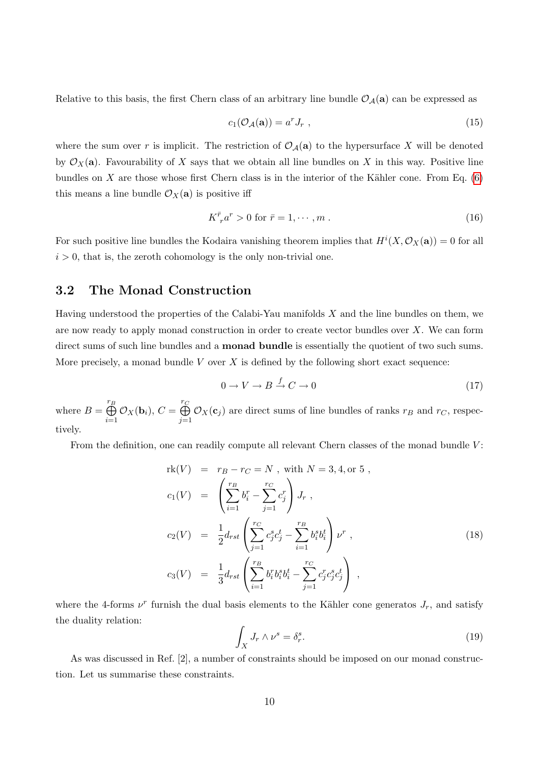Relative to this basis, the first Chern class of an arbitrary line bundle $\mathcal{O}_{\mathcal{A}}(\mathbf{a})$ can be expressed as

$$c_1(\mathcal{O}_{\mathcal{A}}(\mathbf{a})) = a^r J_r \ , \tag{15}$$

where the sum over $r$ is implicit. The restriction of $\mathcal{O}_{\mathcal{A}}(\mathbf{a})$ to the hypersurface $X$ will be denoted by $\mathcal{O}_X(\mathbf{a})$. Favourability of $X$ says that we obtain all line bundles on $X$ in this way. Positive line bundles on $X$ are those whose first Chern class is in the interior of the Kähler cone. From Eq. (6) this means a line bundle $\mathcal{O}_X(\mathbf{a})$ is positive iff

$$K^{\bar{r}}{}_r a^r > 0 \text{ for } \bar{r} = 1, \cdots, m \ . \tag{16}$$

For such positive line bundles the Kodaira vanishing theorem implies that $H^i(X, \mathcal{O}_X(\mathbf{a})) = 0$ for all $i > 0$, that is, the zeroth cohomology is the only non-trivial one.

## 3.2 The Monad Construction

Having understood the properties of the Calabi-Yau manifolds $X$ and the line bundles on them, we are now ready to apply monad construction in order to create vector bundles over $X$. We can form direct sums of such line bundles and a **monad bundle** is essentially the quotient of two such sums. More precisely, a monad bundle $V$ over $X$ is defined by the following short exact sequence:

$$0 \to V \to B \xrightarrow{f} C \to 0 \tag{17}$$

where $B = \bigoplus_{i=1}^{r_B} \mathcal{O}_X(\mathbf{b}_i)$, $C = \bigoplus_{j=1}^{r_C} \mathcal{O}_X(\mathbf{c}_j)$ are direct sums of line bundles of ranks $r_B$ and $r_C$, respectively.

From the definition, one can readily compute all relevant Chern classes of the monad bundle $V$:

$$\begin{aligned}
\text{rk}(V) &= r_B - r_C = N \ , \text{ with } N = 3, 4, \text{or } 5 \ , \\
c_1(V) &= \left( \sum_{i=1}^{r_B} b_i^r - \sum_{j=1}^{r_C} c_j^r \right) J_r \ , \\
c_2(V) &= \frac{1}{2} d_{rst} \left( \sum_{j=1}^{r_C} c_j^s c_j^t - \sum_{i=1}^{r_B} b_i^s b_i^t \right) \nu^r \ , \\
c_3(V) &= \frac{1}{3} d_{rst} \left( \sum_{i=1}^{r_B} b_i^r b_i^s b_i^t - \sum_{j=1}^{r_C} c_j^r c_j^s c_j^t \right) \ ,
\end{aligned} \tag{18}$$

where the 4-forms $\nu^r$ furnish the dual basis elements to the Kähler cone generatos $J_r$, and satisfy the duality relation:

$$\int_X J_r \wedge \nu^s = \delta_r^s. \tag{19}$$

As was discussed in Ref. [2], a number of constraints should be imposed on our monad construction. Let us summarise these constraints.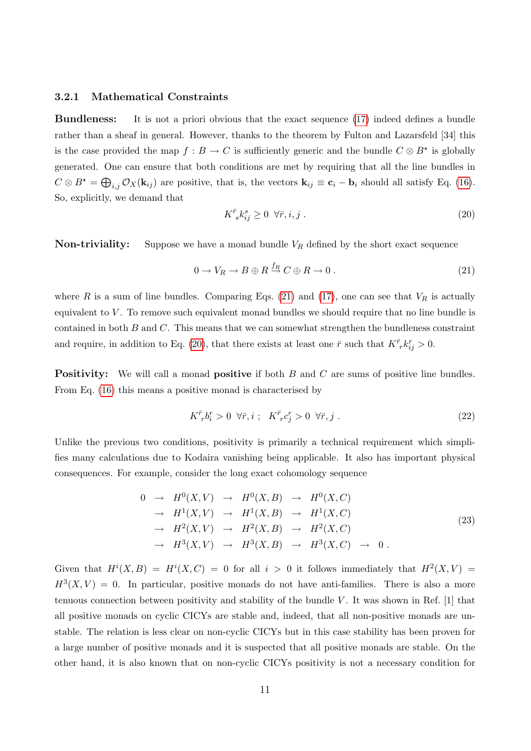#### 3.2.1 Mathematical Constraints

**Bundleness:** It is not a priori obvious that the exact sequence (17) indeed defines a bundle rather than a sheaf in general. However, thanks to the theorem by Fulton and Lazarsfeld [34] this is the case provided the map $f : B \to C$ is sufficiently generic and the bundle $C \otimes B^\star$ is globally generated. One can ensure that both conditions are met by requiring that all the line bundles in $C \otimes B^\star = \bigoplus_{i,j} \mathcal{O}_X(\mathbf{k}_{ij})$ are positive, that is, the vectors $\mathbf{k}_{ij} \equiv \mathbf{c}_i - \mathbf{b}_i$ should all satisfy Eq. (16). So, explicitly, we demand that

$$K^{\bar{r}}{}_s k^s_{ij} \geq 0 \;\; \forall \bar{r}, i, j \; . \tag{20}$$

**Non-triviality:** Suppose we have a monad bundle $V_R$ defined by the short exact sequence

$$0 \to V_R \to B \oplus R \overset{f_R}{\to} C \oplus R \to 0 \; . \tag{21}$$

where $R$ is a sum of line bundles. Comparing Eqs. (21) and (17), one can see that $V_R$ is actually equivalent to $V$. To remove such equivalent monad bundles we should require that no line bundle is contained in both $B$ and $C$. This means that we can somewhat strengthen the bundleness constraint and require, in addition to Eq. (20), that there exists at least one $\bar{r}$ such that $K^{\bar{r}}{}_r k^r_{ij} > 0$.

**Positivity:** We will call a monad **positive** if both $B$ and $C$ are sums of positive line bundles. From Eq. (16) this means a positive monad is characterised by

$$K^{\bar{r}}{}_r b^r_i > 0 \;\; \forall \bar{r}, i \; ; \;\; K^{\bar{r}}{}_r c^r_j > 0 \;\; \forall \bar{r}, j \; . \tag{22}$$

Unlike the previous two conditions, positivity is primarily a technical requirement which simplifies many calculations due to Kodaira vanishing being applicable. It also has important physical consequences. For example, consider the long exact cohomology sequence

$$\begin{array}{ccccccc} 0 & \to & H^0(X,V) & \to & H^0(X,B) & \to & H^0(X,C) \\ & \to & H^1(X,V) & \to & H^1(X,B) & \to & H^1(X,C) \\ & \to & H^2(X,V) & \to & H^2(X,B) & \to & H^2(X,C) \\ & \to & H^3(X,V) & \to & H^3(X,B) & \to & H^3(X,C) \quad \to \quad 0 \; . \end{array} \tag{23}$$

Given that $H^i(X,B) = H^i(X,C) = 0$ for all $i > 0$ it follows immediately that $H^2(X,V) = H^3(X,V) = 0$. In particular, positive monads do not have anti-families. There is also a more tenuous connection between positivity and stability of the bundle $V$. It was shown in Ref. [1] that all positive monads on cyclic CICYs are stable and, indeed, that all non-positive monads are unstable. The relation is less clear on non-cyclic CICYs but in this case stability has been proven for a large number of positive monads and it is suspected that all positive monads are stable. On the other hand, it is also known that on non-cyclic CICYs positivity is not a necessary condition for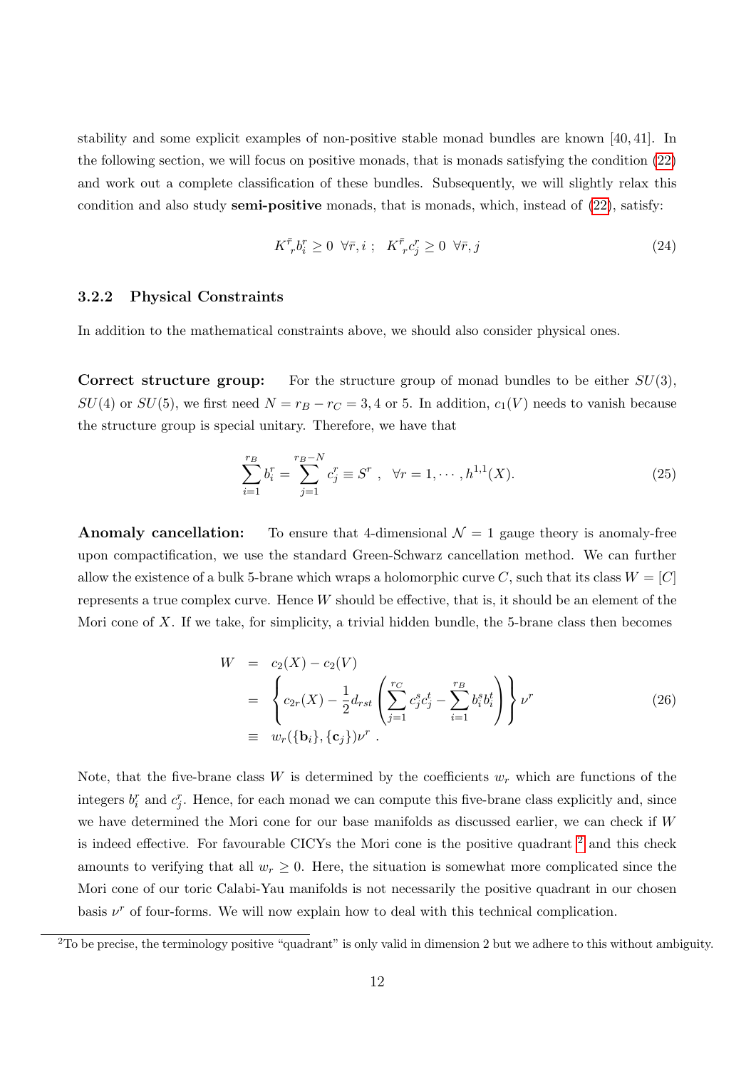stability and some explicit examples of non-positive stable monad bundles are known [40, 41]. In the following section, we will focus on positive monads, that is monads satisfying the condition (22) and work out a complete classification of these bundles. Subsequently, we will slightly relax this condition and also study **semi-positive** monads, that is monads, which, instead of (22), satisfy:

$$K^{\bar{r}}{}_r b_i^r \geq 0 \;\; \forall \bar{r}, i \; ; \;\; K^{\bar{r}}{}_r c_j^r \geq 0 \;\; \forall \bar{r}, j \tag{24}$$

### 3.2.2 Physical Constraints

In addition to the mathematical constraints above, we should also consider physical ones.

**Correct structure group:** For the structure group of monad bundles to be either $SU(3)$, $SU(4)$ or $SU(5)$, we first need $N = r_B - r_C = 3, 4$ or $5$. In addition, $c_1(V)$ needs to vanish because the structure group is special unitary. Therefore, we have that

$$\sum_{i=1}^{r_B} b_i^r = \sum_{j=1}^{r_B - N} c_j^r \equiv S^r \; , \;\; \forall r = 1, \cdots, h^{1,1}(X). \tag{25}$$

**Anomaly cancellation:** To ensure that 4-dimensional $\mathcal{N} = 1$ gauge theory is anomaly-free upon compactification, we use the standard Green-Schwarz cancellation method. We can further allow the existence of a bulk 5-brane which wraps a holomorphic curve $C$, such that its class $W = [C]$ represents a true complex curve. Hence $W$ should be effective, that is, it should be an element of the Mori cone of $X$. If we take, for simplicity, a trivial hidden bundle, the 5-brane class then becomes

$$\begin{aligned} W &= c_2(X) - c_2(V) \\ &= \left\{ c_{2r}(X) - \frac{1}{2} d_{rst} \left( \sum_{j=1}^{r_C} c_j^s c_j^t - \sum_{i=1}^{r_B} b_i^s b_i^t \right) \right\} \nu^r \\ &\equiv w_r(\{\mathbf{b}_i\}, \{\mathbf{c}_j\}) \nu^r \; . \end{aligned} \tag{26}$$

Note, that the five-brane class $W$ is determined by the coefficients $w_r$ which are functions of the integers $b_i^r$ and $c_j^r$. Hence, for each monad we can compute this five-brane class explicitly and, since we have determined the Mori cone for our base manifolds as discussed earlier, we can check if $W$ is indeed effective. For favourable CICYs the Mori cone is the positive quadrant [2] and this check amounts to verifying that all $w_r \geq 0$. Here, the situation is somewhat more complicated since the Mori cone of our toric Calabi-Yau manifolds is not necessarily the positive quadrant in our chosen basis $\nu^r$ of four-forms. We will now explain how to deal with this technical complication.

[2] To be precise, the terminology positive "quadrant" is only valid in dimension 2 but we adhere to this without ambiguity.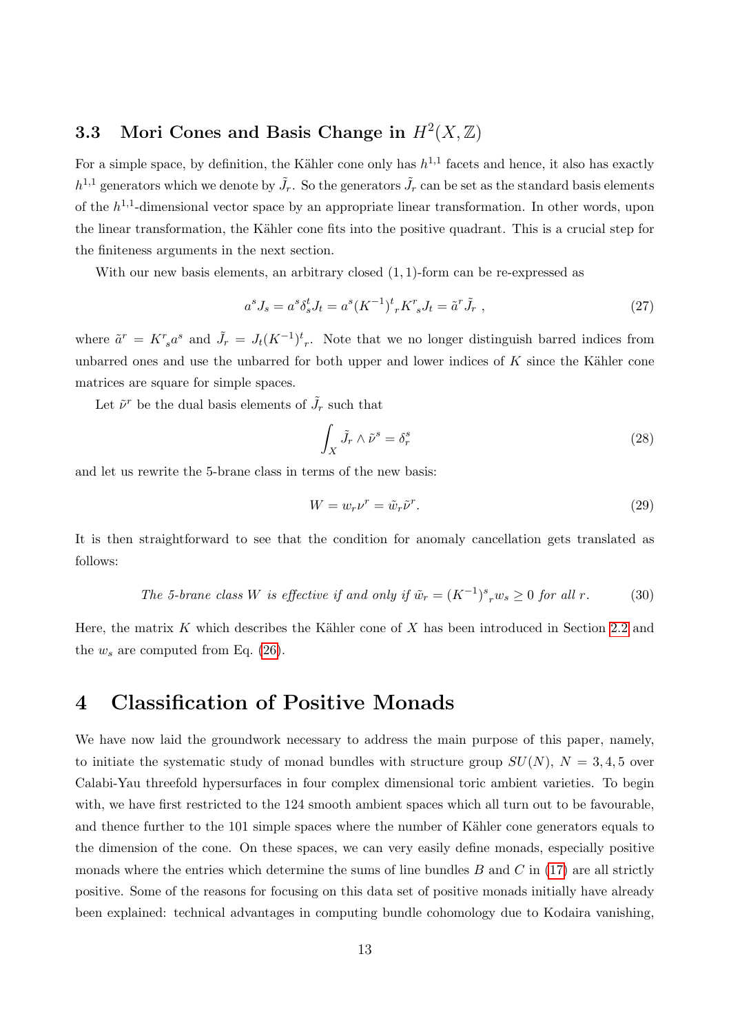### 3.3 Mori Cones and Basis Change in $H^2(X, \mathbb{Z})$

For a simple space, by definition, the Kähler cone only has $h^{1,1}$ facets and hence, it also has exactly $h^{1,1}$ generators which we denote by $\tilde{J}_r$. So the generators $\tilde{J}_r$ can be set as the standard basis elements of the $h^{1,1}$-dimensional vector space by an appropriate linear transformation. In other words, upon the linear transformation, the Kähler cone fits into the positive quadrant. This is a crucial step for the finiteness arguments in the next section.

With our new basis elements, an arbitrary closed $(1,1)$-form can be re-expressed as

$$a^s J_s = a^s \delta^t_s J_t = a^s (K^{-1})^t{}_r K^r{}_s J_t = \tilde{a}^r \tilde{J}_r \ , \tag{27}$$

where $\tilde{a}^r = K^r{}_s a^s$ and $\tilde{J}_r = J_t (K^{-1})^t{}_r$. Note that we no longer distinguish barred indices from unbarred ones and use the unbarred for both upper and lower indices of $K$ since the Kähler cone matrices are square for simple spaces.

Let $\tilde{\nu}^r$ be the dual basis elements of $\tilde{J}_r$ such that

$$\int_X \tilde{J}_r \wedge \tilde{\nu}^s = \delta^s_r \tag{28}$$

and let us rewrite the 5-brane class in terms of the new basis:

$$W = w_r \nu^r = \tilde{w}_r \tilde{\nu}^r. \tag{29}$$

It is then straightforward to see that the condition for anomaly cancellation gets translated as follows:

$$\textit{The 5-brane class } W \textit{ is effective if and only if } \tilde{w}_r = (K^{-1})^s{}_r w_s \geq 0 \textit{ for all } r. \tag{30}$$

Here, the matrix $K$ which describes the Kähler cone of $X$ has been introduced in Section 2.2 and the $w_s$ are computed from Eq. (26).

## 4 Classification of Positive Monads

We have now laid the groundwork necessary to address the main purpose of this paper, namely, to initiate the systematic study of monad bundles with structure group $SU(N)$, $N = 3, 4, 5$ over Calabi-Yau threefold hypersurfaces in four complex dimensional toric ambient varieties. To begin with, we have first restricted to the 124 smooth ambient spaces which all turn out to be favourable, and thence further to the 101 simple spaces where the number of Kähler cone generators equals to the dimension of the cone. On these spaces, we can very easily define monads, especially positive monads where the entries which determine the sums of line bundles $B$ and $C$ in (17) are all strictly positive. Some of the reasons for focusing on this data set of positive monads initially have already been explained: technical advantages in computing bundle cohomology due to Kodaira vanishing,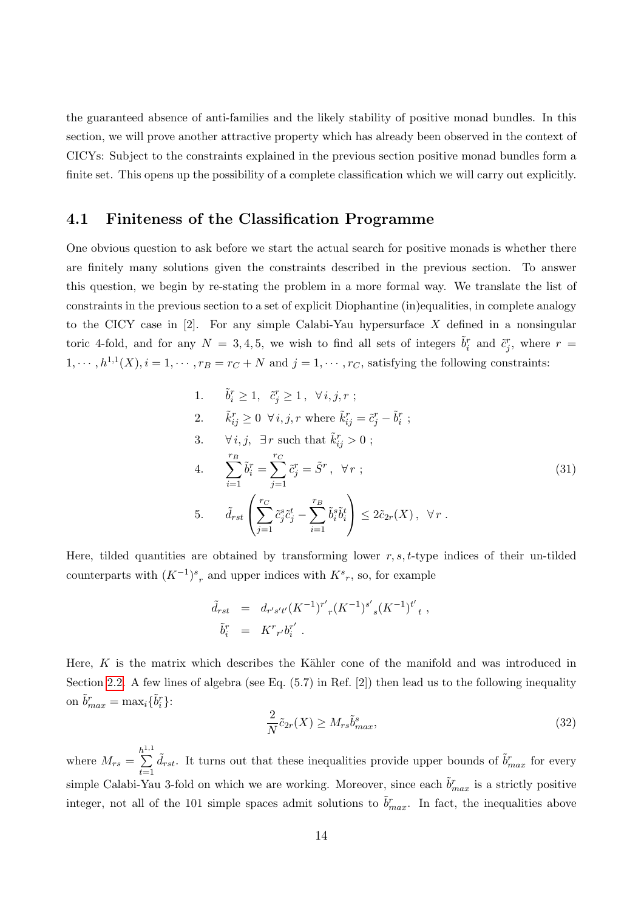the guaranteed absence of anti-families and the likely stability of positive monad bundles. In this section, we will prove another attractive property which has already been observed in the context of CICYs: Subject to the constraints explained in the previous section positive monad bundles form a finite set. This opens up the possibility of a complete classification which we will carry out explicitly.

## 4.1 Finiteness of the Classification Programme

One obvious question to ask before we start the actual search for positive monads is whether there are finitely many solutions given the constraints described in the previous section. To answer this question, we begin by re-stating the problem in a more formal way. We translate the list of constraints in the previous section to a set of explicit Diophantine (in)equalities, in complete analogy to the CICY case in [2]. For any simple Calabi-Yau hypersurface $X$ defined in a nonsingular toric 4-fold, and for any $N = 3, 4, 5$, we wish to find all sets of integers $\tilde{b}_i^r$ and $\tilde{c}_j^r$, where $r = 1, \cdots, h^{1,1}(X), i = 1, \cdots, r_B = r_C + N$ and $j = 1, \cdots, r_C$, satisfying the following constraints:

$$
\begin{aligned}
&1. \quad \tilde{b}_i^r \geq 1, \;\; \tilde{c}_j^r \geq 1 \,, \;\; \forall\, i, j, r \;; \\
&2. \quad \tilde{k}_{ij}^r \geq 0 \;\; \forall\, i, j, r \text{ where } \tilde{k}_{ij}^r = \tilde{c}_j^r - \tilde{b}_i^r \;; \\
&3. \quad \forall\, i, j, \;\; \exists\, r \text{ such that } \tilde{k}_{ij}^r > 0 \;; \\
&4. \quad \sum_{i=1}^{r_B} \tilde{b}_i^r = \sum_{j=1}^{r_C} \tilde{c}_j^r = \tilde{S}^r \,, \;\; \forall\, r \;; \\
&5. \quad \tilde{d}_{rst} \left( \sum_{j=1}^{r_C} \tilde{c}_j^s \tilde{c}_j^t - \sum_{i=1}^{r_B} \tilde{b}_i^s \tilde{b}_i^t \right) \leq 2\tilde{c}_{2r}(X) \,, \;\; \forall\, r \,.
\end{aligned}
\tag{31}
$$

Here, tilded quantities are obtained by transforming lower $r, s, t$-type indices of their un-tilded counterparts with $(K^{-1})^s{}_r$ and upper indices with $K^s{}_r$, so, for example

$$
\begin{aligned}
\tilde{d}_{rst} &= d_{r's't'}(K^{-1})^{r'}{}_r (K^{-1})^{s'}{}_s (K^{-1})^{t'}{}_t \,, \\
\tilde{b}_i^r &= K^r{}_{r'} b_i^{r'} \,.
\end{aligned}
$$

Here, $K$ is the matrix which describes the Kähler cone of the manifold and was introduced in Section 2.2. A few lines of algebra (see Eq. (5.7) in Ref. [2]) then lead us to the following inequality on $\tilde{b}_{max}^r = \max_i\{\tilde{b}_i^r\}$:

$$
\frac{2}{N} \tilde{c}_{2r}(X) \geq M_{rs} \tilde{b}_{max}^s, \tag{32}
$$

where $M_{rs} = \sum\limits_{t=1}^{h^{1,1}} \tilde{d}_{rst}$. It turns out that these inequalities provide upper bounds of $\tilde{b}_{max}^r$ for every simple Calabi-Yau 3-fold on which we are working. Moreover, since each $\tilde{b}_{max}^r$ is a strictly positive integer, not all of the 101 simple spaces admit solutions to $\tilde{b}_{max}^r$. In fact, the inequalities above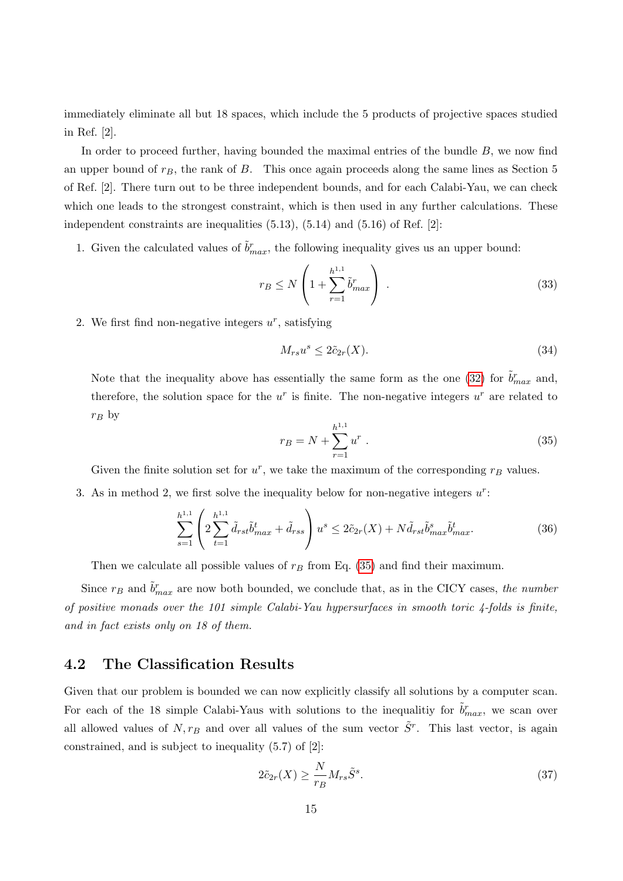immediately eliminate all but 18 spaces, which include the 5 products of projective spaces studied in Ref. [2].

In order to proceed further, having bounded the maximal entries of the bundle $B$, we now find an upper bound of $r_B$, the rank of $B$. This once again proceeds along the same lines as Section 5 of Ref. [2]. There turn out to be three independent bounds, and for each Calabi-Yau, we can check which one leads to the strongest constraint, which is then used in any further calculations. These independent constraints are inequalities (5.13), (5.14) and (5.16) of Ref. [2]:

1. Given the calculated values of $\tilde{b}^r_{max}$, the following inequality gives us an upper bound:
$$r_B \leq N \left( 1 + \sum_{r=1}^{h^{1,1}} \tilde{b}^r_{max} \right) . \tag{33}$$

2. We first find non-negative integers $u^r$, satisfying
$$M_{rs} u^s \leq 2\tilde{c}_{2r}(X). \tag{34}$$
Note that the inequality above has essentially the same form as the one (32) for $\tilde{b}^r_{max}$ and, therefore, the solution space for the $u^r$ is finite. The non-negative integers $u^r$ are related to $r_B$ by
$$r_B = N + \sum_{r=1}^{h^{1,1}} u^r . \tag{35}$$
Given the finite solution set for $u^r$, we take the maximum of the corresponding $r_B$ values.

3. As in method 2, we first solve the inequality below for non-negative integers $u^r$:
$$\sum_{s=1}^{h^{1,1}} \left( 2 \sum_{t=1}^{h^{1,1}} \tilde{d}_{rst} \tilde{b}^t_{max} + \tilde{d}_{rss} \right) u^s \leq 2\tilde{c}_{2r}(X) + N \tilde{d}_{rst} \tilde{b}^s_{max} \tilde{b}^t_{max}. \tag{36}$$
Then we calculate all possible values of $r_B$ from Eq. (35) and find their maximum.

Since $r_B$ and $\tilde{b}^r_{max}$ are now both bounded, we conclude that, as in the CICY cases, *the number of positive monads over the 101 simple Calabi-Yau hypersurfaces in smooth toric 4-folds is finite, and in fact exists only on 18 of them.*

## 4.2 The Classification Results

Given that our problem is bounded we can now explicitly classify all solutions by a computer scan. For each of the 18 simple Calabi-Yaus with solutions to the inequalitiy for $\tilde{b}^r_{max}$, we scan over all allowed values of $N, r_B$ and over all values of the sum vector $\tilde{S}^r$. This last vector, is again constrained, and is subject to inequality (5.7) of [2]:
$$2\tilde{c}_{2r}(X) \geq \frac{N}{r_B} M_{rs} \tilde{S}^s. \tag{37}$$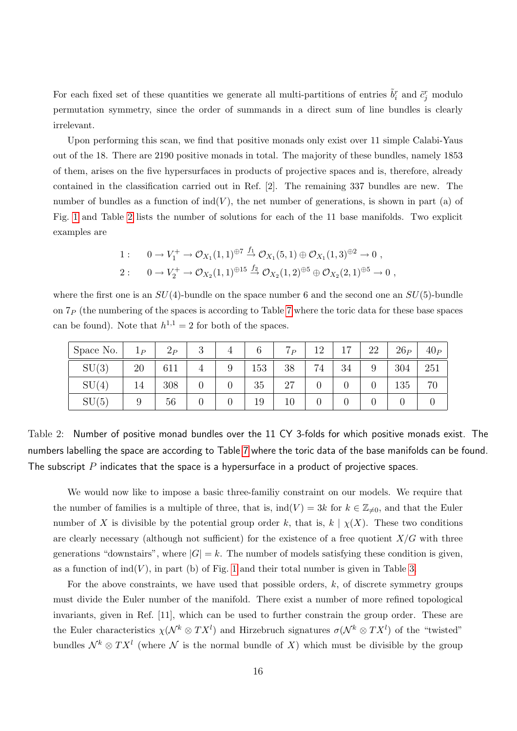For each fixed set of these quantities we generate all multi-partitions of entries $\tilde{b}_i^r$ and $\tilde{c}_j^r$ modulo permutation symmetry, since the order of summands in a direct sum of line bundles is clearly irrelevant.

Upon performing this scan, we find that positive monads only exist over 11 simple Calabi-Yaus out of the 18. There are 2190 positive monads in total. The majority of these bundles, namely 1853 of them, arises on the five hypersurfaces in products of projective spaces and is, therefore, already contained in the classification carried out in Ref. [2]. The remaining 337 bundles are new. The number of bundles as a function of $\text{ind}(V)$, the net number of generations, is shown in part (a) of Fig. 1 and Table 2 lists the number of solutions for each of the 11 base manifolds. Two explicit examples are

$$
\begin{aligned}
1: &\quad 0 \to V_1^+ \to \mathcal{O}_{X_1}(1,1)^{\oplus 7} \xrightarrow{f_1} \mathcal{O}_{X_1}(5,1) \oplus \mathcal{O}_{X_1}(1,3)^{\oplus 2} \to 0 \;, \\
2: &\quad 0 \to V_2^+ \to \mathcal{O}_{X_2}(1,1)^{\oplus 15} \xrightarrow{f_2} \mathcal{O}_{X_2}(1,2)^{\oplus 5} \oplus \mathcal{O}_{X_2}(2,1)^{\oplus 5} \to 0 \;,
\end{aligned}
$$

where the first one is an $SU(4)$-bundle on the space number 6 and the second one an $SU(5)$-bundle on $7_P$ (the numbering of the spaces is according to Table 7 where the toric data for these base spaces can be found). Note that $h^{1,1} = 2$ for both of the spaces.

| Space No. | $1_P$ | $2_P$ | 3 | 4 | 6 | $7_P$ | 12 | 17 | 22 | $26_P$ | $40_P$ |
|---|---|---|---|---|---|---|---|---|---|---|---|
| SU(3) | 20 | 611 | 4 | 9 | 153 | 38 | 74 | 34 | 9 | 304 | 251 |
| SU(4) | 14 | 308 | 0 | 0 | 35 | 27 | 0 | 0 | 0 | 135 | 70 |
| SU(5) | 9 | 56 | 0 | 0 | 19 | 10 | 0 | 0 | 0 | 0 | 0 |

Table 2: Number of positive monad bundles over the 11 CY 3-folds for which positive monads exist. The numbers labelling the space are according to Table 7 where the toric data of the base manifolds can be found. The subscript $P$ indicates that the space is a hypersurface in a product of projective spaces.

We would now like to impose a basic three-familiy constraint on our models. We require that the number of families is a multiple of three, that is, $\text{ind}(V) = 3k$ for $k \in \mathbb{Z}_{\neq 0}$, and that the Euler number of $X$ is divisible by the potential group order $k$, that is, $k \mid \chi(X)$. These two conditions are clearly necessary (although not sufficient) for the existence of a free quotient $X/G$ with three generations "downstairs", where $|G| = k$. The number of models satisfying these condition is given, as a function of $\text{ind}(V)$, in part (b) of Fig. 1 and their total number is given in Table 3.

For the above constraints, we have used that possible orders, $k$, of discrete symmetry groups must divide the Euler number of the manifold. There exist a number of more refined topological invariants, given in Ref. [11], which can be used to further constrain the group order. These are the Euler characteristics $\chi(\mathcal{N}^k \otimes TX^l)$ and Hirzebruch signatures $\sigma(\mathcal{N}^k \otimes TX^l)$ of the "twisted" bundles $\mathcal{N}^k \otimes TX^l$ (where $\mathcal{N}$ is the normal bundle of $X$) which must be divisible by the group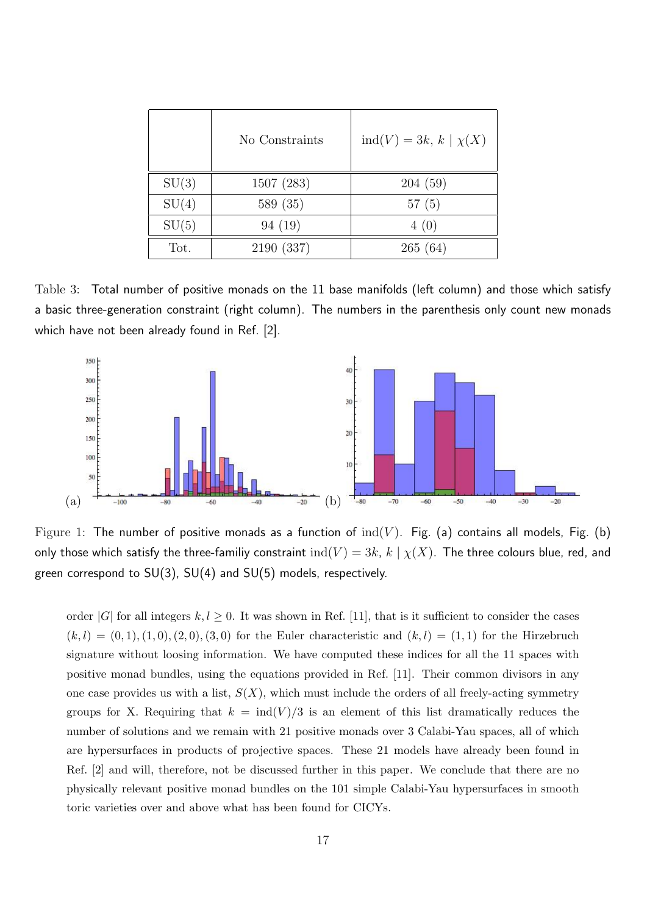|  | No Constraints | $\text{ind}(V) = 3k,\ k \mid \chi(X)$ |
|---|---|---|
| SU(3) | 1507 (283) | 204 (59) |
| SU(4) | 589 (35) | 57 (5) |
| SU(5) | 94 (19) | 4 (0) |
| Tot. | 2190 (337) | 265 (64) |

Table 3: Total number of positive monads on the 11 base manifolds (left column) and those which satisfy a basic three-generation constraint (right column). The numbers in the parenthesis only count new monads which have not been already found in Ref. [2].

Figure 1: The number of positive monads as a function of $\text{ind}(V)$. Fig. (a) contains all models, Fig. (b) only those which satisfy the three-familiy constraint $\text{ind}(V) = 3k,\ k \mid \chi(X)$. The three colours blue, red, and green correspond to SU(3), SU(4) and SU(5) models, respectively.

order $|G|$ for all integers $k, l \geq 0$. It was shown in Ref. [11], that is it sufficient to consider the cases $(k, l) = (0, 1), (1, 0), (2, 0), (3, 0)$ for the Euler characteristic and $(k, l) = (1, 1)$ for the Hirzebruch signature without loosing information. We have computed these indices for all the 11 spaces with positive monad bundles, using the equations provided in Ref. [11]. Their common divisors in any one case provides us with a list, $S(X)$, which must include the orders of all freely-acting symmetry groups for X. Requiring that $k = \text{ind}(V)/3$ is an element of this list dramatically reduces the number of solutions and we remain with 21 positive monads over 3 Calabi-Yau spaces, all of which are hypersurfaces in products of projective spaces. These 21 models have already been found in Ref. [2] and will, therefore, not be discussed further in this paper. We conclude that there are no physically relevant positive monad bundles on the 101 simple Calabi-Yau hypersurfaces in smooth toric varieties over and above what has been found for CICYs.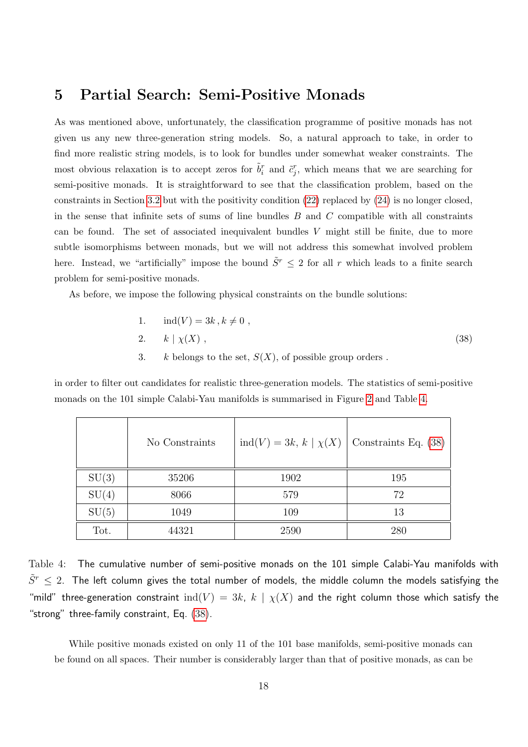## 5 Partial Search: Semi-Positive Monads

As was mentioned above, unfortunately, the classification programme of positive monads has not given us any new three-generation string models. So, a natural approach to take, in order to find more realistic string models, is to look for bundles under somewhat weaker constraints. The most obvious relaxation is to accept zeros for $\tilde{b}_i^r$ and $\tilde{c}_j^r$, which means that we are searching for semi-positive monads. It is straightforward to see that the classification problem, based on the constraints in Section 3.2 but with the positivity condition (22) replaced by (24) is no longer closed, in the sense that infinite sets of sums of line bundles $B$ and $C$ compatible with all constraints can be found. The set of associated inequivalent bundles $V$ might still be finite, due to more subtle isomorphisms between monads, but we will not address this somewhat involved problem here. Instead, we "artificially" impose the bound $\tilde{S}^r \leq 2$ for all $r$ which leads to a finite search problem for semi-positive monads.

As before, we impose the following physical constraints on the bundle solutions:

$$
\begin{aligned}
&1. \quad \text{ind}(V) = 3k \, , k \neq 0 \, , \\
&2. \quad k \mid \chi(X) \, , \\
&3. \quad k \text{ belongs to the set, } S(X)\text{, of possible group orders} \, .
\end{aligned} \tag{38}
$$

in order to filter out candidates for realistic three-generation models. The statistics of semi-positive monads on the 101 simple Calabi-Yau manifolds is summarised in Figure 2 and Table 4.

| | No Constraints | $\text{ind}(V) = 3k,\ k \mid \chi(X)$ | Constraints Eq. (38) |
|---|---|---|---|
| SU(3) | 35206 | 1902 | 195 |
| SU(4) | 8066 | 579 | 72 |
| SU(5) | 1049 | 109 | 13 |
| Tot. | 44321 | 2590 | 280 |

Table 4: The cumulative number of semi-positive monads on the 101 simple Calabi-Yau manifolds with $\tilde{S}^r \leq 2$. The left column gives the total number of models, the middle column the models satisfying the "mild" three-generation constraint $\text{ind}(V) = 3k,\ k \mid \chi(X)$ and the right column those which satisfy the "strong" three-family constraint, Eq. (38).

While positive monads existed on only 11 of the 101 base manifolds, semi-positive monads can be found on all spaces. Their number is considerably larger than that of positive monads, as can be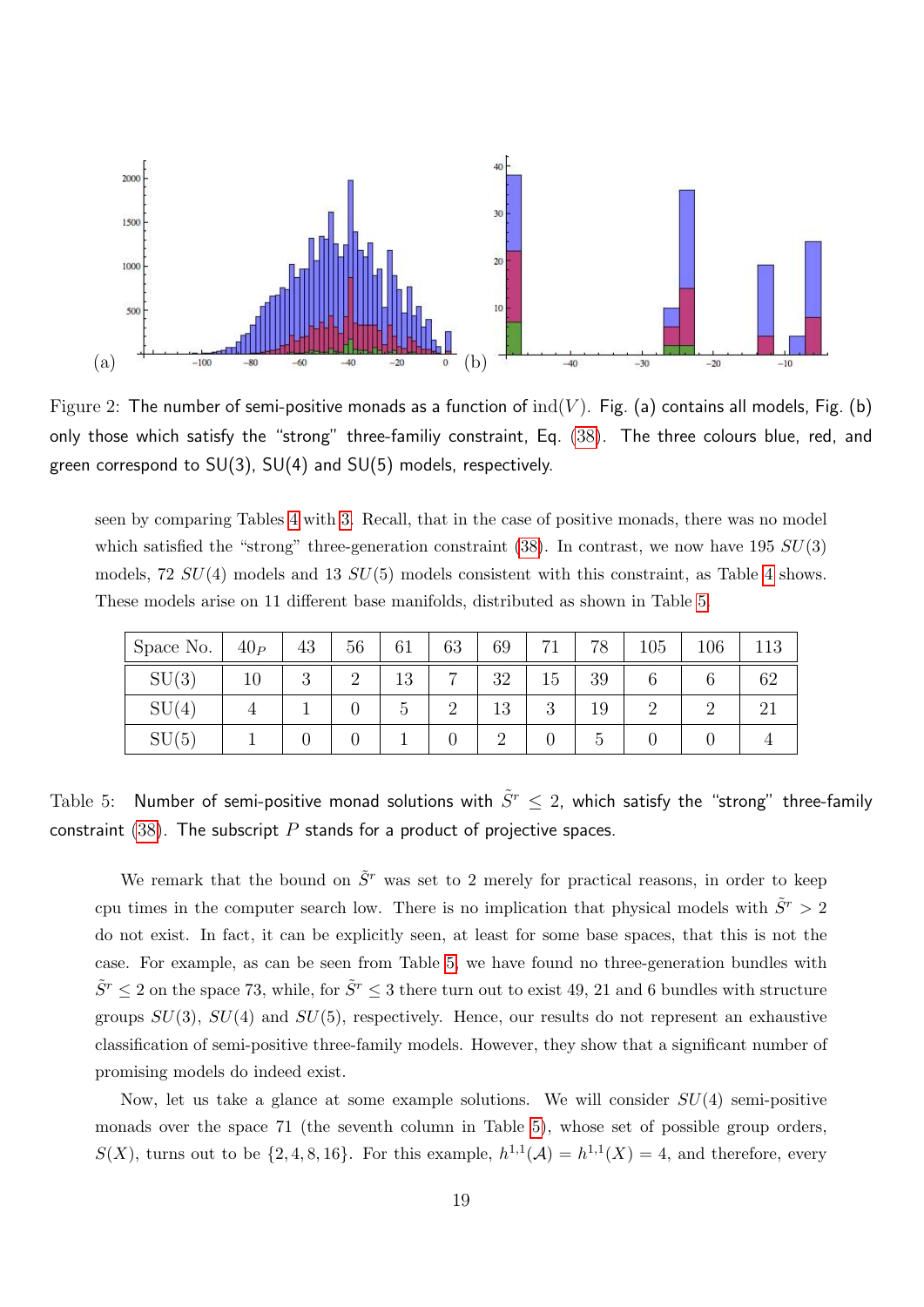Figure 2: The number of semi-positive monads as a function of $\mathrm{ind}(V)$. Fig. (a) contains all models, Fig. (b) only those which satisfy the "strong" three-familiy constraint, Eq. (38). The three colours blue, red, and green correspond to SU(3), SU(4) and SU(5) models, respectively.

seen by comparing Tables 4 with 3. Recall, that in the case of positive monads, there was no model which satisfied the "strong" three-generation constraint (38). In contrast, we now have 195 $SU(3)$ models, 72 $SU(4)$ models and 13 $SU(5)$ models consistent with this constraint, as Table 4 shows. These models arise on 11 different base manifolds, distributed as shown in Table 5.

| Space No. | $40_P$ | 43 | 56 | 61 | 63 | 69 | 71 | 78 | 105 | 106 | 113 |
|---|---|---|---|---|---|---|---|---|---|---|---|
| SU(3) | 10 | 3 | 2 | 13 | 7 | 32 | 15 | 39 | 6 | 6 | 62 |
| SU(4) | 4 | 1 | 0 | 5 | 2 | 13 | 3 | 19 | 2 | 2 | 21 |
| SU(5) | 1 | 0 | 0 | 1 | 0 | 2 | 0 | 5 | 0 | 0 | 4 |

Table 5: Number of semi-positive monad solutions with $\tilde{S}^r \leq 2$, which satisfy the "strong" three-family constraint (38). The subscript $P$ stands for a product of projective spaces.

We remark that the bound on $\tilde{S}^r$ was set to 2 merely for practical reasons, in order to keep cpu times in the computer search low. There is no implication that physical models with $\tilde{S}^r > 2$ do not exist. In fact, it can be explicitly seen, at least for some base spaces, that this is not the case. For example, as can be seen from Table 5, we have found no three-generation bundles with $\tilde{S}^r \leq 2$ on the space 73, while, for $\tilde{S}^r \leq 3$ there turn out to exist 49, 21 and 6 bundles with structure groups $SU(3)$, $SU(4)$ and $SU(5)$, respectively. Hence, our results do not represent an exhaustive classification of semi-positive three-family models. However, they show that a significant number of promising models do indeed exist.

Now, let us take a glance at some example solutions. We will consider $SU(4)$ semi-positive monads over the space 71 (the seventh column in Table 5), whose set of possible group orders, $S(X)$, turns out to be $\{2, 4, 8, 16\}$. For this example, $h^{1,1}(\mathcal{A}) = h^{1,1}(X) = 4$, and therefore, every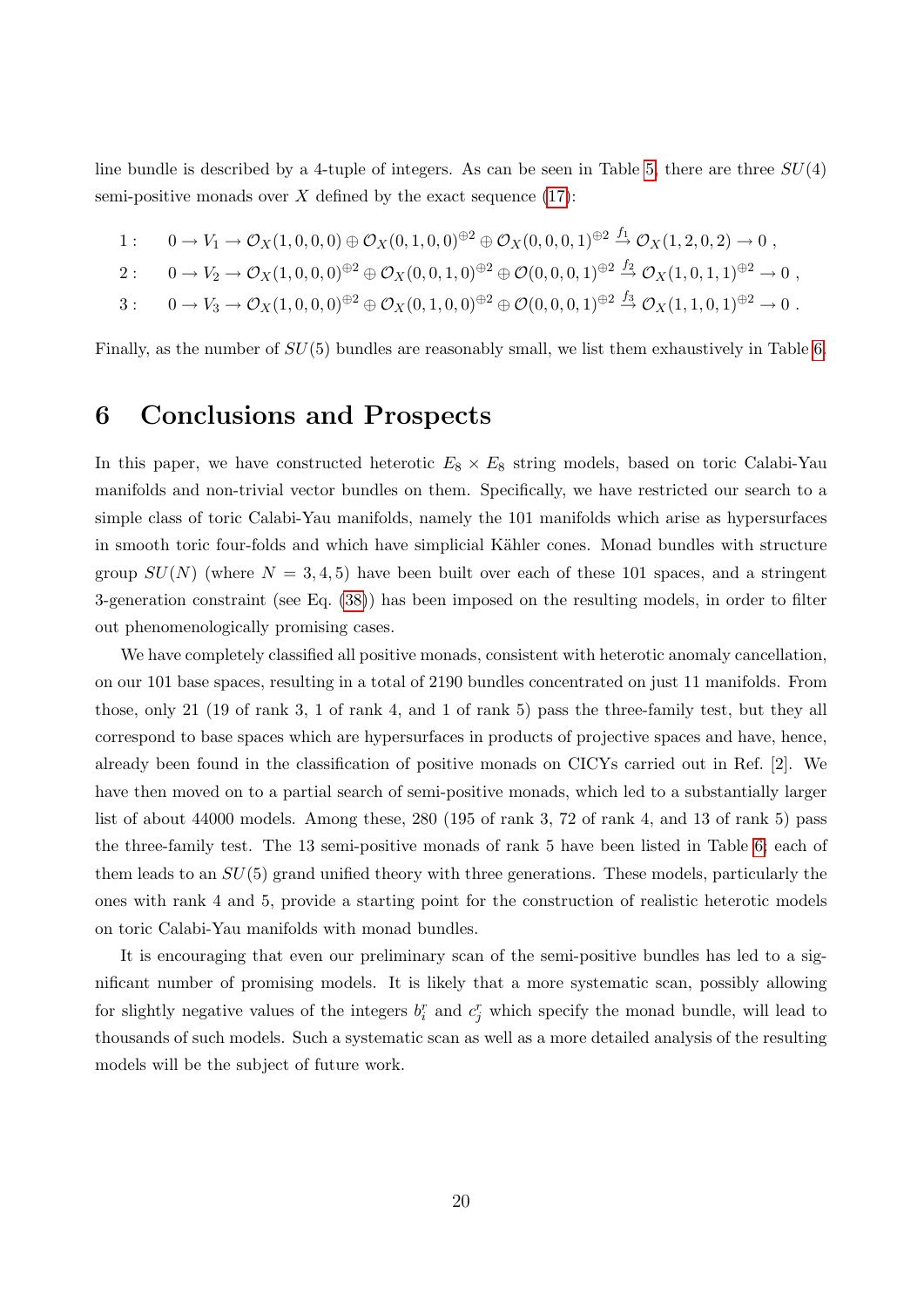line bundle is described by a 4-tuple of integers. As can be seen in Table 5, there are three $SU(4)$ semi-positive monads over $X$ defined by the exact sequence (17):

$$
\begin{aligned}
1: &\quad 0 \to V_1 \to \mathcal{O}_X(1,0,0,0) \oplus \mathcal{O}_X(0,1,0,0)^{\oplus 2} \oplus \mathcal{O}_X(0,0,0,1)^{\oplus 2} \xrightarrow{f_1} \mathcal{O}_X(1,2,0,2) \to 0 \ , \\
2: &\quad 0 \to V_2 \to \mathcal{O}_X(1,0,0,0)^{\oplus 2} \oplus \mathcal{O}_X(0,0,1,0)^{\oplus 2} \oplus \mathcal{O}(0,0,0,1)^{\oplus 2} \xrightarrow{f_2} \mathcal{O}_X(1,0,1,1)^{\oplus 2} \to 0 \ , \\
3: &\quad 0 \to V_3 \to \mathcal{O}_X(1,0,0,0)^{\oplus 2} \oplus \mathcal{O}_X(0,1,0,0)^{\oplus 2} \oplus \mathcal{O}(0,0,0,1)^{\oplus 2} \xrightarrow{f_3} \mathcal{O}_X(1,1,0,1)^{\oplus 2} \to 0 \ .
\end{aligned}
$$

Finally, as the number of $SU(5)$ bundles are reasonably small, we list them exhaustively in Table 6.

# 6 Conclusions and Prospects

In this paper, we have constructed heterotic $E_8 \times E_8$ string models, based on toric Calabi-Yau manifolds and non-trivial vector bundles on them. Specifically, we have restricted our search to a simple class of toric Calabi-Yau manifolds, namely the 101 manifolds which arise as hypersurfaces in smooth toric four-folds and which have simplicial Kähler cones. Monad bundles with structure group $SU(N)$ (where $N = 3, 4, 5$) have been built over each of these 101 spaces, and a stringent 3-generation constraint (see Eq. (38)) has been imposed on the resulting models, in order to filter out phenomenologically promising cases.

We have completely classified all positive monads, consistent with heterotic anomaly cancellation, on our 101 base spaces, resulting in a total of 2190 bundles concentrated on just 11 manifolds. From those, only 21 (19 of rank 3, 1 of rank 4, and 1 of rank 5) pass the three-family test, but they all correspond to base spaces which are hypersurfaces in products of projective spaces and have, hence, already been found in the classification of positive monads on CICYs carried out in Ref. [2]. We have then moved on to a partial search of semi-positive monads, which led to a substantially larger list of about 44000 models. Among these, 280 (195 of rank 3, 72 of rank 4, and 13 of rank 5) pass the three-family test. The 13 semi-positive monads of rank 5 have been listed in Table 6; each of them leads to an $SU(5)$ grand unified theory with three generations. These models, particularly the ones with rank 4 and 5, provide a starting point for the construction of realistic heterotic models on toric Calabi-Yau manifolds with monad bundles.

It is encouraging that even our preliminary scan of the semi-positive bundles has led to a significant number of promising models. It is likely that a more systematic scan, possibly allowing for slightly negative values of the integers $b_i^r$ and $c_j^r$ which specify the monad bundle, will lead to thousands of such models. Such a systematic scan as well as a more detailed analysis of the resulting models will be the subject of future work.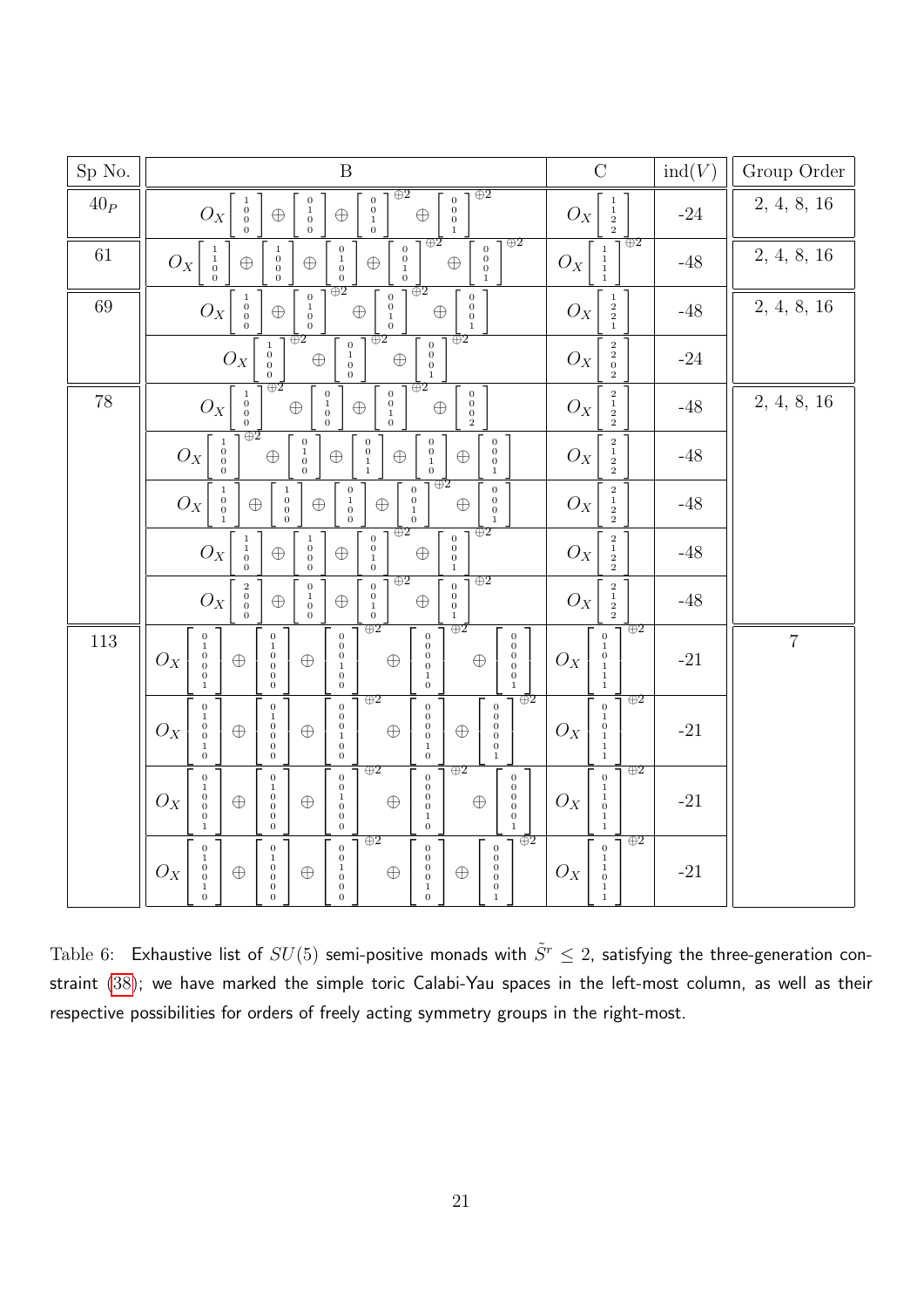| Sp No. | B | C | ind$(V)$ | Group Order |
|---|---|---|---|---|
| $40_P$ | $\mathcal{O}_X\begin{bmatrix}1\\0\\0\\0\end{bmatrix} \oplus \begin{bmatrix}0\\1\\0\\0\end{bmatrix} \oplus \begin{bmatrix}0\\0\\1\\0\end{bmatrix}^{\oplus 2} \oplus \begin{bmatrix}0\\0\\0\\1\end{bmatrix}^{\oplus 2}$ | $\mathcal{O}_X\begin{bmatrix}1\\1\\2\\2\end{bmatrix}$ | -24 | 2, 4, 8, 16 |
| 61 | $\mathcal{O}_X\begin{bmatrix}1\\1\\0\\0\end{bmatrix} \oplus \begin{bmatrix}1\\0\\0\\0\end{bmatrix} \oplus \begin{bmatrix}0\\1\\0\\0\end{bmatrix} \oplus \begin{bmatrix}0\\0\\1\\0\end{bmatrix}^{\oplus 2} \oplus \begin{bmatrix}0\\0\\0\\1\end{bmatrix}^{\oplus 2}$ | $\mathcal{O}_X\begin{bmatrix}1\\1\\1\\1\end{bmatrix}^{\oplus 2}$ | -48 | 2, 4, 8, 16 |
| 69 | $\mathcal{O}_X\begin{bmatrix}1\\0\\0\\0\end{bmatrix} \oplus \begin{bmatrix}0\\1\\0\\0\end{bmatrix}^{\oplus 2} \oplus \begin{bmatrix}0\\0\\1\\0\end{bmatrix}^{\oplus 2} \oplus \begin{bmatrix}0\\0\\0\\1\end{bmatrix}$ | $\mathcal{O}_X\begin{bmatrix}1\\2\\2\\1\end{bmatrix}$ | -48 | 2, 4, 8, 16 |
| | $\mathcal{O}_X\begin{bmatrix}1\\0\\0\\0\end{bmatrix}^{\oplus 2} \oplus \begin{bmatrix}0\\1\\0\\0\end{bmatrix}^{\oplus 2} \oplus \begin{bmatrix}0\\0\\0\\1\end{bmatrix}^{\oplus 2}$ | $\mathcal{O}_X\begin{bmatrix}2\\2\\0\\2\end{bmatrix}$ | -24 | |
| 78 | $\mathcal{O}_X\begin{bmatrix}1\\0\\0\\0\end{bmatrix}^{\oplus 2} \oplus \begin{bmatrix}0\\1\\0\\0\end{bmatrix} \oplus \begin{bmatrix}0\\0\\1\\0\end{bmatrix}^{\oplus 2} \oplus \begin{bmatrix}0\\0\\0\\2\end{bmatrix}$ | $\mathcal{O}_X\begin{bmatrix}2\\1\\2\\2\end{bmatrix}$ | -48 | 2, 4, 8, 16 |
| | $\mathcal{O}_X\begin{bmatrix}1\\0\\0\\0\end{bmatrix}^{\oplus 2} \oplus \begin{bmatrix}0\\1\\0\\0\end{bmatrix} \oplus \begin{bmatrix}0\\0\\1\\1\end{bmatrix} \oplus \begin{bmatrix}0\\0\\1\\0\end{bmatrix} \oplus \begin{bmatrix}0\\0\\0\\1\end{bmatrix}$ | $\mathcal{O}_X\begin{bmatrix}2\\1\\2\\2\end{bmatrix}$ | -48 | |
| | $\mathcal{O}_X\begin{bmatrix}1\\0\\0\\1\end{bmatrix} \oplus \begin{bmatrix}1\\0\\0\\0\end{bmatrix} \oplus \begin{bmatrix}0\\1\\0\\0\end{bmatrix} \oplus \begin{bmatrix}0\\0\\1\\0\end{bmatrix}^{\oplus 2} \oplus \begin{bmatrix}0\\0\\0\\1\end{bmatrix}$ | $\mathcal{O}_X\begin{bmatrix}2\\1\\2\\2\end{bmatrix}$ | -48 | |
| | $\mathcal{O}_X\begin{bmatrix}1\\1\\0\\0\end{bmatrix} \oplus \begin{bmatrix}1\\0\\0\\0\end{bmatrix} \oplus \begin{bmatrix}0\\0\\1\\0\end{bmatrix}^{\oplus 2} \oplus \begin{bmatrix}0\\0\\0\\1\end{bmatrix}^{\oplus 2}$ | $\mathcal{O}_X\begin{bmatrix}2\\1\\2\\2\end{bmatrix}$ | -48 | |
| | $\mathcal{O}_X\begin{bmatrix}2\\0\\0\\0\end{bmatrix} \oplus \begin{bmatrix}0\\1\\0\\0\end{bmatrix} \oplus \begin{bmatrix}0\\0\\1\\0\end{bmatrix}^{\oplus 2} \oplus \begin{bmatrix}0\\0\\0\\1\end{bmatrix}^{\oplus 2}$ | $\mathcal{O}_X\begin{bmatrix}2\\1\\2\\2\end{bmatrix}$ | -48 | |
| 113 | $\mathcal{O}_X\begin{bmatrix}0\\1\\0\\0\\0\\0\\1\end{bmatrix} \oplus \begin{bmatrix}0\\1\\0\\0\\0\\0\\0\end{bmatrix} \oplus \begin{bmatrix}0\\0\\0\\1\\0\\0\\0\end{bmatrix}^{\oplus 2} \oplus \begin{bmatrix}0\\0\\0\\0\\0\\1\\0\end{bmatrix}^{\oplus 2} \oplus \begin{bmatrix}0\\0\\0\\0\\0\\0\\1\end{bmatrix}$ | $\mathcal{O}_X\begin{bmatrix}0\\1\\0\\1\\1\\1\end{bmatrix}^{\oplus 2}$ | -21 | 7 |
| | $\mathcal{O}_X\begin{bmatrix}0\\1\\0\\0\\0\\1\\0\end{bmatrix} \oplus \begin{bmatrix}0\\1\\0\\0\\0\\0\\0\end{bmatrix} \oplus \begin{bmatrix}0\\0\\0\\1\\0\\0\\0\end{bmatrix}^{\oplus 2} \oplus \begin{bmatrix}0\\0\\0\\0\\0\\1\\0\end{bmatrix} \oplus \begin{bmatrix}0\\0\\0\\0\\0\\0\\1\end{bmatrix}^{\oplus 2}$ | $\mathcal{O}_X\begin{bmatrix}0\\1\\0\\1\\1\\1\end{bmatrix}^{\oplus 2}$ | -21 | |
| | $\mathcal{O}_X\begin{bmatrix}0\\1\\0\\0\\0\\0\\1\end{bmatrix} \oplus \begin{bmatrix}0\\1\\0\\0\\0\\0\\0\end{bmatrix} \oplus \begin{bmatrix}0\\0\\1\\0\\0\\0\\0\end{bmatrix}^{\oplus 2} \oplus \begin{bmatrix}0\\0\\0\\0\\0\\1\\0\end{bmatrix}^{\oplus 2} \oplus \begin{bmatrix}0\\0\\0\\0\\0\\0\\1\end{bmatrix}$ | $\mathcal{O}_X\begin{bmatrix}0\\1\\1\\0\\1\\1\end{bmatrix}^{\oplus 2}$ | -21 | |
| | $\mathcal{O}_X\begin{bmatrix}0\\1\\0\\0\\0\\1\\0\end{bmatrix} \oplus \begin{bmatrix}0\\1\\0\\0\\0\\0\\0\end{bmatrix} \oplus \begin{bmatrix}0\\0\\1\\0\\0\\0\\0\end{bmatrix}^{\oplus 2} \oplus \begin{bmatrix}0\\0\\0\\0\\0\\1\\0\end{bmatrix} \oplus \begin{bmatrix}0\\0\\0\\0\\0\\0\\1\end{bmatrix}^{\oplus 2}$ | $\mathcal{O}_X\begin{bmatrix}0\\1\\1\\0\\1\\1\end{bmatrix}^{\oplus 2}$ | -21 | |

Table 6: Exhaustive list of $SU(5)$ semi-positive monads with $\tilde{S}^r \leq 2$, satisfying the three-generation constraint (38); we have marked the simple toric Calabi-Yau spaces in the left-most column, as well as their respective possibilities for orders of freely acting symmetry groups in the right-most.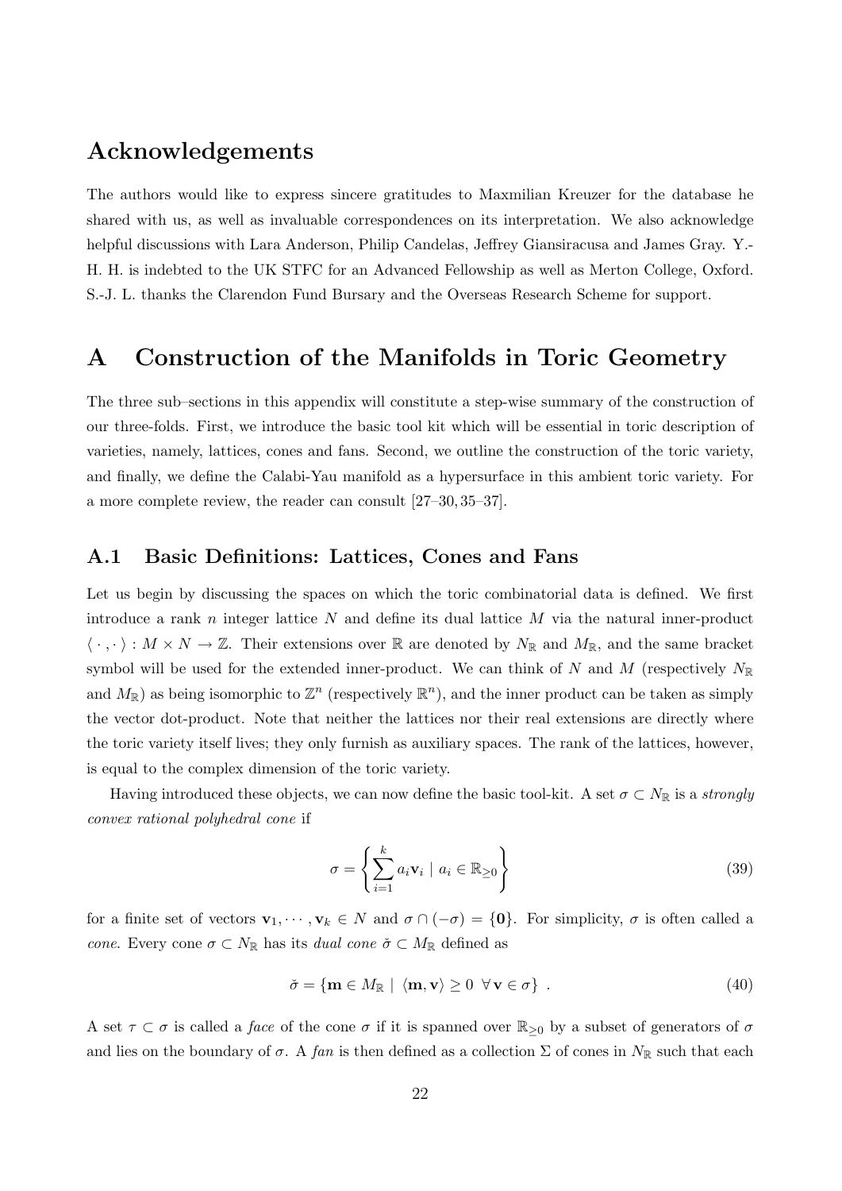## Acknowledgements

The authors would like to express sincere gratitudes to Maxmilian Kreuzer for the database he shared with us, as well as invaluable correspondences on its interpretation. We also acknowledge helpful discussions with Lara Anderson, Philip Candelas, Jeffrey Giansiracusa and James Gray. Y.-H. H. is indebted to the UK STFC for an Advanced Fellowship as well as Merton College, Oxford. S.-J. L. thanks the Clarendon Fund Bursary and the Overseas Research Scheme for support.

# A Construction of the Manifolds in Toric Geometry

The three sub–sections in this appendix will constitute a step-wise summary of the construction of our three-folds. First, we introduce the basic tool kit which will be essential in toric description of varieties, namely, lattices, cones and fans. Second, we outline the construction of the toric variety, and finally, we define the Calabi-Yau manifold as a hypersurface in this ambient toric variety. For a more complete review, the reader can consult [27–30, 35–37].

## A.1 Basic Definitions: Lattices, Cones and Fans

Let us begin by discussing the spaces on which the toric combinatorial data is defined. We first introduce a rank $n$ integer lattice $N$ and define its dual lattice $M$ via the natural inner-product $\langle \cdot , \cdot \rangle : M \times N \to \mathbb{Z}$. Their extensions over $\mathbb{R}$ are denoted by $N_{\mathbb{R}}$ and $M_{\mathbb{R}}$, and the same bracket symbol will be used for the extended inner-product. We can think of $N$ and $M$ (respectively $N_{\mathbb{R}}$ and $M_{\mathbb{R}}$) as being isomorphic to $\mathbb{Z}^n$ (respectively $\mathbb{R}^n$), and the inner product can be taken as simply the vector dot-product. Note that neither the lattices nor their real extensions are directly where the toric variety itself lives; they only furnish as auxiliary spaces. The rank of the lattices, however, is equal to the complex dimension of the toric variety.

Having introduced these objects, we can now define the basic tool-kit. A set $\sigma \subset N_{\mathbb{R}}$ is a *strongly convex rational polyhedral cone* if

$$\sigma = \left\{ \sum_{i=1}^{k} a_i \mathbf{v}_i \mid a_i \in \mathbb{R}_{\geq 0} \right\} \tag{39}$$

for a finite set of vectors $\mathbf{v}_1, \cdots, \mathbf{v}_k \in N$ and $\sigma \cap (-\sigma) = \{\mathbf{0}\}$. For simplicity, $\sigma$ is often called a *cone*. Every cone $\sigma \subset N_{\mathbb{R}}$ has its *dual cone* $\check{\sigma} \subset M_{\mathbb{R}}$ defined as

$$\check{\sigma} = \{\mathbf{m} \in M_{\mathbb{R}} \mid \langle \mathbf{m}, \mathbf{v} \rangle \geq 0 \ \forall \mathbf{v} \in \sigma\} \ . \tag{40}$$

A set $\tau \subset \sigma$ is called a *face* of the cone $\sigma$ if it is spanned over $\mathbb{R}_{\geq 0}$ by a subset of generators of $\sigma$ and lies on the boundary of $\sigma$. A *fan* is then defined as a collection $\Sigma$ of cones in $N_{\mathbb{R}}$ such that each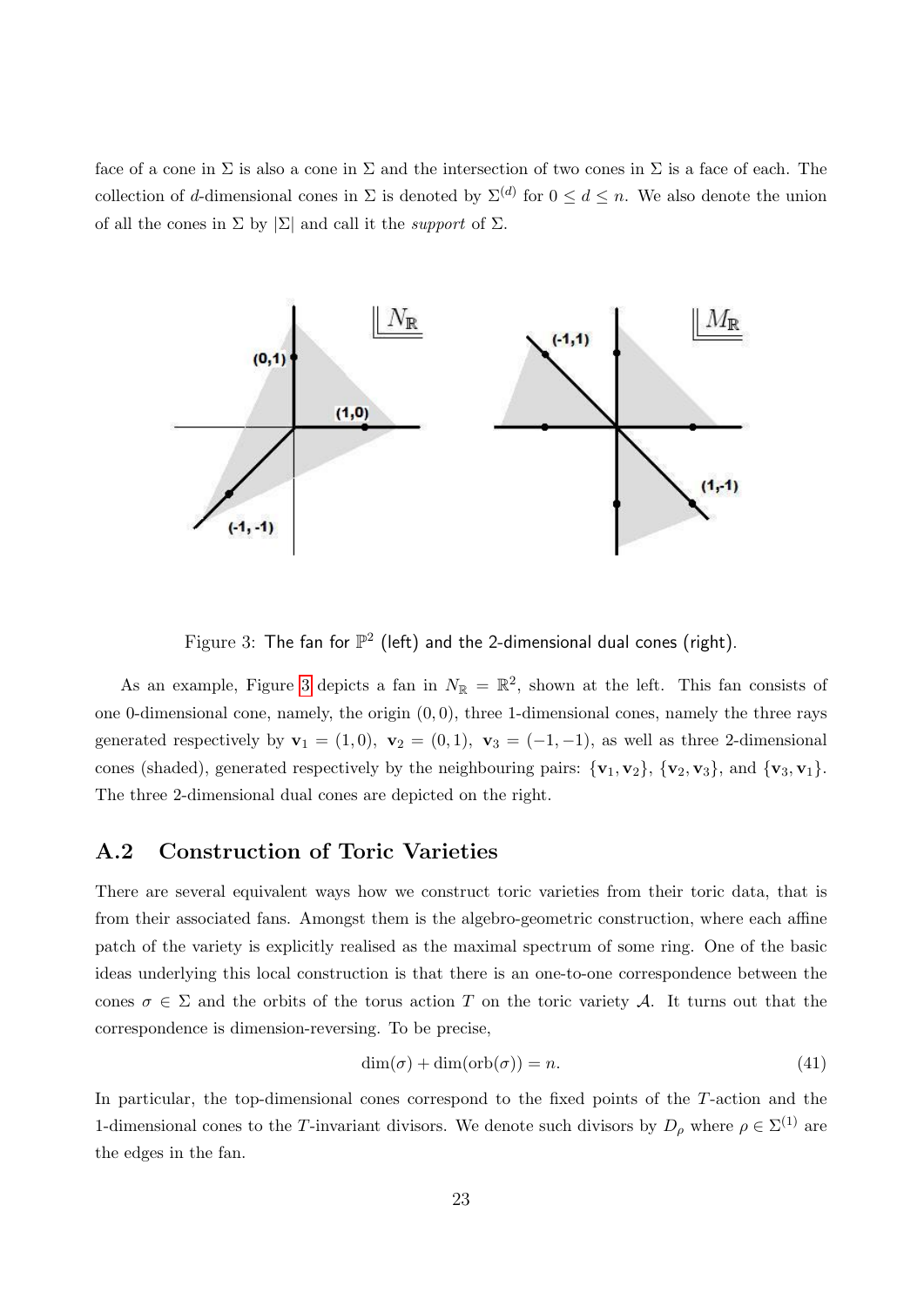face of a cone in $\Sigma$ is also a cone in $\Sigma$ and the intersection of two cones in $\Sigma$ is a face of each. The collection of $d$-dimensional cones in $\Sigma$ is denoted by $\Sigma^{(d)}$ for $0 \leq d \leq n$. We also denote the union of all the cones in $\Sigma$ by $|\Sigma|$ and call it the *support* of $\Sigma$.

Figure 3: The fan for $\mathbb{P}^2$ (left) and the 2-dimensional dual cones (right).

As an example, Figure 3 depicts a fan in $N_{\mathbb{R}} = \mathbb{R}^2$, shown at the left. This fan consists of one 0-dimensional cone, namely, the origin $(0,0)$, three 1-dimensional cones, namely the three rays generated respectively by $\mathbf{v}_1 = (1,0)$, $\mathbf{v}_2 = (0,1)$, $\mathbf{v}_3 = (-1,-1)$, as well as three 2-dimensional cones (shaded), generated respectively by the neighbouring pairs: $\{\mathbf{v}_1, \mathbf{v}_2\}$, $\{\mathbf{v}_2, \mathbf{v}_3\}$, and $\{\mathbf{v}_3, \mathbf{v}_1\}$. The three 2-dimensional dual cones are depicted on the right.

## A.2 Construction of Toric Varieties

There are several equivalent ways how we construct toric varieties from their toric data, that is from their associated fans. Amongst them is the algebro-geometric construction, where each affine patch of the variety is explicitly realised as the maximal spectrum of some ring. One of the basic ideas underlying this local construction is that there is an one-to-one correspondence between the cones $\sigma \in \Sigma$ and the orbits of the torus action $T$ on the toric variety $\mathcal{A}$. It turns out that the correspondence is dimension-reversing. To be precise,

$$\dim(\sigma) + \dim(\text{orb}(\sigma)) = n. \tag{41}$$

In particular, the top-dimensional cones correspond to the fixed points of the $T$-action and the 1-dimensional cones to the $T$-invariant divisors. We denote such divisors by $D_\rho$ where $\rho \in \Sigma^{(1)}$ are the edges in the fan.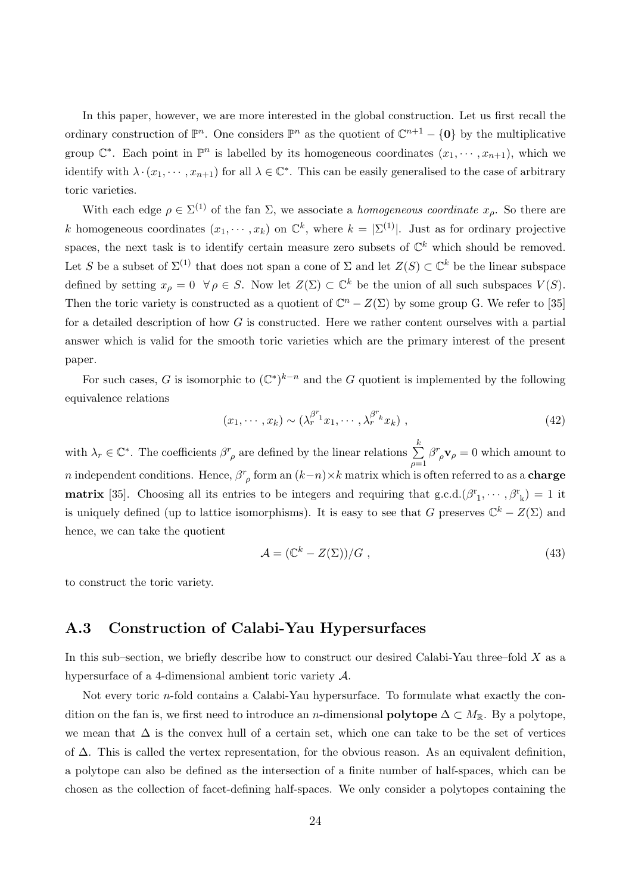In this paper, however, we are more interested in the global construction. Let us first recall the ordinary construction of $\mathbb{P}^n$. One considers $\mathbb{P}^n$ as the quotient of $\mathbb{C}^{n+1} - \{\mathbf{0}\}$ by the multiplicative group $\mathbb{C}^*$. Each point in $\mathbb{P}^n$ is labelled by its homogeneous coordinates $(x_1, \cdots, x_{n+1})$, which we identify with $\lambda \cdot (x_1, \cdots, x_{n+1})$ for all $\lambda \in \mathbb{C}^*$. This can be easily generalised to the case of arbitrary toric varieties.

With each edge $\rho \in \Sigma^{(1)}$ of the fan $\Sigma$, we associate a *homogeneous coordinate* $x_\rho$. So there are $k$ homogeneous coordinates $(x_1, \cdots, x_k)$ on $\mathbb{C}^k$, where $k = |\Sigma^{(1)}|$. Just as for ordinary projective spaces, the next task is to identify certain measure zero subsets of $\mathbb{C}^k$ which should be removed. Let $S$ be a subset of $\Sigma^{(1)}$ that does not span a cone of $\Sigma$ and let $Z(S) \subset \mathbb{C}^k$ be the linear subspace defined by setting $x_\rho = 0 \;\; \forall \rho \in S$. Now let $Z(\Sigma) \subset \mathbb{C}^k$ be the union of all such subspaces $V(S)$. Then the toric variety is constructed as a quotient of $\mathbb{C}^n - Z(\Sigma)$ by some group G. We refer to [35] for a detailed description of how $G$ is constructed. Here we rather content ourselves with a partial answer which is valid for the smooth toric varieties which are the primary interest of the present paper.

For such cases, $G$ is isomorphic to $(\mathbb{C}^*)^{k-n}$ and the $G$ quotient is implemented by the following equivalence relations

$$(x_1, \cdots, x_k) \sim (\lambda_r^{\beta^r{}_1} x_1, \cdots, \lambda_r^{\beta^r{}_k} x_k) \;, \tag{42}$$

with $\lambda_r \in \mathbb{C}^*$. The coefficients $\beta^r{}_\rho$ are defined by the linear relations $\sum_{\rho=1}^{k} \beta^r{}_\rho \mathbf{v}_\rho = 0$ which amount to $n$ independent conditions. Hence, $\beta^r{}_\rho$ form an $(k-n) \times k$ matrix which is often referred to as a **charge matrix** [35]. Choosing all its entries to be integers and requiring that g.c.d.$(\beta^r{}_1, \cdots, \beta^r{}_k) = 1$ it is uniquely defined (up to lattice isomorphisms). It is easy to see that $G$ preserves $\mathbb{C}^k - Z(\Sigma)$ and hence, we can take the quotient

$$\mathcal{A} = (\mathbb{C}^k - Z(\Sigma))/G \;, \tag{43}$$

to construct the toric variety.

## A.3 Construction of Calabi-Yau Hypersurfaces

In this sub–section, we briefly describe how to construct our desired Calabi-Yau three–fold $X$ as a hypersurface of a 4-dimensional ambient toric variety $\mathcal{A}$.

Not every toric $n$-fold contains a Calabi-Yau hypersurface. To formulate what exactly the condition on the fan is, we first need to introduce an $n$-dimensional **polytope** $\Delta \subset M_{\mathbb{R}}$. By a polytope, we mean that $\Delta$ is the convex hull of a certain set, which one can take to be the set of vertices of $\Delta$. This is called the vertex representation, for the obvious reason. As an equivalent definition, a polytope can also be defined as the intersection of a finite number of half-spaces, which can be chosen as the collection of facet-defining half-spaces. We only consider a polytopes containing the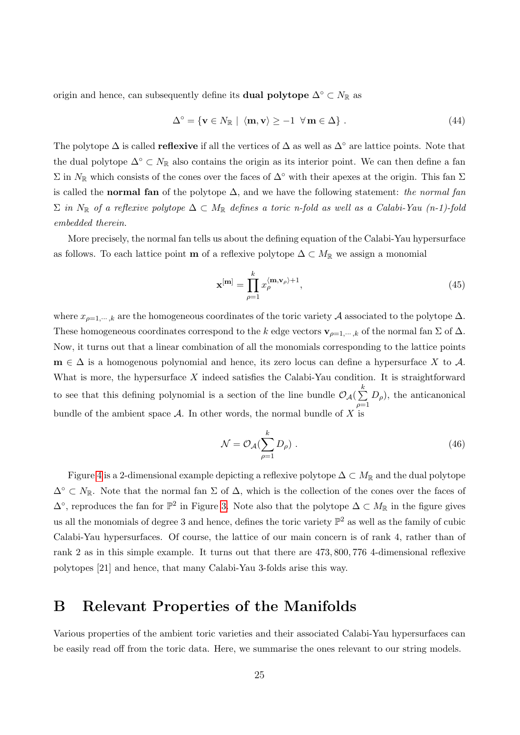origin and hence, can subsequently define its **dual polytope** $\Delta^\circ \subset N_{\mathbb{R}}$ as

$$\Delta^\circ = \{\mathbf{v} \in N_{\mathbb{R}} \mid \langle \mathbf{m}, \mathbf{v} \rangle \geq -1 \;\; \forall \, \mathbf{m} \in \Delta\} \, . \tag{44}$$

The polytope $\Delta$ is called **reflexive** if all the vertices of $\Delta$ as well as $\Delta^\circ$ are lattice points. Note that the dual polytope $\Delta^\circ \subset N_{\mathbb{R}}$ also contains the origin as its interior point. We can then define a fan $\Sigma$ in $N_{\mathbb{R}}$ which consists of the cones over the faces of $\Delta^\circ$ with their apexes at the origin. This fan $\Sigma$ is called the **normal fan** of the polytope $\Delta$, and we have the following statement: *the normal fan $\Sigma$ in $N_{\mathbb{R}}$ of a reflexive polytope $\Delta \subset M_{\mathbb{R}}$ defines a toric n-fold as well as a Calabi-Yau (n-1)-fold embedded therein.*

More precisely, the normal fan tells us about the defining equation of the Calabi-Yau hypersurface as follows. To each lattice point $\mathbf{m}$ of a reflexive polytope $\Delta \subset M_{\mathbb{R}}$ we assign a monomial

$$\mathbf{x}^{[\mathbf{m}]} = \prod_{\rho=1}^{k} x_\rho^{\langle \mathbf{m}, \mathbf{v}_\rho \rangle + 1}, \tag{45}$$

where $x_{\rho=1,\cdots,k}$ are the homogeneous coordinates of the toric variety $\mathcal{A}$ associated to the polytope $\Delta$. These homogeneous coordinates correspond to the $k$ edge vectors $\mathbf{v}_{\rho=1,\cdots,k}$ of the normal fan $\Sigma$ of $\Delta$. Now, it turns out that a linear combination of all the monomials corresponding to the lattice points $\mathbf{m} \in \Delta$ is a homogenous polynomial and hence, its zero locus can define a hypersurface $X$ to $\mathcal{A}$. What is more, the hypersurface $X$ indeed satisfies the Calabi-Yau condition. It is straightforward to see that this defining polynomial is a section of the line bundle $\mathcal{O}_{\mathcal{A}}(\sum_{\rho=1}^{k} D_\rho)$, the anticanonical bundle of the ambient space $\mathcal{A}$. In other words, the normal bundle of $X$ is

$$\mathcal{N} = \mathcal{O}_{\mathcal{A}}(\sum_{\rho=1}^{k} D_\rho) \, . \tag{46}$$

Figure 4 is a 2-dimensional example depicting a reflexive polytope $\Delta \subset M_{\mathbb{R}}$ and the dual polytope $\Delta^\circ \subset N_{\mathbb{R}}$. Note that the normal fan $\Sigma$ of $\Delta$, which is the collection of the cones over the faces of $\Delta^\circ$, reproduces the fan for $\mathbb{P}^2$ in Figure 3. Note also that the polytope $\Delta \subset M_{\mathbb{R}}$ in the figure gives us all the monomials of degree 3 and hence, defines the toric variety $\mathbb{P}^2$ as well as the family of cubic Calabi-Yau hypersurfaces. Of course, the lattice of our main concern is of rank 4, rather than of rank 2 as in this simple example. It turns out that there are 473, 800, 776 4-dimensional reflexive polytopes [21] and hence, that many Calabi-Yau 3-folds arise this way.

# B Relevant Properties of the Manifolds

Various properties of the ambient toric varieties and their associated Calabi-Yau hypersurfaces can be easily read off from the toric data. Here, we summarise the ones relevant to our string models.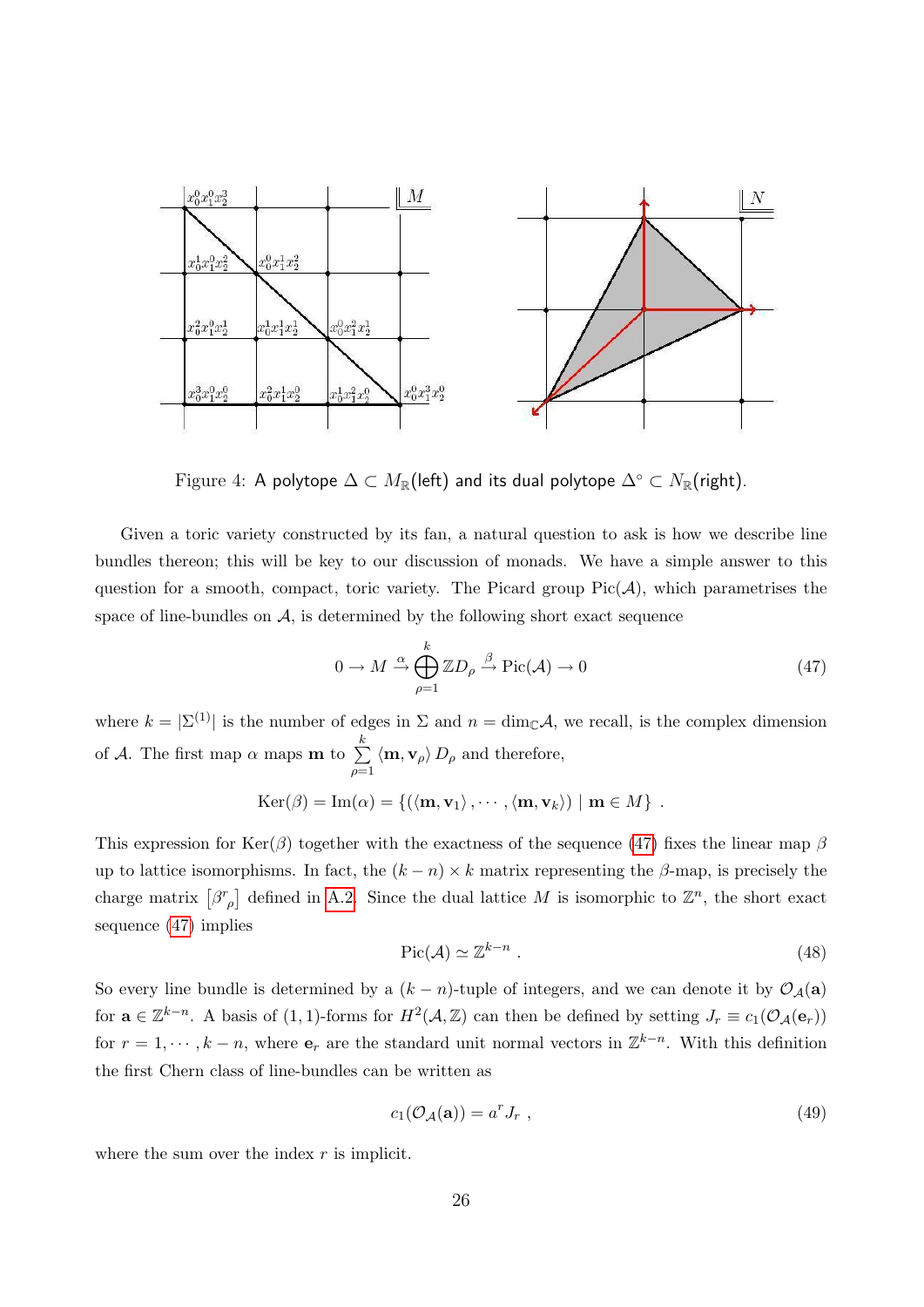Figure 4: A polytope $\Delta \subset M_{\mathbb{R}}$(left) and its dual polytope $\Delta^{\circ} \subset N_{\mathbb{R}}$(right).

Given a toric variety constructed by its fan, a natural question to ask is how we describe line bundles thereon; this will be key to our discussion of monads. We have a simple answer to this question for a smooth, compact, toric variety. The Picard group $\mathrm{Pic}(\mathcal{A})$, which parametrises the space of line-bundles on $\mathcal{A}$, is determined by the following short exact sequence

$$0 \to M \xrightarrow{\alpha} \bigoplus_{\rho=1}^{k} \mathbb{Z}D_{\rho} \xrightarrow{\beta} \mathrm{Pic}(\mathcal{A}) \to 0 \tag{47}$$

where $k = |\Sigma^{(1)}|$ is the number of edges in $\Sigma$ and $n = \dim_{\mathbb{C}}\mathcal{A}$, we recall, is the complex dimension of $\mathcal{A}$. The first map $\alpha$ maps $\mathbf{m}$ to $\sum_{\rho=1}^{k} \langle \mathbf{m}, \mathbf{v}_{\rho} \rangle D_{\rho}$ and therefore,

$$\mathrm{Ker}(\beta) = \mathrm{Im}(\alpha) = \{(\langle \mathbf{m}, \mathbf{v}_1 \rangle, \cdots, \langle \mathbf{m}, \mathbf{v}_k \rangle) \mid \mathbf{m} \in M\} \ .$$

This expression for $\mathrm{Ker}(\beta)$ together with the exactness of the sequence (47) fixes the linear map $\beta$ up to lattice isomorphisms. In fact, the $(k-n) \times k$ matrix representing the $\beta$-map, is precisely the charge matrix $\left[\beta^{r}{}_{\rho}\right]$ defined in A.2. Since the dual lattice $M$ is isomorphic to $\mathbb{Z}^n$, the short exact sequence (47) implies

$$\mathrm{Pic}(\mathcal{A}) \simeq \mathbb{Z}^{k-n} \ . \tag{48}$$

So every line bundle is determined by a $(k-n)$-tuple of integers, and we can denote it by $\mathcal{O}_{\mathcal{A}}(\mathbf{a})$ for $\mathbf{a} \in \mathbb{Z}^{k-n}$. A basis of (1,1)-forms for $H^2(\mathcal{A}, \mathbb{Z})$ can then be defined by setting $J_r \equiv c_1(\mathcal{O}_{\mathcal{A}}(\mathbf{e}_r))$ for $r = 1, \cdots, k-n$, where $\mathbf{e}_r$ are the standard unit normal vectors in $\mathbb{Z}^{k-n}$. With this definition the first Chern class of line-bundles can be written as

$$c_1(\mathcal{O}_{\mathcal{A}}(\mathbf{a})) = a^r J_r \ , \tag{49}$$

where the sum over the index $r$ is implicit.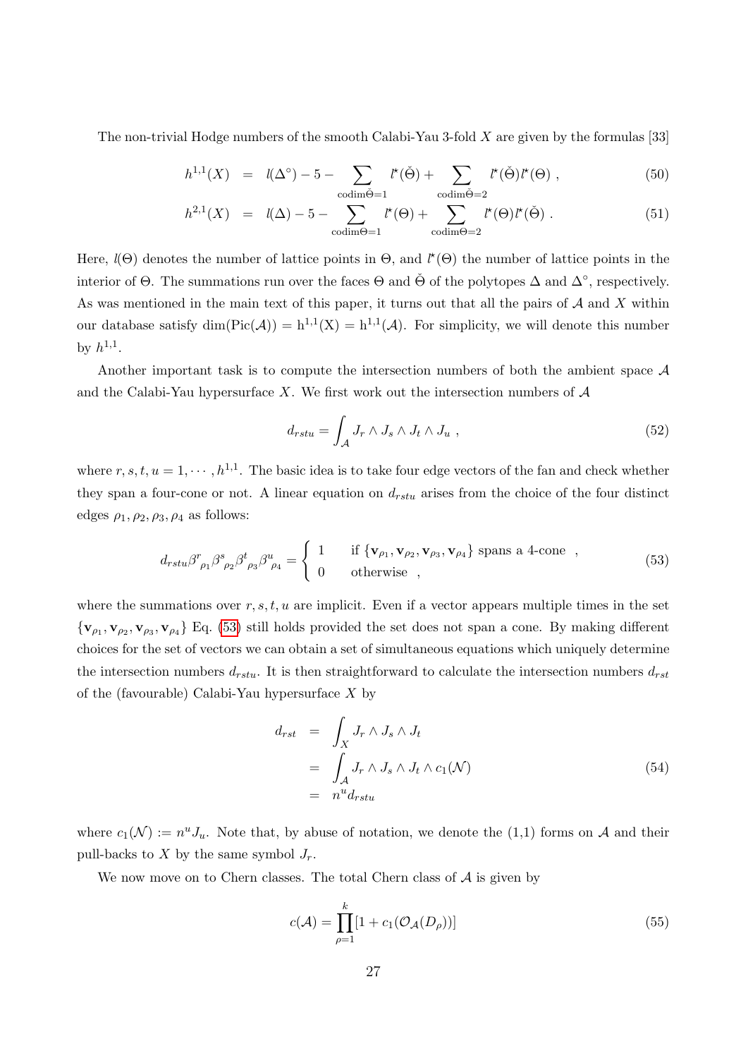The non-trivial Hodge numbers of the smooth Calabi-Yau 3-fold $X$ are given by the formulas [33]

$$
\begin{aligned}
h^{1,1}(X) &= l(\Delta^\circ) - 5 - \sum_{\mathrm{codim}\check{\Theta}=1} l^\star(\check{\Theta}) + \sum_{\mathrm{codim}\check{\Theta}=2} l^\star(\check{\Theta}) l^\star(\Theta) \; , &(50)\\
h^{2,1}(X) &= l(\Delta) - 5 - \sum_{\mathrm{codim}\Theta=1} l^\star(\Theta) + \sum_{\mathrm{codim}\Theta=2} l^\star(\Theta) l^\star(\check{\Theta}) \; . &(51)
\end{aligned}
$$

Here, $l(\Theta)$ denotes the number of lattice points in $\Theta$, and $l^\star(\Theta)$ the number of lattice points in the interior of $\Theta$. The summations run over the faces $\Theta$ and $\check{\Theta}$ of the polytopes $\Delta$ and $\Delta^\circ$, respectively. As was mentioned in the main text of this paper, it turns out that all the pairs of $\mathcal{A}$ and $X$ within our database satisfy $\dim(\mathrm{Pic}(\mathcal{A})) = \mathrm{h}^{1,1}(\mathrm{X}) = \mathrm{h}^{1,1}(\mathcal{A})$. For simplicity, we will denote this number by $h^{1,1}$.

Another important task is to compute the intersection numbers of both the ambient space $\mathcal{A}$ and the Calabi-Yau hypersurface $X$. We first work out the intersection numbers of $\mathcal{A}$

$$
d_{rstu} = \int_{\mathcal{A}} J_r \wedge J_s \wedge J_t \wedge J_u \; , \tag{52}
$$

where $r, s, t, u = 1, \cdots, h^{1,1}$. The basic idea is to take four edge vectors of the fan and check whether they span a four-cone or not. A linear equation on $d_{rstu}$ arises from the choice of the four distinct edges $\rho_1, \rho_2, \rho_3, \rho_4$ as follows:

$$
d_{rstu} \beta^r{}_{\rho_1} \beta^s{}_{\rho_2} \beta^t{}_{\rho_3} \beta^u{}_{\rho_4} = \begin{cases} 1 & \text{if } \{\mathbf{v}_{\rho_1}, \mathbf{v}_{\rho_2}, \mathbf{v}_{\rho_3}, \mathbf{v}_{\rho_4}\} \text{ spans a 4-cone} \; , \\ 0 & \text{otherwise} \; , \end{cases} \tag{53}
$$

where the summations over $r, s, t, u$ are implicit. Even if a vector appears multiple times in the set $\{\mathbf{v}_{\rho_1}, \mathbf{v}_{\rho_2}, \mathbf{v}_{\rho_3}, \mathbf{v}_{\rho_4}\}$ Eq. (53) still holds provided the set does not span a cone. By making different choices for the set of vectors we can obtain a set of simultaneous equations which uniquely determine the intersection numbers $d_{rstu}$. It is then straightforward to calculate the intersection numbers $d_{rst}$ of the (favourable) Calabi-Yau hypersurface $X$ by

$$
\begin{aligned}
d_{rst} &= \int_X J_r \wedge J_s \wedge J_t \\
&= \int_{\mathcal{A}} J_r \wedge J_s \wedge J_t \wedge c_1(\mathcal{N}) \\
&= n^u d_{rstu}
\end{aligned} \tag{54}
$$

where $c_1(\mathcal{N}) := n^u J_u$. Note that, by abuse of notation, we denote the (1,1) forms on $\mathcal{A}$ and their pull-backs to $X$ by the same symbol $J_r$.

We now move on to Chern classes. The total Chern class of $\mathcal{A}$ is given by

$$
c(\mathcal{A}) = \prod_{\rho=1}^{k} [1 + c_1(\mathcal{O}_{\mathcal{A}}(D_\rho))] \tag{55}
$$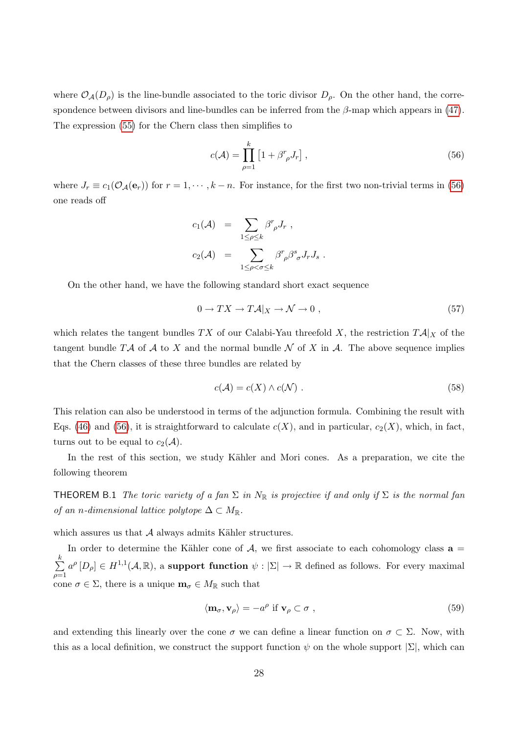where $\mathcal{O}_{\mathcal{A}}(D_\rho)$ is the line-bundle associated to the toric divisor $D_\rho$. On the other hand, the correspondence between divisors and line-bundles can be inferred from the $\beta$-map which appears in (47). The expression (55) for the Chern class then simplifies to

$$c(\mathcal{A}) = \prod_{\rho=1}^{k} \left[1 + \beta^r{}_\rho J_r\right] , \tag{56}$$

where $J_r \equiv c_1(\mathcal{O}_{\mathcal{A}}(\mathbf{e}_r))$ for $r = 1, \cdots, k-n$. For instance, for the first two non-trivial terms in (56) one reads off

$$\begin{aligned} c_1(\mathcal{A}) &= \sum_{1 \le \rho \le k} \beta^r{}_\rho J_r \ , \\ c_2(\mathcal{A}) &= \sum_{1 \le \rho < \sigma \le k} \beta^r{}_\rho \beta^s{}_\sigma J_r J_s \ . \end{aligned}$$

On the other hand, we have the following standard short exact sequence

$$0 \to TX \to T\mathcal{A}|_X \to \mathcal{N} \to 0 \ , \tag{57}$$

which relates the tangent bundles $TX$ of our Calabi-Yau threefold $X$, the restriction $T\mathcal{A}|_X$ of the tangent bundle $T\mathcal{A}$ of $\mathcal{A}$ to $X$ and the normal bundle $\mathcal{N}$ of $X$ in $\mathcal{A}$. The above sequence implies that the Chern classes of these three bundles are related by

$$c(\mathcal{A}) = c(X) \wedge c(\mathcal{N}) \ . \tag{58}$$

This relation can also be understood in terms of the adjunction formula. Combining the result with Eqs. (46) and (56), it is straightforward to calculate $c(X)$, and in particular, $c_2(X)$, which, in fact, turns out to be equal to $c_2(\mathcal{A})$.

In the rest of this section, we study Kähler and Mori cones. As a preparation, we cite the following theorem

THEOREM B.1 *The toric variety of a fan $\Sigma$ in $N_\mathbb{R}$ is projective if and only if $\Sigma$ is the normal fan of an $n$-dimensional lattice polytope $\Delta \subset M_\mathbb{R}$.*

which assures us that $\mathcal{A}$ always admits Kähler structures.

In order to determine the Kähler cone of $\mathcal{A}$, we first associate to each cohomology class $\mathbf{a} = \sum_{\rho=1}^{k} a^\rho \, [D_\rho] \in H^{1,1}(\mathcal{A}, \mathbb{R})$, a **support function** $\psi : |\Sigma| \to \mathbb{R}$ defined as follows. For every maximal cone $\sigma \in \Sigma$, there is a unique $\mathbf{m}_\sigma \in M_\mathbb{R}$ such that

$$\langle \mathbf{m}_\sigma, \mathbf{v}_\rho \rangle = -a^\rho \text{ if } \mathbf{v}_\rho \subset \sigma \ , \tag{59}$$

and extending this linearly over the cone $\sigma$ we can define a linear function on $\sigma \subset \Sigma$. Now, with this as a local definition, we construct the support function $\psi$ on the whole support $|\Sigma|$, which can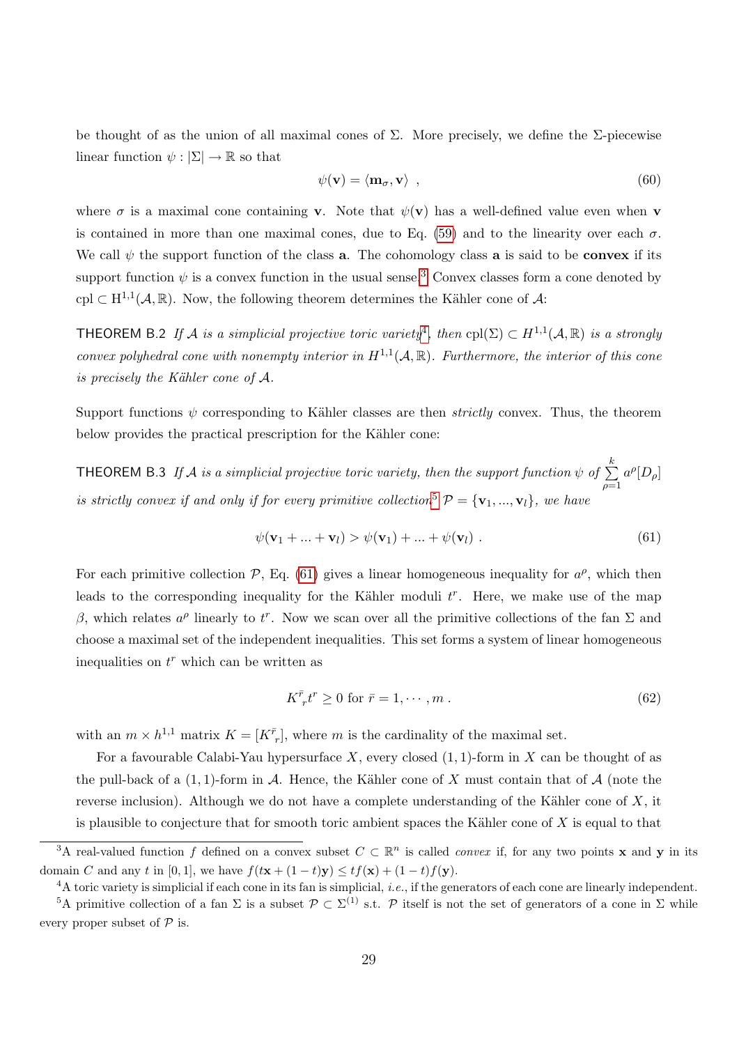be thought of as the union of all maximal cones of $\Sigma$. More precisely, we define the $\Sigma$-piecewise linear function $\psi : |\Sigma| \to \mathbb{R}$ so that

$$\psi(\mathbf{v}) = \langle \mathbf{m}_\sigma, \mathbf{v} \rangle \ , \tag{60}$$

where $\sigma$ is a maximal cone containing $\mathbf{v}$. Note that $\psi(\mathbf{v})$ has a well-defined value even when $\mathbf{v}$ is contained in more than one maximal cones, due to Eq. (59) and to the linearity over each $\sigma$. We call $\psi$ the support function of the class $\mathbf{a}$. The cohomology class $\mathbf{a}$ is said to be **convex** if its support function $\psi$ is a convex function in the usual sense.[3] Convex classes form a cone denoted by $\mathrm{cpl} \subset \mathrm{H}^{1,1}(\mathcal{A}, \mathbb{R})$. Now, the following theorem determines the Kähler cone of $\mathcal{A}$:

THEOREM B.2 *If $\mathcal{A}$ is a simplicial projective toric variety*[4]*, then $\mathrm{cpl}(\Sigma) \subset H^{1,1}(\mathcal{A}, \mathbb{R})$ is a strongly convex polyhedral cone with nonempty interior in $H^{1,1}(\mathcal{A}, \mathbb{R})$. Furthermore, the interior of this cone is precisely the Kähler cone of $\mathcal{A}$.*

Support functions $\psi$ corresponding to Kähler classes are then *strictly* convex. Thus, the theorem below provides the practical prescription for the Kähler cone:

THEOREM B.3 *If $\mathcal{A}$ is a simplicial projective toric variety, then the support function $\psi$ of $\sum_{\rho=1}^{k} a^\rho [D_\rho]$ is strictly convex if and only if for every primitive collection*[5] *$\mathcal{P} = \{\mathbf{v}_1, ..., \mathbf{v}_l\}$, we have*

$$\psi(\mathbf{v}_1 + ... + \mathbf{v}_l) > \psi(\mathbf{v}_1) + ... + \psi(\mathbf{v}_l) \ . \tag{61}$$

For each primitive collection $\mathcal{P}$, Eq. (61) gives a linear homogeneous inequality for $a^\rho$, which then leads to the corresponding inequality for the Kähler moduli $t^r$. Here, we make use of the map $\beta$, which relates $a^\rho$ linearly to $t^r$. Now we scan over all the primitive collections of the fan $\Sigma$ and choose a maximal set of the independent inequalities. This set forms a system of linear homogeneous inequalities on $t^r$ which can be written as

$$K^{\bar{r}}{}_r t^r \geq 0 \text{ for } \bar{r} = 1, \cdots, m \ . \tag{62}$$

with an $m \times h^{1,1}$ matrix $K = [K^{\bar{r}}{}_r]$, where $m$ is the cardinality of the maximal set.

For a favourable Calabi-Yau hypersurface $X$, every closed $(1,1)$-form in $X$ can be thought of as the pull-back of a $(1,1)$-form in $\mathcal{A}$. Hence, the Kähler cone of $X$ must contain that of $\mathcal{A}$ (note the reverse inclusion). Although we do not have a complete understanding of the Kähler cone of $X$, it is plausible to conjecture that for smooth toric ambient spaces the Kähler cone of $X$ is equal to that

---

[3] A real-valued function $f$ defined on a convex subset $C \subset \mathbb{R}^n$ is called *convex* if, for any two points $\mathbf{x}$ and $\mathbf{y}$ in its domain $C$ and any $t$ in $[0,1]$, we have $f(t\mathbf{x} + (1-t)\mathbf{y}) \leq tf(\mathbf{x}) + (1-t)f(\mathbf{y})$.

[4] A toric variety is simplicial if each cone in its fan is simplicial, *i.e.*, if the generators of each cone are linearly independent.

[5] A primitive collection of a fan $\Sigma$ is a subset $\mathcal{P} \subset \Sigma^{(1)}$ s.t. $\mathcal{P}$ itself is not the set of generators of a cone in $\Sigma$ while every proper subset of $\mathcal{P}$ is.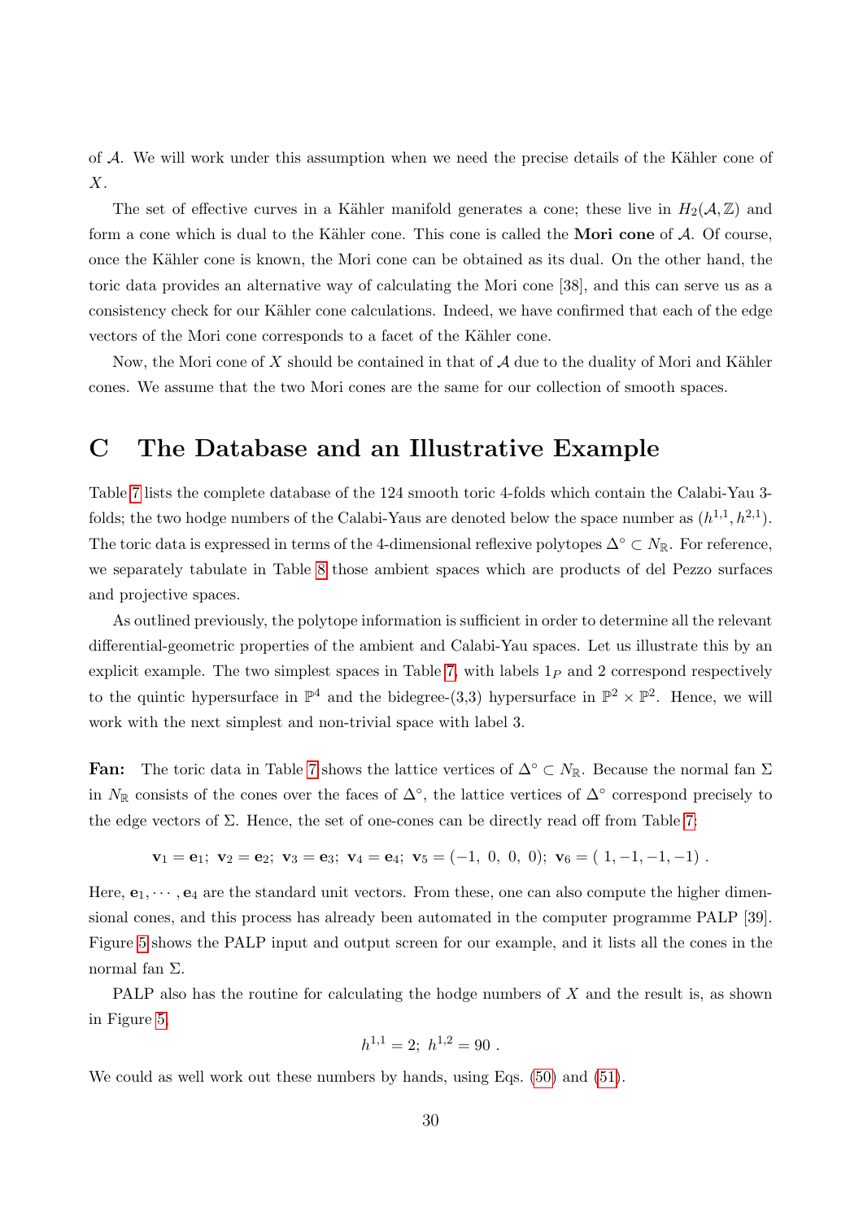of $\mathcal{A}$. We will work under this assumption when we need the precise details of the Kähler cone of $X$.

The set of effective curves in a Kähler manifold generates a cone; these live in $H_2(\mathcal{A}, \mathbb{Z})$ and form a cone which is dual to the Kähler cone. This cone is called the **Mori cone** of $\mathcal{A}$. Of course, once the Kähler cone is known, the Mori cone can be obtained as its dual. On the other hand, the toric data provides an alternative way of calculating the Mori cone [38], and this can serve us as a consistency check for our Kähler cone calculations. Indeed, we have confirmed that each of the edge vectors of the Mori cone corresponds to a facet of the Kähler cone.

Now, the Mori cone of $X$ should be contained in that of $\mathcal{A}$ due to the duality of Mori and Kähler cones. We assume that the two Mori cones are the same for our collection of smooth spaces.

# C The Database and an Illustrative Example

Table 7 lists the complete database of the 124 smooth toric 4-folds which contain the Calabi-Yau 3-folds; the two hodge numbers of the Calabi-Yaus are denoted below the space number as $(h^{1,1}, h^{2,1})$. The toric data is expressed in terms of the 4-dimensional reflexive polytopes $\Delta^\circ \subset N_\mathbb{R}$. For reference, we separately tabulate in Table 8 those ambient spaces which are products of del Pezzo surfaces and projective spaces.

As outlined previously, the polytope information is sufficient in order to determine all the relevant differential-geometric properties of the ambient and Calabi-Yau spaces. Let us illustrate this by an explicit example. The two simplest spaces in Table 7, with labels $1_P$ and 2 correspond respectively to the quintic hypersurface in $\mathbb{P}^4$ and the bidegree-(3,3) hypersurface in $\mathbb{P}^2 \times \mathbb{P}^2$. Hence, we will work with the next simplest and non-trivial space with label 3.

**Fan:** The toric data in Table 7 shows the lattice vertices of $\Delta^\circ \subset N_\mathbb{R}$. Because the normal fan $\Sigma$ in $N_\mathbb{R}$ consists of the cones over the faces of $\Delta^\circ$, the lattice vertices of $\Delta^\circ$ correspond precisely to the edge vectors of $\Sigma$. Hence, the set of one-cones can be directly read off from Table 7:

$$\mathbf{v}_1 = \mathbf{e}_1;\ \mathbf{v}_2 = \mathbf{e}_2;\ \mathbf{v}_3 = \mathbf{e}_3;\ \mathbf{v}_4 = \mathbf{e}_4;\ \mathbf{v}_5 = (-1,\ 0,\ 0,\ 0);\ \mathbf{v}_6 = (\ 1, -1, -1, -1)\ .$$

Here, $\mathbf{e}_1, \cdots, \mathbf{e}_4$ are the standard unit vectors. From these, one can also compute the higher dimensional cones, and this process has already been automated in the computer programme PALP [39]. Figure 5 shows the PALP input and output screen for our example, and it lists all the cones in the normal fan $\Sigma$.

PALP also has the routine for calculating the hodge numbers of $X$ and the result is, as shown in Figure 5,

$$h^{1,1} = 2;\ h^{1,2} = 90\ .$$

We could as well work out these numbers by hands, using Eqs. (50) and (51).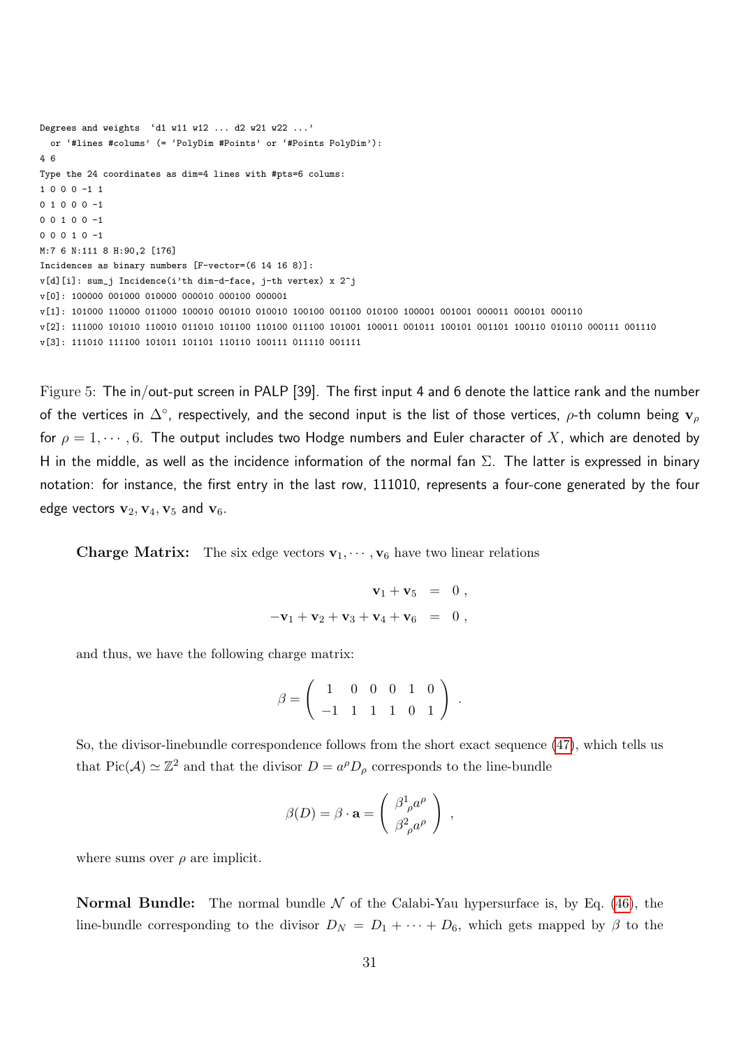```
Degrees and weights  `d1 w11 w12 ... d2 w21 w22 ...'
  or `#lines #colums' (= `PolyDim #Points' or `#Points PolyDim'):
4 6
Type the 24 coordinates as dim=4 lines with #pts=6 colums:
1 0 0 0 -1 1
0 1 0 0 0 -1
0 0 1 0 0 -1
0 0 0 1 0 -1
M:7 6 N:111 8 H:90,2 [176]
Incidences as binary numbers [F-vector=(6 14 16 8)]:
v[d][i]: sum_j Incidence(i'th dim-d-face, j-th vertex) x 2^j
v[0]: 100000 001000 010000 000010 000100 000001
v[1]: 101000 110000 011000 100010 001010 010010 100100 001100 010100 100001 001001 000011 000101 000110
v[2]: 111000 101010 110010 011010 101100 110100 011100 101001 100011 001011 100101 001101 100110 010110 000111 001110
v[3]: 111010 111100 101011 101101 110110 100111 011110 001111
```

Figure 5: The in/out-put screen in PALP [39]. The first input 4 and 6 denote the lattice rank and the number of the vertices in $\Delta^\circ$, respectively, and the second input is the list of those vertices, $\rho$-th column being $\mathbf{v}_\rho$ for $\rho = 1, \cdots, 6$. The output includes two Hodge numbers and Euler character of $X$, which are denoted by H in the middle, as well as the incidence information of the normal fan $\Sigma$. The latter is expressed in binary notation: for instance, the first entry in the last row, 111010, represents a four-cone generated by the four edge vectors $\mathbf{v}_2, \mathbf{v}_4, \mathbf{v}_5$ and $\mathbf{v}_6$.

**Charge Matrix:** The six edge vectors $\mathbf{v}_1, \cdots, \mathbf{v}_6$ have two linear relations

$$
\begin{aligned}
\mathbf{v}_1 + \mathbf{v}_5 &= 0\,, \\
-\mathbf{v}_1 + \mathbf{v}_2 + \mathbf{v}_3 + \mathbf{v}_4 + \mathbf{v}_6 &= 0\,,
\end{aligned}
$$

and thus, we have the following charge matrix:

$$
\beta = \left( \begin{array}{cccccc} 1 & 0 & 0 & 0 & 1 & 0 \\ -1 & 1 & 1 & 1 & 0 & 1 \end{array} \right) .
$$

So, the divisor-linebundle correspondence follows from the short exact sequence (47), which tells us that $\mathrm{Pic}(\mathcal{A}) \simeq \mathbb{Z}^2$ and that the divisor $D = a^\rho D_\rho$ corresponds to the line-bundle

$$
\beta(D) = \beta \cdot \mathbf{a} = \left( \begin{array}{c} \beta^1{}_\rho a^\rho \\ \beta^2{}_\rho a^\rho \end{array} \right) ,
$$

where sums over $\rho$ are implicit.

**Normal Bundle:** The normal bundle $\mathcal{N}$ of the Calabi-Yau hypersurface is, by Eq. (46), the line-bundle corresponding to the divisor $D_N = D_1 + \cdots + D_6$, which gets mapped by $\beta$ to the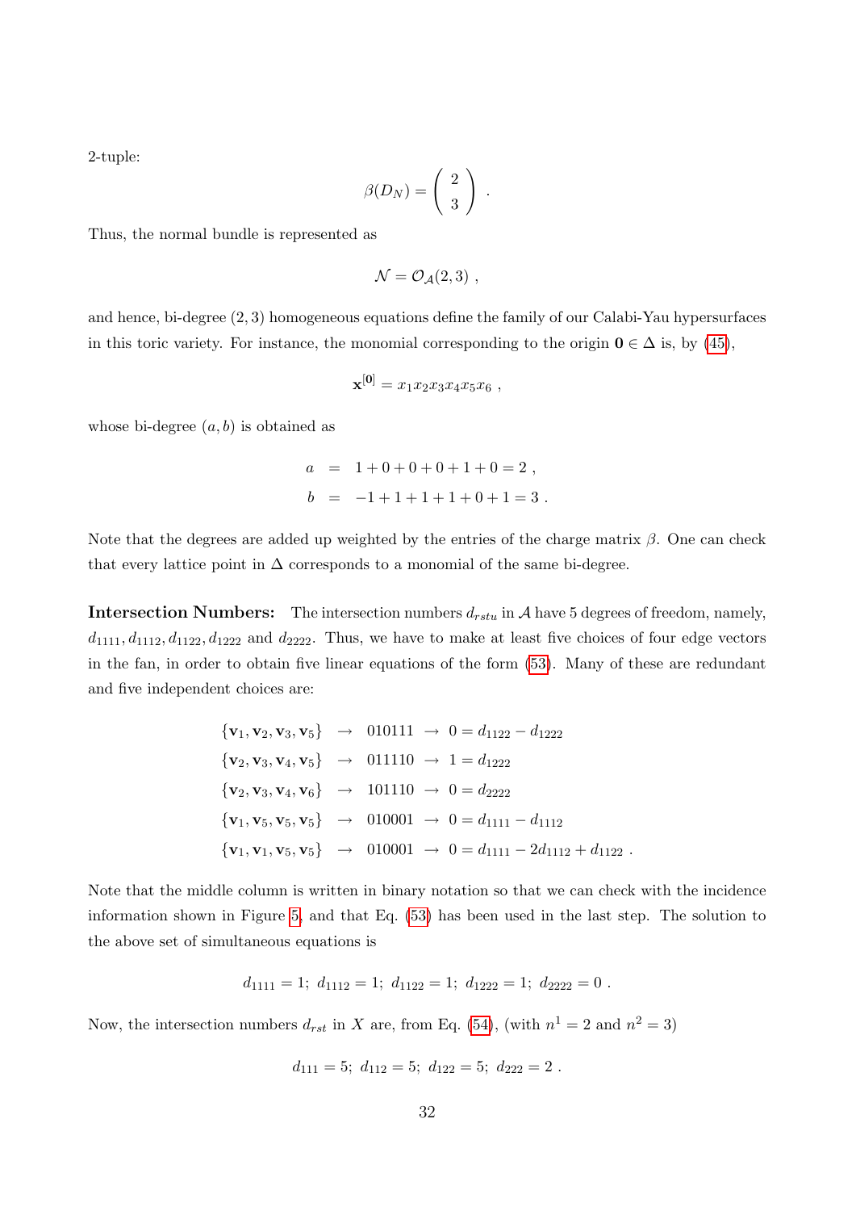2-tuple:

$$\beta(D_N) = \left( \begin{array}{c} 2 \\ 3 \end{array} \right) .$$

Thus, the normal bundle is represented as

$$\mathcal{N} = \mathcal{O}_{\mathcal{A}}(2,3) ,$$

and hence, bi-degree $(2,3)$ homogeneous equations define the family of our Calabi-Yau hypersurfaces in this toric variety. For instance, the monomial corresponding to the origin $\mathbf{0} \in \Delta$ is, by (45),

$$\mathbf{x}^{[\mathbf{0}]} = x_1 x_2 x_3 x_4 x_5 x_6 ,$$

whose bi-degree $(a,b)$ is obtained as

$$\begin{aligned} a &= 1+0+0+0+1+0 = 2 , \\ b &= -1+1+1+1+0+1 = 3 . \end{aligned}$$

Note that the degrees are added up weighted by the entries of the charge matrix $\beta$. One can check that every lattice point in $\Delta$ corresponds to a monomial of the same bi-degree.

**Intersection Numbers:** The intersection numbers $d_{rstu}$ in $\mathcal{A}$ have 5 degrees of freedom, namely, $d_{1111}, d_{1112}, d_{1122}, d_{1222}$ and $d_{2222}$. Thus, we have to make at least five choices of four edge vectors in the fan, in order to obtain five linear equations of the form (53). Many of these are redundant and five independent choices are:

$$\begin{aligned}
\{\mathbf{v}_1, \mathbf{v}_2, \mathbf{v}_3, \mathbf{v}_5\} &\rightarrow 010111 \rightarrow 0 = d_{1122} - d_{1222} \\
\{\mathbf{v}_2, \mathbf{v}_3, \mathbf{v}_4, \mathbf{v}_5\} &\rightarrow 011110 \rightarrow 1 = d_{1222} \\
\{\mathbf{v}_2, \mathbf{v}_3, \mathbf{v}_4, \mathbf{v}_6\} &\rightarrow 101110 \rightarrow 0 = d_{2222} \\
\{\mathbf{v}_1, \mathbf{v}_5, \mathbf{v}_5, \mathbf{v}_5\} &\rightarrow 010001 \rightarrow 0 = d_{1111} - d_{1112} \\
\{\mathbf{v}_1, \mathbf{v}_1, \mathbf{v}_5, \mathbf{v}_5\} &\rightarrow 010001 \rightarrow 0 = d_{1111} - 2d_{1112} + d_{1122} .
\end{aligned}$$

Note that the middle column is written in binary notation so that we can check with the incidence information shown in Figure 5, and that Eq. (53) has been used in the last step. The solution to the above set of simultaneous equations is

$$d_{1111} = 1;\ d_{1112} = 1;\ d_{1122} = 1;\ d_{1222} = 1;\ d_{2222} = 0 .$$

Now, the intersection numbers $d_{rst}$ in $X$ are, from Eq. (54), (with $n^1 = 2$ and $n^2 = 3$)

$$d_{111} = 5;\ d_{112} = 5;\ d_{122} = 5;\ d_{222} = 2 .$$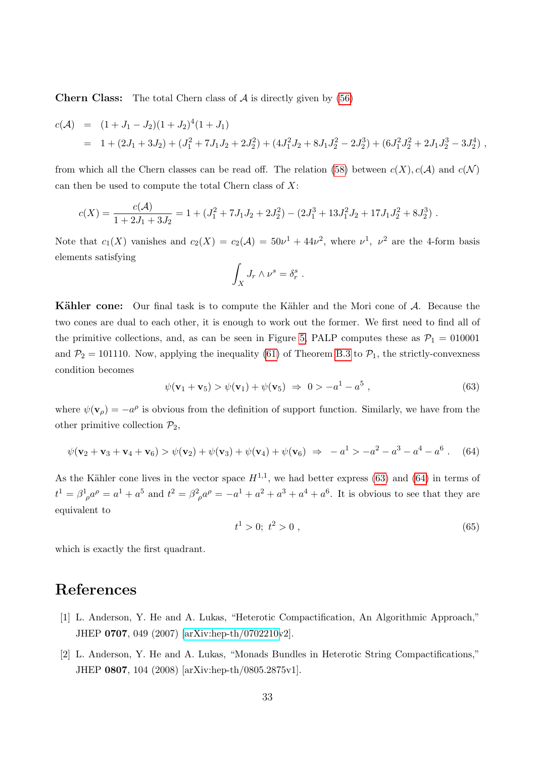**Chern Class:** The total Chern class of $\mathcal{A}$ is directly given by (56)

$$
\begin{aligned}
c(\mathcal{A}) &= (1 + J_1 - J_2)(1 + J_2)^4(1 + J_1) \\
&= 1 + (2J_1 + 3J_2) + (J_1^2 + 7J_1J_2 + 2J_2^2) + (4J_1^2J_2 + 8J_1J_2^2 - 2J_2^3) + (6J_1^2J_2^2 + 2J_1J_2^3 - 3J_2^4) \ ,
\end{aligned}
$$

from which all the Chern classes can be read off. The relation (58) between $c(X), c(\mathcal{A})$ and $c(\mathcal{N})$ can then be used to compute the total Chern class of $X$:

$$
c(X) = \frac{c(\mathcal{A})}{1 + 2J_1 + 3J_2} = 1 + (J_1^2 + 7J_1J_2 + 2J_2^2) - (2J_1^3 + 13J_1^2J_2 + 17J_1J_2^2 + 8J_2^3) \ .
$$

Note that $c_1(X)$ vanishes and $c_2(X) = c_2(\mathcal{A}) = 50\nu^1 + 44\nu^2$, where $\nu^1$, $\nu^2$ are the 4-form basis elements satisfying

$$
\int_X J_r \wedge \nu^s = \delta_r^s \ .
$$

**Kähler cone:** Our final task is to compute the Kähler and the Mori cone of $\mathcal{A}$. Because the two cones are dual to each other, it is enough to work out the former. We first need to find all of the primitive collections, and, as can be seen in Figure 5, PALP computes these as $\mathcal{P}_1 = 010001$ and $\mathcal{P}_2 = 101110$. Now, applying the inequality (61) of Theorem B.3 to $\mathcal{P}_1$, the strictly-convexness condition becomes

$$
\psi(\mathbf{v}_1 + \mathbf{v}_5) > \psi(\mathbf{v}_1) + \psi(\mathbf{v}_5) \ \Rightarrow \ 0 > -a^1 - a^5 \ , \tag{63}
$$

where $\psi(\mathbf{v}_\rho) = -a^\rho$ is obvious from the definition of support function. Similarly, we have from the other primitive collection $\mathcal{P}_2$,

$$
\psi(\mathbf{v}_2 + \mathbf{v}_3 + \mathbf{v}_4 + \mathbf{v}_6) > \psi(\mathbf{v}_2) + \psi(\mathbf{v}_3) + \psi(\mathbf{v}_4) + \psi(\mathbf{v}_6) \ \Rightarrow \ -a^1 > -a^2 - a^3 - a^4 - a^6 \ . \tag{64}
$$

As the Kähler cone lives in the vector space $H^{1,1}$, we had better express (63) and (64) in terms of $t^1 = \beta^1{}_\rho a^\rho = a^1 + a^5$ and $t^2 = \beta^2{}_\rho a^\rho = -a^1 + a^2 + a^3 + a^4 + a^6$. It is obvious to see that they are equivalent to

$$
t^1 > 0; \ t^2 > 0 \ , \tag{65}
$$

which is exactly the first quadrant.

# References

[1] L. Anderson, Y. He and A. Lukas, "Heterotic Compactification, An Algorithmic Approach," JHEP **0707**, 049 (2007) [arXiv:hep-th/0702210v2].

[2] L. Anderson, Y. He and A. Lukas, "Monads Bundles in Heterotic String Compactifications," JHEP **0807**, 104 (2008) [arXiv:hep-th/0805.2875v1].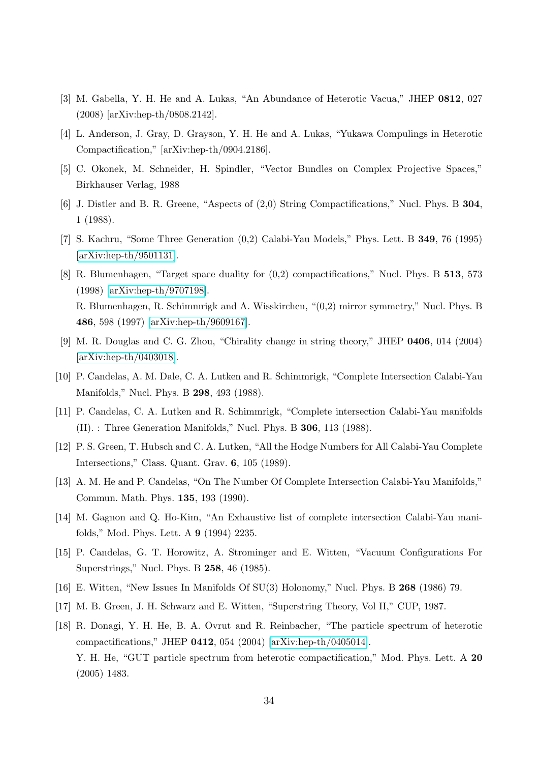[3] M. Gabella, Y. H. He and A. Lukas, "An Abundance of Heterotic Vacua," JHEP **0812**, 027 (2008) [arXiv:hep-th/0808.2142].

[4] L. Anderson, J. Gray, D. Grayson, Y. H. He and A. Lukas, "Yukawa Compulings in Heterotic Compactification," [arXiv:hep-th/0904.2186].

[5] C. Okonek, M. Schneider, H. Spindler, "Vector Bundles on Complex Projective Spaces," Birkhauser Verlag, 1988

[6] J. Distler and B. R. Greene, "Aspects of (2,0) String Compactifications," Nucl. Phys. B **304**, 1 (1988).

[7] S. Kachru, "Some Three Generation (0,2) Calabi-Yau Models," Phys. Lett. B **349**, 76 (1995) [arXiv:hep-th/9501131].

[8] R. Blumenhagen, "Target space duality for (0,2) compactifications," Nucl. Phys. B **513**, 573 (1998) [arXiv:hep-th/9707198].
R. Blumenhagen, R. Schimmrigk and A. Wisskirchen, "(0,2) mirror symmetry," Nucl. Phys. B **486**, 598 (1997) [arXiv:hep-th/9609167].

[9] M. R. Douglas and C. G. Zhou, "Chirality change in string theory," JHEP **0406**, 014 (2004) [arXiv:hep-th/0403018].

[10] P. Candelas, A. M. Dale, C. A. Lutken and R. Schimmrigk, "Complete Intersection Calabi-Yau Manifolds," Nucl. Phys. B **298**, 493 (1988).

[11] P. Candelas, C. A. Lutken and R. Schimmrigk, "Complete intersection Calabi-Yau manifolds (II). : Three Generation Manifolds," Nucl. Phys. B **306**, 113 (1988).

[12] P. S. Green, T. Hubsch and C. A. Lutken, "All the Hodge Numbers for All Calabi-Yau Complete Intersections," Class. Quant. Grav. **6**, 105 (1989).

[13] A. M. He and P. Candelas, "On The Number Of Complete Intersection Calabi-Yau Manifolds," Commun. Math. Phys. **135**, 193 (1990).

[14] M. Gagnon and Q. Ho-Kim, "An Exhaustive list of complete intersection Calabi-Yau manifolds," Mod. Phys. Lett. A **9** (1994) 2235.

[15] P. Candelas, G. T. Horowitz, A. Strominger and E. Witten, "Vacuum Configurations For Superstrings," Nucl. Phys. B **258**, 46 (1985).

[16] E. Witten, "New Issues In Manifolds Of SU(3) Holonomy," Nucl. Phys. B **268** (1986) 79.

[17] M. B. Green, J. H. Schwarz and E. Witten, "Superstring Theory, Vol II," CUP, 1987.

[18] R. Donagi, Y. H. He, B. A. Ovrut and R. Reinbacher, "The particle spectrum of heterotic compactifications," JHEP **0412**, 054 (2004) [arXiv:hep-th/0405014].
Y. H. He, "GUT particle spectrum from heterotic compactification," Mod. Phys. Lett. A **20** (2005) 1483.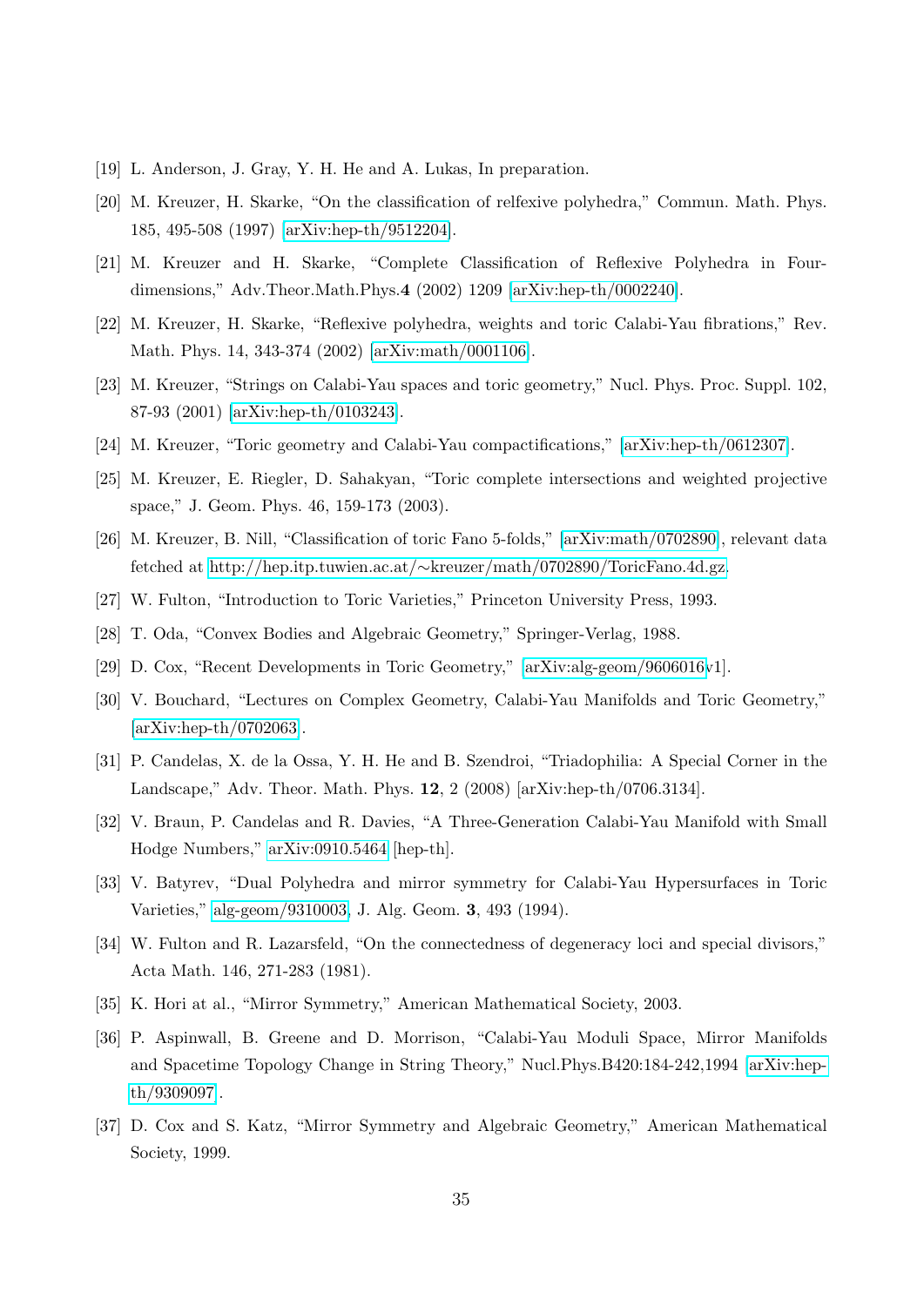[19] L. Anderson, J. Gray, Y. H. He and A. Lukas, In preparation.

[20] M. Kreuzer, H. Skarke, "On the classification of relfexive polyhedra," Commun. Math. Phys. 185, 495-508 (1997) [arXiv:hep-th/9512204].

[21] M. Kreuzer and H. Skarke, "Complete Classification of Reflexive Polyhedra in Four-dimensions," Adv.Theor.Math.Phys.**4** (2002) 1209 [arXiv:hep-th/0002240].

[22] M. Kreuzer, H. Skarke, "Reflexive polyhedra, weights and toric Calabi-Yau fibrations," Rev. Math. Phys. 14, 343-374 (2002) [arXiv:math/0001106].

[23] M. Kreuzer, "Strings on Calabi-Yau spaces and toric geometry," Nucl. Phys. Proc. Suppl. 102, 87-93 (2001) [arXiv:hep-th/0103243].

[24] M. Kreuzer, "Toric geometry and Calabi-Yau compactifications," [arXiv:hep-th/0612307].

[25] M. Kreuzer, E. Riegler, D. Sahakyan, "Toric complete intersections and weighted projective space," J. Geom. Phys. 46, 159-173 (2003).

[26] M. Kreuzer, B. Nill, "Classification of toric Fano 5-folds," [arXiv:math/0702890], relevant data fetched at http://hep.itp.tuwien.ac.at/∼kreuzer/math/0702890/ToricFano.4d.gz.

[27] W. Fulton, "Introduction to Toric Varieties," Princeton University Press, 1993.

[28] T. Oda, "Convex Bodies and Algebraic Geometry," Springer-Verlag, 1988.

[29] D. Cox, "Recent Developments in Toric Geometry," [arXiv:alg-geom/9606016v1].

[30] V. Bouchard, "Lectures on Complex Geometry, Calabi-Yau Manifolds and Toric Geometry," [arXiv:hep-th/0702063].

[31] P. Candelas, X. de la Ossa, Y. H. He and B. Szendroi, "Triadophilia: A Special Corner in the Landscape," Adv. Theor. Math. Phys. **12**, 2 (2008) [arXiv:hep-th/0706.3134].

[32] V. Braun, P. Candelas and R. Davies, "A Three-Generation Calabi-Yau Manifold with Small Hodge Numbers," arXiv:0910.5464 [hep-th].

[33] V. Batyrev, "Dual Polyhedra and mirror symmetry for Calabi-Yau Hypersurfaces in Toric Varieties," alg-geom/9310003, J. Alg. Geom. **3**, 493 (1994).

[34] W. Fulton and R. Lazarsfeld, "On the connectedness of degeneracy loci and special divisors," Acta Math. 146, 271-283 (1981).

[35] K. Hori at al., "Mirror Symmetry," American Mathematical Society, 2003.

[36] P. Aspinwall, B. Greene and D. Morrison, "Calabi-Yau Moduli Space, Mirror Manifolds and Spacetime Topology Change in String Theory," Nucl.Phys.B420:184-242,1994 [arXiv:hep-th/9309097].

[37] D. Cox and S. Katz, "Mirror Symmetry and Algebraic Geometry," American Mathematical Society, 1999.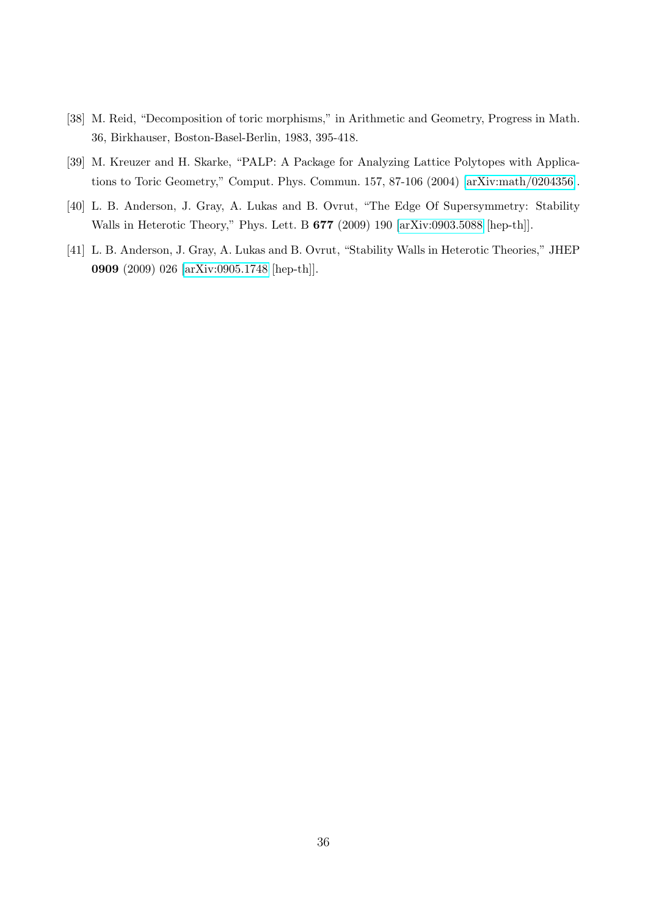[38] M. Reid, "Decomposition of toric morphisms," in Arithmetic and Geometry, Progress in Math. 36, Birkhauser, Boston-Basel-Berlin, 1983, 395-418.

[39] M. Kreuzer and H. Skarke, "PALP: A Package for Analyzing Lattice Polytopes with Applications to Toric Geometry," Comput. Phys. Commun. 157, 87-106 (2004) [arXiv:math/0204356].

[40] L. B. Anderson, J. Gray, A. Lukas and B. Ovrut, "The Edge Of Supersymmetry: Stability Walls in Heterotic Theory," Phys. Lett. B **677** (2009) 190 [arXiv:0903.5088 [hep-th]].

[41] L. B. Anderson, J. Gray, A. Lukas and B. Ovrut, "Stability Walls in Heterotic Theories," JHEP **0909** (2009) 026 [arXiv:0905.1748 [hep-th]].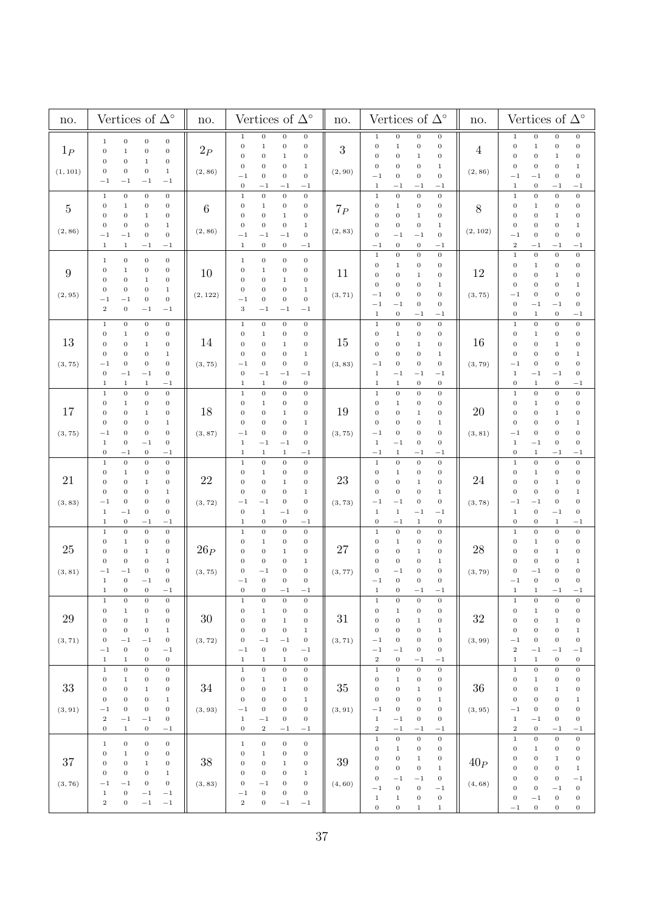| no. | Vertices of $\Delta^\circ$ | no. | Vertices of $\Delta^\circ$ | no. | Vertices of $\Delta^\circ$ | no. | Vertices of $\Delta^\circ$ |
|---|---|---|---|---|---|---|---|
| $1_P$ (1, 101) | $\begin{array}{rrrr} 1 & 0 & 0 & 0 \\ 0 & 1 & 0 & 0 \\ 0 & 0 & 1 & 0 \\ 0 & 0 & 0 & 1 \\ -1 & -1 & -1 & -1 \end{array}$ | $2_P$ (2, 86) | $\begin{array}{rrrr} 1 & 0 & 0 & 0 \\ 0 & 1 & 0 & 0 \\ 0 & 0 & 1 & 0 \\ 0 & 0 & 0 & 1 \\ -1 & 0 & 0 & 0 \\ 0 & -1 & -1 & -1 \end{array}$ | 3 (2, 90) | $\begin{array}{rrrr} 1 & 0 & 0 & 0 \\ 0 & 1 & 0 & 0 \\ 0 & 0 & 1 & 0 \\ 0 & 0 & 0 & 1 \\ -1 & 0 & 0 & 0 \\ 1 & -1 & -1 & -1 \end{array}$ | 4 (2, 86) | $\begin{array}{rrrr} 1 & 0 & 0 & 0 \\ 0 & 1 & 0 & 0 \\ 0 & 0 & 1 & 0 \\ 0 & 0 & 0 & 1 \\ -1 & -1 & 0 & 0 \\ 1 & 0 & -1 & -1 \end{array}$ |
| 5 (2, 86) | $\begin{array}{rrrr} 1 & 0 & 0 & 0 \\ 0 & 1 & 0 & 0 \\ 0 & 0 & 1 & 0 \\ 0 & 0 & 0 & 1 \\ -1 & -1 & 0 & 0 \\ 1 & 1 & -1 & -1 \end{array}$ | 6 (2, 86) | $\begin{array}{rrrr} 1 & 0 & 0 & 0 \\ 0 & 1 & 0 & 0 \\ 0 & 0 & 1 & 0 \\ 0 & 0 & 0 & 1 \\ -1 & -1 & -1 & 0 \\ 1 & 0 & 0 & -1 \end{array}$ | $7_P$ (2, 83) | $\begin{array}{rrrr} 1 & 0 & 0 & 0 \\ 0 & 1 & 0 & 0 \\ 0 & 0 & 1 & 0 \\ 0 & 0 & 0 & 1 \\ 0 & -1 & -1 & 0 \\ -1 & 0 & 0 & -1 \end{array}$ | 8 (2, 102) | $\begin{array}{rrrr} 1 & 0 & 0 & 0 \\ 0 & 1 & 0 & 0 \\ 0 & 0 & 1 & 0 \\ 0 & 0 & 0 & 1 \\ -1 & 0 & 0 & 0 \\ 2 & -1 & -1 & -1 \end{array}$ |
| 9 (2, 95) | $\begin{array}{rrrr} 1 & 0 & 0 & 0 \\ 0 & 1 & 0 & 0 \\ 0 & 0 & 1 & 0 \\ 0 & 0 & 0 & 1 \\ -1 & -1 & 0 & 0 \\ 2 & 0 & -1 & -1 \end{array}$ | 10 (2, 122) | $\begin{array}{rrrr} 1 & 0 & 0 & 0 \\ 0 & 1 & 0 & 0 \\ 0 & 0 & 1 & 0 \\ 0 & 0 & 0 & 1 \\ -1 & 0 & 0 & 0 \\ 3 & -1 & -1 & -1 \end{array}$ | 11 (3, 71) | $\begin{array}{rrrr} 1 & 0 & 0 & 0 \\ 0 & 1 & 0 & 0 \\ 0 & 0 & 1 & 0 \\ 0 & 0 & 0 & 1 \\ -1 & 0 & 0 & 0 \\ -1 & -1 & 0 & 0 \\ 1 & 0 & -1 & -1 \end{array}$ | 12 (3, 75) | $\begin{array}{rrrr} 1 & 0 & 0 & 0 \\ 0 & 1 & 0 & 0 \\ 0 & 0 & 1 & 0 \\ 0 & 0 & 0 & 1 \\ -1 & 0 & 0 & 0 \\ 0 & -1 & -1 & 0 \\ 0 & 1 & 0 & -1 \end{array}$ |
| 13 (3, 75) | $\begin{array}{rrrr} 1 & 0 & 0 & 0 \\ 0 & 1 & 0 & 0 \\ 0 & 0 & 1 & 0 \\ 0 & 0 & 0 & 1 \\ -1 & 0 & 0 & 0 \\ 0 & -1 & -1 & 0 \\ 1 & 1 & 1 & -1 \end{array}$ | 14 (3, 75) | $\begin{array}{rrrr} 1 & 0 & 0 & 0 \\ 0 & 1 & 0 & 0 \\ 0 & 0 & 1 & 0 \\ 0 & 0 & 0 & 1 \\ -1 & 0 & 0 & 0 \\ 0 & -1 & -1 & -1 \\ 1 & 1 & 0 & 0 \end{array}$ | 15 (3, 83) | $\begin{array}{rrrr} 1 & 0 & 0 & 0 \\ 0 & 1 & 0 & 0 \\ 0 & 0 & 1 & 0 \\ 0 & 0 & 0 & 1 \\ -1 & 0 & 0 & 0 \\ 1 & -1 & -1 & -1 \\ 1 & 1 & 0 & 0 \end{array}$ | 16 (3, 79) | $\begin{array}{rrrr} 1 & 0 & 0 & 0 \\ 0 & 1 & 0 & 0 \\ 0 & 0 & 1 & 0 \\ 0 & 0 & 0 & 1 \\ -1 & 0 & 0 & 0 \\ 1 & -1 & -1 & 0 \\ 0 & 1 & 0 & -1 \end{array}$ |
| 17 (3, 75) | $\begin{array}{rrrr} 1 & 0 & 0 & 0 \\ 0 & 1 & 0 & 0 \\ 0 & 0 & 1 & 0 \\ 0 & 0 & 0 & 1 \\ -1 & 0 & 0 & 0 \\ 1 & 0 & -1 & 0 \\ 0 & -1 & 0 & -1 \end{array}$ | 18 (3, 87) | $\begin{array}{rrrr} 1 & 0 & 0 & 0 \\ 0 & 1 & 0 & 0 \\ 0 & 0 & 1 & 0 \\ 0 & 0 & 0 & 1 \\ -1 & 0 & 0 & 0 \\ 1 & -1 & -1 & 0 \\ 1 & 1 & 1 & -1 \end{array}$ | 19 (3, 75) | $\begin{array}{rrrr} 1 & 0 & 0 & 0 \\ 0 & 1 & 0 & 0 \\ 0 & 0 & 1 & 0 \\ 0 & 0 & 0 & 1 \\ -1 & 0 & 0 & 0 \\ 1 & -1 & 0 & 0 \\ -1 & 1 & -1 & -1 \end{array}$ | 20 (3, 81) | $\begin{array}{rrrr} 1 & 0 & 0 & 0 \\ 0 & 1 & 0 & 0 \\ 0 & 0 & 1 & 0 \\ 0 & 0 & 0 & 1 \\ -1 & 0 & 0 & 0 \\ 1 & -1 & 0 & 0 \\ 0 & 1 & -1 & -1 \end{array}$ |
| 21 (3, 83) | $\begin{array}{rrrr} 1 & 0 & 0 & 0 \\ 0 & 1 & 0 & 0 \\ 0 & 0 & 1 & 0 \\ 0 & 0 & 0 & 1 \\ -1 & 0 & 0 & 0 \\ 1 & 0 & -1 & 0 \\ 1 & 0 & -1 & -1 \end{array}$ | 22 (3, 72) | $\begin{array}{rrrr} 1 & 0 & 0 & 0 \\ 0 & 1 & 0 & 0 \\ 0 & 0 & 1 & 0 \\ 0 & 0 & 0 & 1 \\ -1 & -1 & 0 & 0 \\ 0 & 1 & -1 & 0 \\ 1 & 0 & 0 & -1 \end{array}$ | 23 (3, 73) | $\begin{array}{rrrr} 1 & 0 & 0 & 0 \\ 0 & 1 & 0 & 0 \\ 0 & 0 & 1 & 0 \\ 0 & 0 & 0 & 1 \\ -1 & -1 & 0 & 0 \\ 1 & 1 & -1 & -1 \\ 0 & -1 & 1 & 0 \end{array}$ | 24 (3, 78) | $\begin{array}{rrrr} 1 & 0 & 0 & 0 \\ 0 & 1 & 0 & 0 \\ 0 & 0 & 1 & 0 \\ 0 & 0 & 0 & 1 \\ -1 & -1 & 0 & 0 \\ 1 & 0 & -1 & 0 \\ 0 & 0 & 1 & -1 \end{array}$ |
| 25 (3, 81) | $\begin{array}{rrrr} 1 & 0 & 0 & 0 \\ 0 & 1 & 0 & 0 \\ 0 & 0 & 1 & 0 \\ 0 & 0 & 0 & 1 \\ -1 & -1 & 0 & 0 \\ 1 & 0 & -1 & 0 \\ 1 & 0 & 0 & -1 \end{array}$ | $26_P$ (3, 75) | $\begin{array}{rrrr} 1 & 0 & 0 & 0 \\ 0 & 1 & 0 & 0 \\ 0 & 0 & 1 & 0 \\ 0 & 0 & 0 & 1 \\ 0 & -1 & 0 & 0 \\ -1 & 0 & 0 & 0 \\ 0 & 0 & -1 & -1 \end{array}$ | 27 (3, 77) | $\begin{array}{rrrr} 1 & 0 & 0 & 0 \\ 0 & 1 & 0 & 0 \\ 0 & 0 & 1 & 0 \\ 0 & 0 & 0 & 1 \\ 0 & -1 & 0 & 0 \\ -1 & 0 & 0 & 0 \\ 1 & 0 & -1 & -1 \end{array}$ | 28 (3, 79) | $\begin{array}{rrrr} 1 & 0 & 0 & 0 \\ 0 & 1 & 0 & 0 \\ 0 & 0 & 1 & 0 \\ 0 & 0 & 0 & 1 \\ 0 & -1 & 0 & 0 \\ -1 & 0 & 0 & 0 \\ 1 & 1 & -1 & -1 \end{array}$ |
| 29 (3, 71) | $\begin{array}{rrrr} 1 & 0 & 0 & 0 \\ 0 & 1 & 0 & 0 \\ 0 & 0 & 1 & 0 \\ 0 & 0 & 0 & 1 \\ 0 & -1 & -1 & 0 \\ -1 & 0 & 0 & -1 \\ 1 & 1 & 0 & 0 \end{array}$ | 30 (3, 72) | $\begin{array}{rrrr} 1 & 0 & 0 & 0 \\ 0 & 1 & 0 & 0 \\ 0 & 0 & 1 & 0 \\ 0 & 0 & 0 & 1 \\ 0 & -1 & -1 & 0 \\ -1 & 0 & 0 & -1 \\ 1 & 1 & 1 & 0 \end{array}$ | 31 (3, 71) | $\begin{array}{rrrr} 1 & 0 & 0 & 0 \\ 0 & 1 & 0 & 0 \\ 0 & 0 & 1 & 0 \\ 0 & 0 & 0 & 1 \\ -1 & 0 & 0 & 0 \\ -1 & -1 & 0 & 0 \\ 2 & 0 & -1 & -1 \end{array}$ | 32 (3, 99) | $\begin{array}{rrrr} 1 & 0 & 0 & 0 \\ 0 & 1 & 0 & 0 \\ 0 & 0 & 1 & 0 \\ 0 & 0 & 0 & 1 \\ -1 & 0 & 0 & 0 \\ 2 & -1 & -1 & -1 \\ 1 & 1 & 0 & 0 \end{array}$ |
| 33 (3, 91) | $\begin{array}{rrrr} 1 & 0 & 0 & 0 \\ 0 & 1 & 0 & 0 \\ 0 & 0 & 1 & 0 \\ 0 & 0 & 0 & 1 \\ -1 & 0 & 0 & 0 \\ 2 & -1 & -1 & 0 \\ 0 & 1 & 0 & -1 \end{array}$ | 34 (3, 93) | $\begin{array}{rrrr} 1 & 0 & 0 & 0 \\ 0 & 1 & 0 & 0 \\ 0 & 0 & 1 & 0 \\ 0 & 0 & 0 & 1 \\ -1 & 0 & 0 & 0 \\ 1 & -1 & 0 & 0 \\ 0 & 2 & -1 & -1 \end{array}$ | 35 (3, 91) | $\begin{array}{rrrr} 1 & 0 & 0 & 0 \\ 0 & 1 & 0 & 0 \\ 0 & 0 & 1 & 0 \\ 0 & 0 & 0 & 1 \\ -1 & 0 & 0 & 0 \\ 1 & -1 & 0 & 0 \\ 2 & -1 & -1 & -1 \end{array}$ | 36 (3, 95) | $\begin{array}{rrrr} 1 & 0 & 0 & 0 \\ 0 & 1 & 0 & 0 \\ 0 & 0 & 1 & 0 \\ 0 & 0 & 0 & 1 \\ -1 & 0 & 0 & 0 \\ 1 & -1 & 0 & 0 \\ 2 & 0 & -1 & -1 \end{array}$ |
| 37 (3, 76) | $\begin{array}{rrrr} 1 & 0 & 0 & 0 \\ 0 & 1 & 0 & 0 \\ 0 & 0 & 1 & 0 \\ 0 & 0 & 0 & 1 \\ -1 & -1 & 0 & 0 \\ 1 & 0 & -1 & -1 \\ 2 & 0 & -1 & -1 \end{array}$ | 38 (3, 83) | $\begin{array}{rrrr} 1 & 0 & 0 & 0 \\ 0 & 1 & 0 & 0 \\ 0 & 0 & 1 & 0 \\ 0 & 0 & 0 & 1 \\ 0 & -1 & 0 & 0 \\ -1 & 0 & 0 & 0 \\ 2 & 0 & -1 & -1 \end{array}$ | 39 (4, 60) | $\begin{array}{rrrr} 1 & 0 & 0 & 0 \\ 0 & 1 & 0 & 0 \\ 0 & 0 & 1 & 0 \\ 0 & 0 & 0 & 1 \\ 0 & -1 & -1 & 0 \\ -1 & 0 & 0 & -1 \\ 1 & 1 & 0 & 0 \\ 0 & 0 & 1 & 1 \end{array}$ | $40_P$ (4, 68) | $\begin{array}{rrrr} 1 & 0 & 0 & 0 \\ 0 & 1 & 0 & 0 \\ 0 & 0 & 1 & 0 \\ 0 & 0 & 0 & 1 \\ 0 & 0 & 0 & -1 \\ 0 & 0 & -1 & 0 \\ 0 & -1 & 0 & 0 \\ -1 & 0 & 0 & 0 \end{array}$ |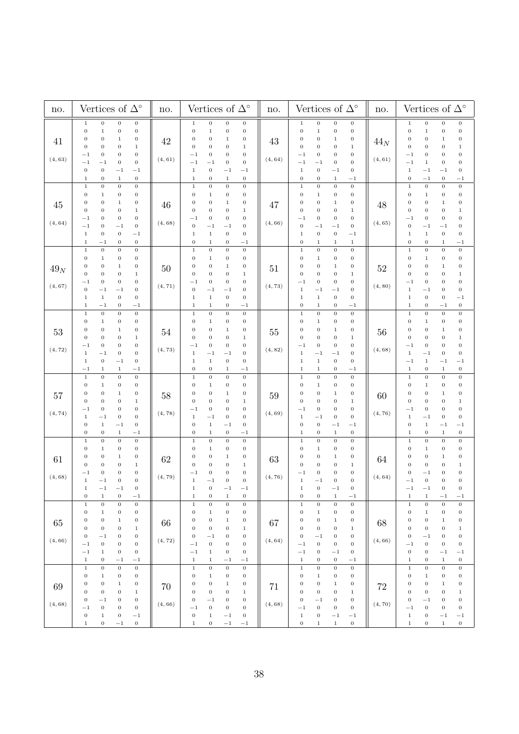| no. | Vertices of $\Delta^\circ$ | no. | Vertices of $\Delta^\circ$ | no. | Vertices of $\Delta^\circ$ | no. | Vertices of $\Delta^\circ$ |
|---|---|---|---|---|---|---|---|
| 41 (4, 63) | $\begin{smallmatrix} 1 & 0 & 0 & 0 \\ 0 & 1 & 0 & 0 \\ 0 & 0 & 1 & 0 \\ 0 & 0 & 0 & 1 \\ -1 & 0 & 0 & 0 \\ -1 & -1 & 0 & 0 \\ 0 & 0 & -1 & -1 \\ 1 & 0 & 1 & 0 \end{smallmatrix}$ | 42 (4, 61) | $\begin{smallmatrix} 1 & 0 & 0 & 0 \\ 0 & 1 & 0 & 0 \\ 0 & 0 & 1 & 0 \\ 0 & 0 & 0 & 1 \\ -1 & 0 & 0 & 0 \\ -1 & -1 & 0 & 0 \\ 1 & 0 & -1 & -1 \\ 1 & 0 & 1 & 0 \end{smallmatrix}$ | 43 (4, 64) | $\begin{smallmatrix} 1 & 0 & 0 & 0 \\ 0 & 1 & 0 & 0 \\ 0 & 0 & 1 & 0 \\ 0 & 0 & 0 & 1 \\ -1 & 0 & 0 & 0 \\ -1 & -1 & 0 & 0 \\ 1 & 0 & -1 & 0 \\ 0 & 0 & 1 & -1 \end{smallmatrix}$ | $44_N$ (4, 61) | $\begin{smallmatrix} 1 & 0 & 0 & 0 \\ 0 & 1 & 0 & 0 \\ 0 & 0 & 1 & 0 \\ 0 & 0 & 0 & 1 \\ -1 & 0 & 0 & 0 \\ -1 & 1 & 0 & 0 \\ 1 & -1 & -1 & 0 \\ 0 & -1 & 0 & -1 \end{smallmatrix}$ |
| 45 (4, 64) | $\begin{smallmatrix} 1 & 0 & 0 & 0 \\ 0 & 1 & 0 & 0 \\ 0 & 0 & 1 & 0 \\ 0 & 0 & 0 & 1 \\ -1 & 0 & 0 & 0 \\ -1 & 0 & -1 & 0 \\ 1 & 0 & 0 & -1 \\ 1 & -1 & 0 & 0 \end{smallmatrix}$ | 46 (4, 68) | $\begin{smallmatrix} 1 & 0 & 0 & 0 \\ 0 & 1 & 0 & 0 \\ 0 & 0 & 1 & 0 \\ 0 & 0 & 0 & 1 \\ -1 & 0 & 0 & 0 \\ 0 & -1 & -1 & 0 \\ 1 & 1 & 0 & 0 \\ 0 & 1 & 0 & -1 \end{smallmatrix}$ | 47 (4, 66) | $\begin{smallmatrix} 1 & 0 & 0 & 0 \\ 0 & 1 & 0 & 0 \\ 0 & 0 & 1 & 0 \\ 0 & 0 & 0 & 1 \\ -1 & 0 & 0 & 0 \\ 0 & -1 & -1 & 0 \\ 1 & 0 & 0 & -1 \\ 0 & 1 & 1 & 1 \end{smallmatrix}$ | 48 (4, 65) | $\begin{smallmatrix} 1 & 0 & 0 & 0 \\ 0 & 1 & 0 & 0 \\ 0 & 0 & 1 & 0 \\ 0 & 0 & 0 & 1 \\ -1 & 0 & 0 & 0 \\ 0 & -1 & -1 & 0 \\ 1 & 1 & 0 & 0 \\ 0 & 0 & 1 & -1 \end{smallmatrix}$ |
| $49_N$ (4, 67) | $\begin{smallmatrix} 1 & 0 & 0 & 0 \\ 0 & 1 & 0 & 0 \\ 0 & 0 & 1 & 0 \\ 0 & 0 & 0 & 1 \\ -1 & 0 & 0 & 0 \\ 0 & -1 & -1 & 0 \\ 1 & 1 & 0 & 0 \\ 1 & -1 & 0 & -1 \end{smallmatrix}$ | 50 (4, 71) | $\begin{smallmatrix} 1 & 0 & 0 & 0 \\ 0 & 1 & 0 & 0 \\ 0 & 0 & 1 & 0 \\ 0 & 0 & 0 & 1 \\ -1 & 0 & 0 & 0 \\ 0 & -1 & -1 & 0 \\ 1 & 1 & 0 & 0 \\ 1 & 1 & 0 & -1 \end{smallmatrix}$ | 51 (4, 73) | $\begin{smallmatrix} 1 & 0 & 0 & 0 \\ 0 & 1 & 0 & 0 \\ 0 & 0 & 1 & 0 \\ 0 & 0 & 0 & 1 \\ -1 & 0 & 0 & 0 \\ 1 & -1 & -1 & 0 \\ 1 & 1 & 0 & 0 \\ 0 & 1 & 0 & -1 \end{smallmatrix}$ | 52 (4, 80) | $\begin{smallmatrix} 1 & 0 & 0 & 0 \\ 0 & 1 & 0 & 0 \\ 0 & 0 & 1 & 0 \\ 0 & 0 & 0 & 1 \\ -1 & 0 & 0 & 0 \\ 1 & -1 & 0 & 0 \\ 1 & 0 & 0 & -1 \\ 1 & 0 & -1 & 0 \end{smallmatrix}$ |
| 53 (4, 72) | $\begin{smallmatrix} 1 & 0 & 0 & 0 \\ 0 & 1 & 0 & 0 \\ 0 & 0 & 1 & 0 \\ 0 & 0 & 0 & 1 \\ -1 & 0 & 0 & 0 \\ 1 & -1 & 0 & 0 \\ 1 & 0 & -1 & 0 \\ -1 & 1 & 1 & -1 \end{smallmatrix}$ | 54 (4, 73) | $\begin{smallmatrix} 1 & 0 & 0 & 0 \\ 0 & 1 & 0 & 0 \\ 0 & 0 & 1 & 0 \\ 0 & 0 & 0 & 1 \\ -1 & 0 & 0 & 0 \\ 1 & -1 & -1 & 0 \\ 1 & 1 & 0 & 0 \\ 0 & 0 & 1 & -1 \end{smallmatrix}$ | 55 (4, 82) | $\begin{smallmatrix} 1 & 0 & 0 & 0 \\ 0 & 1 & 0 & 0 \\ 0 & 0 & 1 & 0 \\ 0 & 0 & 0 & 1 \\ -1 & 0 & 0 & 0 \\ 1 & -1 & -1 & 0 \\ 1 & 1 & 0 & 0 \\ 1 & 1 & 0 & -1 \end{smallmatrix}$ | 56 (4, 68) | $\begin{smallmatrix} 1 & 0 & 0 & 0 \\ 0 & 1 & 0 & 0 \\ 0 & 0 & 1 & 0 \\ 0 & 0 & 0 & 1 \\ -1 & 0 & 0 & 0 \\ 1 & -1 & 0 & 0 \\ -1 & 1 & -1 & -1 \\ 1 & 0 & 1 & 0 \end{smallmatrix}$ |
| 57 (4, 74) | $\begin{smallmatrix} 1 & 0 & 0 & 0 \\ 0 & 1 & 0 & 0 \\ 0 & 0 & 1 & 0 \\ 0 & 0 & 0 & 1 \\ -1 & 0 & 0 & 0 \\ 1 & -1 & 0 & 0 \\ 0 & 1 & -1 & 0 \\ 0 & 0 & 1 & -1 \end{smallmatrix}$ | 58 (4, 78) | $\begin{smallmatrix} 1 & 0 & 0 & 0 \\ 0 & 1 & 0 & 0 \\ 0 & 0 & 1 & 0 \\ 0 & 0 & 0 & 1 \\ -1 & 0 & 0 & 0 \\ 1 & -1 & 0 & 0 \\ 0 & 1 & -1 & 0 \\ 0 & 1 & 0 & -1 \end{smallmatrix}$ | 59 (4, 69) | $\begin{smallmatrix} 1 & 0 & 0 & 0 \\ 0 & 1 & 0 & 0 \\ 0 & 0 & 1 & 0 \\ 0 & 0 & 0 & 1 \\ -1 & 0 & 0 & 0 \\ 1 & -1 & 0 & 0 \\ 0 & 0 & -1 & -1 \\ 1 & 0 & 1 & 0 \end{smallmatrix}$ | 60 (4, 76) | $\begin{smallmatrix} 1 & 0 & 0 & 0 \\ 0 & 1 & 0 & 0 \\ 0 & 0 & 1 & 0 \\ 0 & 0 & 0 & 1 \\ -1 & 0 & 0 & 0 \\ 1 & -1 & 0 & 0 \\ 0 & 1 & -1 & -1 \\ 1 & 0 & 1 & 0 \end{smallmatrix}$ |
| 61 (4, 68) | $\begin{smallmatrix} 1 & 0 & 0 & 0 \\ 0 & 1 & 0 & 0 \\ 0 & 0 & 1 & 0 \\ 0 & 0 & 0 & 1 \\ -1 & 0 & 0 & 0 \\ 1 & -1 & 0 & 0 \\ 1 & -1 & -1 & 0 \\ 0 & 1 & 0 & -1 \end{smallmatrix}$ | 62 (4, 79) | $\begin{smallmatrix} 1 & 0 & 0 & 0 \\ 0 & 1 & 0 & 0 \\ 0 & 0 & 1 & 0 \\ 0 & 0 & 0 & 1 \\ -1 & 0 & 0 & 0 \\ 1 & -1 & 0 & 0 \\ 1 & 0 & -1 & -1 \\ 1 & 0 & 1 & 0 \end{smallmatrix}$ | 63 (4, 76) | $\begin{smallmatrix} 1 & 0 & 0 & 0 \\ 0 & 1 & 0 & 0 \\ 0 & 0 & 1 & 0 \\ 0 & 0 & 0 & 1 \\ -1 & 0 & 0 & 0 \\ 1 & -1 & 0 & 0 \\ 1 & 0 & -1 & 0 \\ 0 & 0 & 1 & -1 \end{smallmatrix}$ | 64 (4, 64) | $\begin{smallmatrix} 1 & 0 & 0 & 0 \\ 0 & 1 & 0 & 0 \\ 0 & 0 & 1 & 0 \\ 0 & 0 & 0 & 1 \\ 0 & -1 & 0 & 0 \\ -1 & 0 & 0 & 0 \\ -1 & -1 & 0 & 0 \\ 1 & 1 & -1 & -1 \end{smallmatrix}$ |
| 65 (4, 66) | $\begin{smallmatrix} 1 & 0 & 0 & 0 \\ 0 & 1 & 0 & 0 \\ 0 & 0 & 1 & 0 \\ 0 & 0 & 0 & 1 \\ 0 & -1 & 0 & 0 \\ -1 & 0 & 0 & 0 \\ -1 & 1 & 0 & 0 \\ 1 & 0 & -1 & -1 \end{smallmatrix}$ | 66 (4, 72) | $\begin{smallmatrix} 1 & 0 & 0 & 0 \\ 0 & 1 & 0 & 0 \\ 0 & 0 & 1 & 0 \\ 0 & 0 & 0 & 1 \\ 0 & -1 & 0 & 0 \\ -1 & 0 & 0 & 0 \\ -1 & 1 & 0 & 0 \\ 1 & 1 & -1 & -1 \end{smallmatrix}$ | 67 (4, 64) | $\begin{smallmatrix} 1 & 0 & 0 & 0 \\ 0 & 1 & 0 & 0 \\ 0 & 0 & 1 & 0 \\ 0 & 0 & 0 & 1 \\ 0 & -1 & 0 & 0 \\ -1 & 0 & 0 & 0 \\ -1 & 0 & -1 & 0 \\ 1 & 0 & 0 & -1 \end{smallmatrix}$ | 68 (4, 66) | $\begin{smallmatrix} 1 & 0 & 0 & 0 \\ 0 & 1 & 0 & 0 \\ 0 & 0 & 1 & 0 \\ 0 & 0 & 0 & 1 \\ 0 & -1 & 0 & 0 \\ -1 & 0 & 0 & 0 \\ 0 & 0 & -1 & -1 \\ 1 & 0 & 1 & 0 \end{smallmatrix}$ |
| 69 (4, 68) | $\begin{smallmatrix} 1 & 0 & 0 & 0 \\ 0 & 1 & 0 & 0 \\ 0 & 0 & 1 & 0 \\ 0 & 0 & 0 & 1 \\ 0 & -1 & 0 & 0 \\ -1 & 0 & 0 & 0 \\ 0 & 1 & 0 & -1 \\ 1 & 0 & -1 & 0 \end{smallmatrix}$ | 70 (4, 66) | $\begin{smallmatrix} 1 & 0 & 0 & 0 \\ 0 & 1 & 0 & 0 \\ 0 & 0 & 1 & 0 \\ 0 & 0 & 0 & 1 \\ 0 & -1 & 0 & 0 \\ -1 & 0 & 0 & 0 \\ 0 & 1 & -1 & 0 \\ 1 & 0 & -1 & -1 \end{smallmatrix}$ | 71 (4, 68) | $\begin{smallmatrix} 1 & 0 & 0 & 0 \\ 0 & 1 & 0 & 0 \\ 0 & 0 & 1 & 0 \\ 0 & 0 & 0 & 1 \\ 0 & -1 & 0 & 0 \\ -1 & 0 & 0 & 0 \\ 1 & 0 & -1 & -1 \\ 0 & 1 & 1 & 0 \end{smallmatrix}$ | 72 (4, 70) | $\begin{smallmatrix} 1 & 0 & 0 & 0 \\ 0 & 1 & 0 & 0 \\ 0 & 0 & 1 & 0 \\ 0 & 0 & 0 & 1 \\ 0 & -1 & 0 & 0 \\ -1 & 0 & 0 & 0 \\ 1 & 0 & -1 & -1 \\ 1 & 0 & 1 & 0 \end{smallmatrix}$ |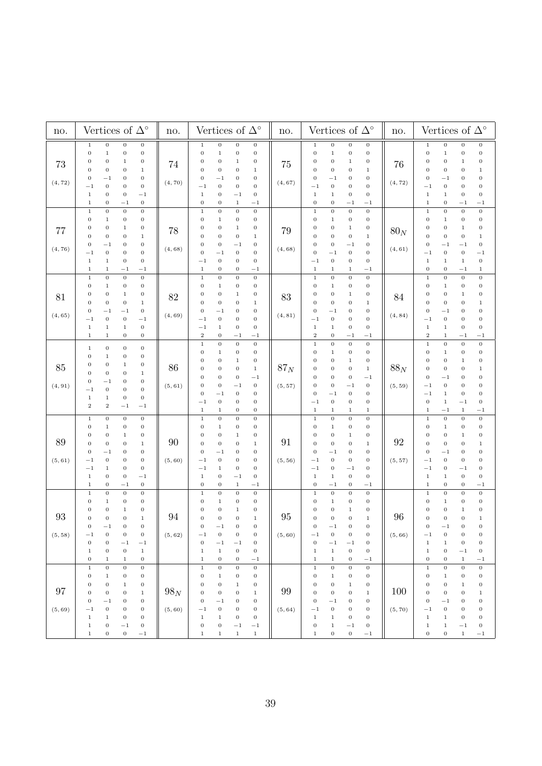| no. | Vertices of $\Delta^\circ$ | no. | Vertices of $\Delta^\circ$ | no. | Vertices of $\Delta^\circ$ | no. | Vertices of $\Delta^\circ$ |
|---|---|---|---|---|---|---|---|
| 73 $(4, 72)$ | $\begin{matrix} 1 & 0 & 0 & 0 \\ 0 & 1 & 0 & 0 \\ 0 & 0 & 1 & 0 \\ 0 & 0 & 0 & 1 \\ 0 & -1 & 0 & 0 \\ -1 & 0 & 0 & 0 \\ 1 & 0 & 0 & -1 \\ 1 & 0 & -1 & 0 \end{matrix}$ | 74 $(4, 70)$ | $\begin{matrix} 1 & 0 & 0 & 0 \\ 0 & 1 & 0 & 0 \\ 0 & 0 & 1 & 0 \\ 0 & 0 & 0 & 1 \\ 0 & -1 & 0 & 0 \\ -1 & 0 & 0 & 0 \\ 1 & 0 & -1 & 0 \\ 0 & 0 & 1 & -1 \end{matrix}$ | 75 $(4, 67)$ | $\begin{matrix} 1 & 0 & 0 & 0 \\ 0 & 1 & 0 & 0 \\ 0 & 0 & 1 & 0 \\ 0 & 0 & 0 & 1 \\ 0 & -1 & 0 & 0 \\ -1 & 0 & 0 & 0 \\ 1 & 1 & 0 & 0 \\ 0 & 0 & -1 & -1 \end{matrix}$ | 76 $(4, 72)$ | $\begin{matrix} 1 & 0 & 0 & 0 \\ 0 & 1 & 0 & 0 \\ 0 & 0 & 1 & 0 \\ 0 & 0 & 0 & 1 \\ 0 & -1 & 0 & 0 \\ -1 & 0 & 0 & 0 \\ 1 & 1 & 0 & 0 \\ 1 & 0 & -1 & -1 \end{matrix}$ |
| 77 $(4, 76)$ | $\begin{matrix} 1 & 0 & 0 & 0 \\ 0 & 1 & 0 & 0 \\ 0 & 0 & 1 & 0 \\ 0 & 0 & 0 & 1 \\ 0 & -1 & 0 & 0 \\ -1 & 0 & 0 & 0 \\ 1 & 1 & 0 & 0 \\ 1 & 1 & -1 & -1 \end{matrix}$ | 78 $(4, 68)$ | $\begin{matrix} 1 & 0 & 0 & 0 \\ 0 & 1 & 0 & 0 \\ 0 & 0 & 1 & 0 \\ 0 & 0 & 0 & 1 \\ 0 & 0 & -1 & 0 \\ 0 & -1 & 0 & 0 \\ -1 & 0 & 0 & 0 \\ 1 & 0 & 0 & -1 \end{matrix}$ | 79 $(4, 68)$ | $\begin{matrix} 1 & 0 & 0 & 0 \\ 0 & 1 & 0 & 0 \\ 0 & 0 & 1 & 0 \\ 0 & 0 & 0 & 1 \\ 0 & 0 & -1 & 0 \\ 0 & -1 & 0 & 0 \\ -1 & 0 & 0 & 0 \\ 1 & 1 & 1 & -1 \end{matrix}$ | $80_N$ $(4, 61)$ | $\begin{matrix} 1 & 0 & 0 & 0 \\ 0 & 1 & 0 & 0 \\ 0 & 0 & 1 & 0 \\ 0 & 0 & 0 & 1 \\ 0 & -1 & -1 & 0 \\ -1 & 0 & 0 & -1 \\ 1 & 1 & 1 & 0 \\ 0 & 0 & -1 & 1 \end{matrix}$ |
| 81 $(4, 65)$ | $\begin{matrix} 1 & 0 & 0 & 0 \\ 0 & 1 & 0 & 0 \\ 0 & 0 & 1 & 0 \\ 0 & 0 & 0 & 1 \\ 0 & -1 & -1 & 0 \\ -1 & 0 & 0 & -1 \\ 1 & 1 & 1 & 0 \\ 1 & 1 & 0 & 0 \end{matrix}$ | 82 $(4, 69)$ | $\begin{matrix} 1 & 0 & 0 & 0 \\ 0 & 1 & 0 & 0 \\ 0 & 0 & 1 & 0 \\ 0 & 0 & 0 & 1 \\ 0 & -1 & 0 & 0 \\ -1 & 0 & 0 & 0 \\ -1 & 1 & 0 & 0 \\ 2 & 0 & -1 & -1 \end{matrix}$ | 83 $(4, 81)$ | $\begin{matrix} 1 & 0 & 0 & 0 \\ 0 & 1 & 0 & 0 \\ 0 & 0 & 1 & 0 \\ 0 & 0 & 0 & 1 \\ 0 & -1 & 0 & 0 \\ -1 & 0 & 0 & 0 \\ 1 & 1 & 0 & 0 \\ 2 & 0 & -1 & -1 \end{matrix}$ | 84 $(4, 84)$ | $\begin{matrix} 1 & 0 & 0 & 0 \\ 0 & 1 & 0 & 0 \\ 0 & 0 & 1 & 0 \\ 0 & 0 & 0 & 1 \\ 0 & -1 & 0 & 0 \\ -1 & 0 & 0 & 0 \\ 1 & 1 & 0 & 0 \\ 2 & 1 & -1 & -1 \end{matrix}$ |
| 85 $(4, 91)$ | $\begin{matrix} 1 & 0 & 0 & 0 \\ 0 & 1 & 0 & 0 \\ 0 & 0 & 1 & 0 \\ 0 & 0 & 0 & 1 \\ 0 & -1 & 0 & 0 \\ -1 & 0 & 0 & 0 \\ 1 & 1 & 0 & 0 \\ 2 & 2 & -1 & -1 \end{matrix}$ | 86 $(5, 61)$ | $\begin{matrix} 1 & 0 & 0 & 0 \\ 0 & 1 & 0 & 0 \\ 0 & 0 & 1 & 0 \\ 0 & 0 & 0 & 1 \\ 0 & 0 & 0 & -1 \\ 0 & 0 & -1 & 0 \\ 0 & -1 & 0 & 0 \\ -1 & 0 & 0 & 0 \\ 1 & 1 & 0 & 0 \end{matrix}$ | $87_N$ $(5, 57)$ | $\begin{matrix} 1 & 0 & 0 & 0 \\ 0 & 1 & 0 & 0 \\ 0 & 0 & 1 & 0 \\ 0 & 0 & 0 & 1 \\ 0 & 0 & 0 & -1 \\ 0 & 0 & -1 & 0 \\ 0 & -1 & 0 & 0 \\ -1 & 0 & 0 & 0 \\ 1 & 1 & 1 & 1 \end{matrix}$ | $88_N$ $(5, 59)$ | $\begin{matrix} 1 & 0 & 0 & 0 \\ 0 & 1 & 0 & 0 \\ 0 & 0 & 1 & 0 \\ 0 & 0 & 0 & 1 \\ 0 & -1 & 0 & 0 \\ -1 & 0 & 0 & 0 \\ -1 & 1 & 0 & 0 \\ 0 & 1 & -1 & 0 \\ 1 & -1 & 1 & -1 \end{matrix}$ |
| 89 $(5, 61)$ | $\begin{matrix} 1 & 0 & 0 & 0 \\ 0 & 1 & 0 & 0 \\ 0 & 0 & 1 & 0 \\ 0 & 0 & 0 & 1 \\ 0 & -1 & 0 & 0 \\ -1 & 0 & 0 & 0 \\ -1 & 1 & 0 & 0 \\ 1 & 0 & 0 & -1 \\ 1 & 0 & -1 & 0 \end{matrix}$ | 90 $(5, 60)$ | $\begin{matrix} 1 & 0 & 0 & 0 \\ 0 & 1 & 0 & 0 \\ 0 & 0 & 1 & 0 \\ 0 & 0 & 0 & 1 \\ 0 & -1 & 0 & 0 \\ -1 & 0 & 0 & 0 \\ -1 & 1 & 0 & 0 \\ 1 & 0 & -1 & 0 \\ 0 & 0 & 1 & -1 \end{matrix}$ | 91 $(5, 56)$ | $\begin{matrix} 1 & 0 & 0 & 0 \\ 0 & 1 & 0 & 0 \\ 0 & 0 & 1 & 0 \\ 0 & 0 & 0 & 1 \\ 0 & -1 & 0 & 0 \\ -1 & 0 & 0 & 0 \\ -1 & 0 & -1 & 0 \\ 1 & 1 & 0 & 0 \\ 0 & -1 & 0 & -1 \end{matrix}$ | 92 $(5, 57)$ | $\begin{matrix} 1 & 0 & 0 & 0 \\ 0 & 1 & 0 & 0 \\ 0 & 0 & 1 & 0 \\ 0 & 0 & 0 & 1 \\ 0 & -1 & 0 & 0 \\ -1 & 0 & 0 & 0 \\ -1 & 0 & -1 & 0 \\ 1 & 1 & 0 & 0 \\ 1 & 0 & 0 & -1 \end{matrix}$ |
| 93 $(5, 58)$ | $\begin{matrix} 1 & 0 & 0 & 0 \\ 0 & 1 & 0 & 0 \\ 0 & 0 & 1 & 0 \\ 0 & 0 & 0 & 1 \\ 0 & -1 & 0 & 0 \\ -1 & 0 & 0 & 0 \\ 0 & 0 & -1 & -1 \\ 1 & 0 & 0 & 1 \\ 0 & 1 & 1 & 0 \end{matrix}$ | 94 $(5, 62)$ | $\begin{matrix} 1 & 0 & 0 & 0 \\ 0 & 1 & 0 & 0 \\ 0 & 0 & 1 & 0 \\ 0 & 0 & 0 & 1 \\ 0 & -1 & 0 & 0 \\ -1 & 0 & 0 & 0 \\ 0 & -1 & -1 & 0 \\ 1 & 1 & 0 & 0 \\ 1 & 0 & 0 & -1 \end{matrix}$ | 95 $(5, 60)$ | $\begin{matrix} 1 & 0 & 0 & 0 \\ 0 & 1 & 0 & 0 \\ 0 & 0 & 1 & 0 \\ 0 & 0 & 0 & 1 \\ 0 & -1 & 0 & 0 \\ -1 & 0 & 0 & 0 \\ 0 & -1 & -1 & 0 \\ 1 & 1 & 0 & 0 \\ 1 & 1 & 0 & -1 \end{matrix}$ | 96 $(5, 66)$ | $\begin{matrix} 1 & 0 & 0 & 0 \\ 0 & 1 & 0 & 0 \\ 0 & 0 & 1 & 0 \\ 0 & 0 & 0 & 1 \\ 0 & -1 & 0 & 0 \\ -1 & 0 & 0 & 0 \\ 1 & 1 & 0 & 0 \\ 1 & 0 & -1 & 0 \\ 0 & 0 & 1 & -1 \end{matrix}$ |
| 97 $(5, 69)$ | $\begin{matrix} 1 & 0 & 0 & 0 \\ 0 & 1 & 0 & 0 \\ 0 & 0 & 1 & 0 \\ 0 & 0 & 0 & 1 \\ 0 & -1 & 0 & 0 \\ -1 & 0 & 0 & 0 \\ 1 & 1 & 0 & 0 \\ 1 & 0 & -1 & 0 \\ 1 & 0 & 0 & -1 \end{matrix}$ | $98_N$ $(5, 60)$ | $\begin{matrix} 1 & 0 & 0 & 0 \\ 0 & 1 & 0 & 0 \\ 0 & 0 & 1 & 0 \\ 0 & 0 & 0 & 1 \\ 0 & -1 & 0 & 0 \\ -1 & 0 & 0 & 0 \\ 1 & 1 & 0 & 0 \\ 0 & 0 & -1 & -1 \\ 1 & 1 & 1 & 1 \end{matrix}$ | 99 $(5, 64)$ | $\begin{matrix} 1 & 0 & 0 & 0 \\ 0 & 1 & 0 & 0 \\ 0 & 0 & 1 & 0 \\ 0 & 0 & 0 & 1 \\ 0 & -1 & 0 & 0 \\ -1 & 0 & 0 & 0 \\ 1 & 1 & 0 & 0 \\ 0 & 1 & -1 & 0 \\ 1 & 0 & 0 & -1 \end{matrix}$ | 100 $(5, 70)$ | $\begin{matrix} 1 & 0 & 0 & 0 \\ 0 & 1 & 0 & 0 \\ 0 & 0 & 1 & 0 \\ 0 & 0 & 0 & 1 \\ 0 & -1 & 0 & 0 \\ -1 & 0 & 0 & 0 \\ 1 & 1 & 0 & 0 \\ 1 & 1 & -1 & 0 \\ 0 & 0 & 1 & -1 \end{matrix}$ |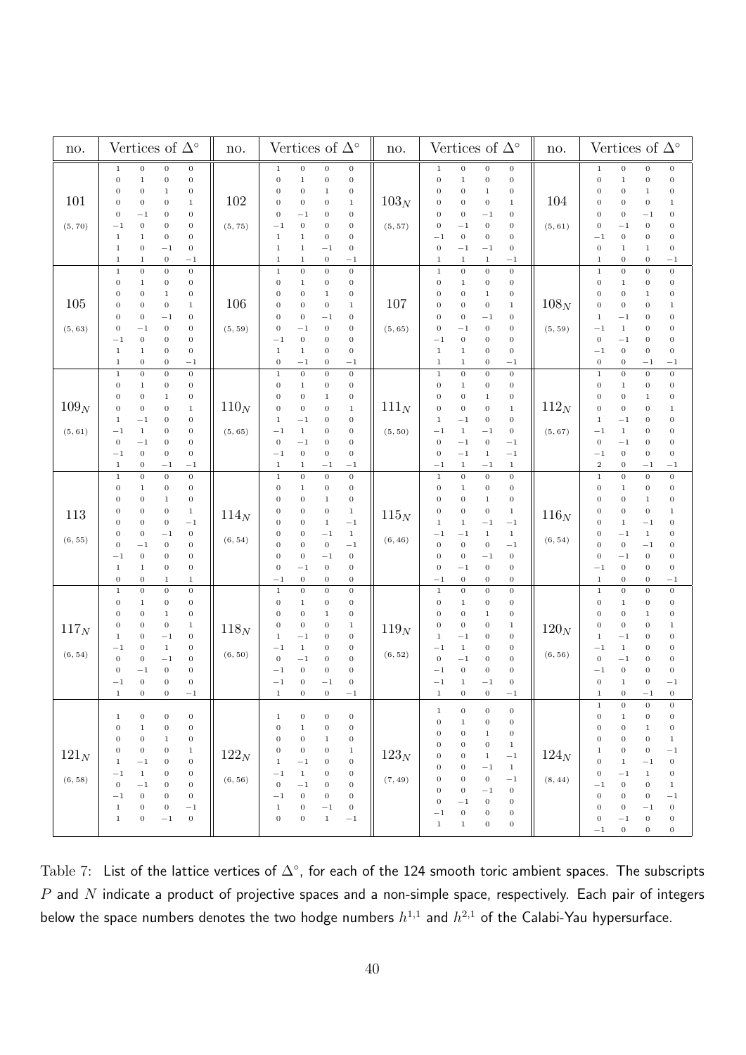| no. | Vertices of $\Delta^\circ$ | no. | Vertices of $\Delta^\circ$ | no. | Vertices of $\Delta^\circ$ | no. | Vertices of $\Delta^\circ$ |
|---|---|---|---|---|---|---|---|
| 101 (5, 70) | $\begin{smallmatrix} 1 & 0 & 0 & 0 \\ 0 & 1 & 0 & 0 \\ 0 & 0 & 1 & 0 \\ 0 & 0 & 0 & 1 \\ 0 & -1 & 0 & 0 \\ -1 & 0 & 0 & 0 \\ 1 & 1 & 0 & 0 \\ 1 & 0 & -1 & 0 \\ 1 & 1 & 0 & -1 \end{smallmatrix}$ | 102 (5, 75) | $\begin{smallmatrix} 1 & 0 & 0 & 0 \\ 0 & 1 & 0 & 0 \\ 0 & 0 & 1 & 0 \\ 0 & 0 & 0 & 1 \\ 0 & -1 & 0 & 0 \\ -1 & 0 & 0 & 0 \\ 1 & 1 & 0 & 0 \\ 1 & 1 & -1 & 0 \\ 1 & 1 & 0 & -1 \end{smallmatrix}$ | $103_N$ (5, 57) | $\begin{smallmatrix} 1 & 0 & 0 & 0 \\ 0 & 1 & 0 & 0 \\ 0 & 0 & 1 & 0 \\ 0 & 0 & 0 & 1 \\ 0 & 0 & -1 & 0 \\ 0 & -1 & 0 & 0 \\ -1 & 0 & 0 & 0 \\ 0 & -1 & -1 & 0 \\ 1 & 1 & 1 & -1 \end{smallmatrix}$ | 104 (5, 61) | $\begin{smallmatrix} 1 & 0 & 0 & 0 \\ 0 & 1 & 0 & 0 \\ 0 & 0 & 1 & 0 \\ 0 & 0 & 0 & 1 \\ 0 & 0 & -1 & 0 \\ 0 & -1 & 0 & 0 \\ -1 & 0 & 0 & 0 \\ 0 & 1 & 1 & 0 \\ 1 & 0 & 0 & -1 \end{smallmatrix}$ |
| 105 (5, 63) | $\begin{smallmatrix} 1 & 0 & 0 & 0 \\ 0 & 1 & 0 & 0 \\ 0 & 0 & 1 & 0 \\ 0 & 0 & 0 & 1 \\ 0 & 0 & -1 & 0 \\ 0 & -1 & 0 & 0 \\ -1 & 0 & 0 & 0 \\ 1 & 1 & 0 & 0 \\ 1 & 0 & 0 & -1 \end{smallmatrix}$ | 106 (5, 59) | $\begin{smallmatrix} 1 & 0 & 0 & 0 \\ 0 & 1 & 0 & 0 \\ 0 & 0 & 1 & 0 \\ 0 & 0 & 0 & 1 \\ 0 & 0 & -1 & 0 \\ 0 & -1 & 0 & 0 \\ -1 & 0 & 0 & 0 \\ 1 & 1 & 0 & 0 \\ 0 & -1 & 0 & -1 \end{smallmatrix}$ | 107 (5, 65) | $\begin{smallmatrix} 1 & 0 & 0 & 0 \\ 0 & 1 & 0 & 0 \\ 0 & 0 & 1 & 0 \\ 0 & 0 & 0 & 1 \\ 0 & 0 & -1 & 0 \\ 0 & -1 & 0 & 0 \\ -1 & 0 & 0 & 0 \\ 1 & 1 & 0 & 0 \\ 1 & 1 & 0 & -1 \end{smallmatrix}$ | $108_N$ (5, 59) | $\begin{smallmatrix} 1 & 0 & 0 & 0 \\ 0 & 1 & 0 & 0 \\ 0 & 0 & 1 & 0 \\ 0 & 0 & 0 & 1 \\ 1 & -1 & 0 & 0 \\ -1 & 1 & 0 & 0 \\ 0 & -1 & 0 & 0 \\ -1 & 0 & 0 & 0 \\ 0 & 0 & -1 & -1 \end{smallmatrix}$ |
| $109_N$ (5, 61) | $\begin{smallmatrix} 1 & 0 & 0 & 0 \\ 0 & 1 & 0 & 0 \\ 0 & 0 & 1 & 0 \\ 0 & 0 & 0 & 1 \\ 1 & -1 & 0 & 0 \\ -1 & 1 & 0 & 0 \\ 0 & -1 & 0 & 0 \\ -1 & 0 & 0 & 0 \\ 1 & 0 & -1 & -1 \end{smallmatrix}$ | $110_N$ (5, 65) | $\begin{smallmatrix} 1 & 0 & 0 & 0 \\ 0 & 1 & 0 & 0 \\ 0 & 0 & 1 & 0 \\ 0 & 0 & 0 & 1 \\ 1 & -1 & 0 & 0 \\ -1 & 1 & 0 & 0 \\ 0 & -1 & 0 & 0 \\ -1 & 0 & 0 & 0 \\ 1 & 1 & -1 & -1 \end{smallmatrix}$ | $111_N$ (5, 50) | $\begin{smallmatrix} 1 & 0 & 0 & 0 \\ 0 & 1 & 0 & 0 \\ 0 & 0 & 1 & 0 \\ 0 & 0 & 0 & 1 \\ 1 & -1 & 0 & 0 \\ -1 & 1 & -1 & 0 \\ 0 & -1 & 0 & -1 \\ 0 & -1 & 1 & -1 \\ -1 & 1 & -1 & 1 \end{smallmatrix}$ | $112_N$ (5, 67) | $\begin{smallmatrix} 1 & 0 & 0 & 0 \\ 0 & 1 & 0 & 0 \\ 0 & 0 & 1 & 0 \\ 0 & 0 & 0 & 1 \\ 1 & -1 & 0 & 0 \\ -1 & 1 & 0 & 0 \\ 0 & -1 & 0 & 0 \\ -1 & 0 & 0 & 0 \\ 2 & 0 & -1 & -1 \end{smallmatrix}$ |
| 113 (6, 55) | $\begin{smallmatrix} 1 & 0 & 0 & 0 \\ 0 & 1 & 0 & 0 \\ 0 & 0 & 1 & 0 \\ 0 & 0 & 0 & 1 \\ 0 & 0 & 0 & -1 \\ 0 & 0 & -1 & 0 \\ 0 & -1 & 0 & 0 \\ -1 & 0 & 0 & 0 \\ 1 & 1 & 0 & 0 \\ 0 & 0 & 1 & 1 \end{smallmatrix}$ | $114_N$ (6, 54) | $\begin{smallmatrix} 1 & 0 & 0 & 0 \\ 0 & 1 & 0 & 0 \\ 0 & 0 & 1 & 0 \\ 0 & 0 & 0 & 1 \\ 0 & 0 & 1 & -1 \\ 0 & 0 & -1 & 1 \\ 0 & 0 & 0 & -1 \\ 0 & 0 & -1 & 0 \\ 0 & -1 & 0 & 0 \\ -1 & 0 & 0 & 0 \end{smallmatrix}$ | $115_N$ (6, 46) | $\begin{smallmatrix} 1 & 0 & 0 & 0 \\ 0 & 1 & 0 & 0 \\ 0 & 0 & 1 & 0 \\ 0 & 0 & 0 & 1 \\ 1 & 1 & -1 & -1 \\ -1 & -1 & 1 & 1 \\ 0 & 0 & 0 & -1 \\ 0 & 0 & -1 & 0 \\ 0 & -1 & 0 & 0 \\ -1 & 0 & 0 & 0 \end{smallmatrix}$ | $116_N$ (6, 54) | $\begin{smallmatrix} 1 & 0 & 0 & 0 \\ 0 & 1 & 0 & 0 \\ 0 & 0 & 1 & 0 \\ 0 & 0 & 0 & 1 \\ 0 & 1 & -1 & 0 \\ 0 & -1 & 1 & 0 \\ 0 & 0 & -1 & 0 \\ 0 & -1 & 0 & 0 \\ -1 & 0 & 0 & 0 \\ 1 & 0 & 0 & -1 \end{smallmatrix}$ |
| $117_N$ (6, 54) | $\begin{smallmatrix} 1 & 0 & 0 & 0 \\ 0 & 1 & 0 & 0 \\ 0 & 0 & 1 & 0 \\ 0 & 0 & 0 & 1 \\ 1 & 0 & -1 & 0 \\ -1 & 0 & 1 & 0 \\ 0 & 0 & -1 & 0 \\ 0 & -1 & 0 & 0 \\ -1 & 0 & 0 & 0 \\ 1 & 0 & 0 & -1 \end{smallmatrix}$ | $118_N$ (6, 50) | $\begin{smallmatrix} 1 & 0 & 0 & 0 \\ 0 & 1 & 0 & 0 \\ 0 & 0 & 1 & 0 \\ 0 & 0 & 0 & 1 \\ 1 & -1 & 0 & 0 \\ -1 & 1 & 0 & 0 \\ 0 & -1 & 0 & 0 \\ -1 & 0 & 0 & 0 \\ -1 & 0 & -1 & 0 \\ 1 & 0 & 0 & -1 \end{smallmatrix}$ | $119_N$ (6, 52) | $\begin{smallmatrix} 1 & 0 & 0 & 0 \\ 0 & 1 & 0 & 0 \\ 0 & 0 & 1 & 0 \\ 0 & 0 & 0 & 1 \\ 1 & -1 & 0 & 0 \\ -1 & 1 & 0 & 0 \\ 0 & -1 & 0 & 0 \\ -1 & 0 & 0 & 0 \\ -1 & 1 & -1 & 0 \\ 1 & 0 & 0 & -1 \end{smallmatrix}$ | $120_N$ (6, 56) | $\begin{smallmatrix} 1 & 0 & 0 & 0 \\ 0 & 1 & 0 & 0 \\ 0 & 0 & 1 & 0 \\ 0 & 0 & 0 & 1 \\ 1 & -1 & 0 & 0 \\ -1 & 1 & 0 & 0 \\ 0 & -1 & 0 & 0 \\ -1 & 0 & 0 & 0 \\ 0 & 1 & 0 & -1 \\ 1 & 0 & -1 & 0 \end{smallmatrix}$ |
| $121_N$ (6, 58) | $\begin{smallmatrix} 1 & 0 & 0 & 0 \\ 0 & 1 & 0 & 0 \\ 0 & 0 & 1 & 0 \\ 0 & 0 & 0 & 1 \\ 1 & -1 & 0 & 0 \\ -1 & 1 & 0 & 0 \\ 0 & -1 & 0 & 0 \\ -1 & 0 & 0 & 0 \\ 1 & 0 & 0 & -1 \\ 1 & 0 & -1 & 0 \end{smallmatrix}$ | $122_N$ (6, 56) | $\begin{smallmatrix} 1 & 0 & 0 & 0 \\ 0 & 1 & 0 & 0 \\ 0 & 0 & 1 & 0 \\ 0 & 0 & 0 & 1 \\ 1 & -1 & 0 & 0 \\ -1 & 1 & 0 & 0 \\ 0 & -1 & 0 & 0 \\ -1 & 0 & 0 & 0 \\ 1 & 0 & -1 & 0 \\ 0 & 0 & 1 & -1 \end{smallmatrix}$ | $123_N$ (7, 49) | $\begin{smallmatrix} 1 & 0 & 0 & 0 \\ 0 & 1 & 0 & 0 \\ 0 & 0 & 1 & 0 \\ 0 & 0 & 0 & 1 \\ 0 & 0 & 1 & -1 \\ 0 & 0 & -1 & 1 \\ 0 & 0 & 0 & -1 \\ 0 & 0 & -1 & 0 \\ 0 & -1 & 0 & 0 \\ -1 & 0 & 0 & 0 \\ 1 & 1 & 0 & 0 \end{smallmatrix}$ | $124_N$ (8, 44) | $\begin{smallmatrix} 1 & 0 & 0 & 0 \\ 0 & 1 & 0 & 0 \\ 0 & 0 & 1 & 0 \\ 0 & 0 & 0 & 1 \\ 1 & 0 & 0 & -1 \\ 0 & 1 & -1 & 0 \\ 0 & -1 & 1 & 0 \\ -1 & 0 & 0 & 1 \\ 0 & 0 & 0 & -1 \\ 0 & 0 & -1 & 0 \\ 0 & -1 & 0 & 0 \\ -1 & 0 & 0 & 0 \end{smallmatrix}$ |

Table 7: List of the lattice vertices of $\Delta^\circ$, for each of the 124 smooth toric ambient spaces. The subscripts $P$ and $N$ indicate a product of projective spaces and a non-simple space, respectively. Each pair of integers below the space numbers denotes the two hodge numbers $h^{1,1}$ and $h^{2,1}$ of the Calabi-Yau hypersurface.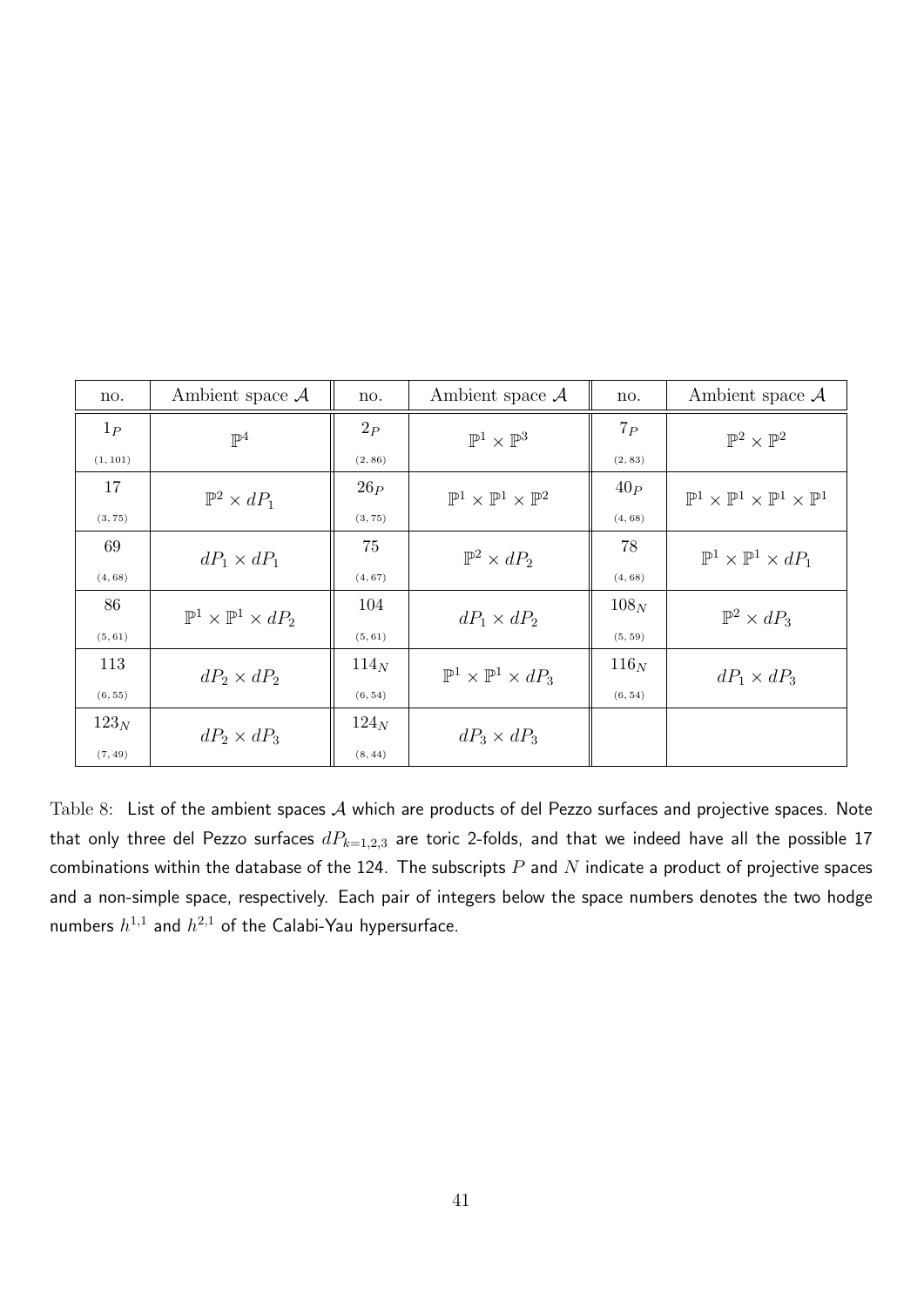| no. | Ambient space $\mathcal{A}$ | no. | Ambient space $\mathcal{A}$ | no. | Ambient space $\mathcal{A}$ |
|---|---|---|---|---|---|
| $1_P$ $(1, 101)$ | $\mathbb{P}^4$ | $2_P$ $(2, 86)$ | $\mathbb{P}^1 \times \mathbb{P}^3$ | $7_P$ $(2, 83)$ | $\mathbb{P}^2 \times \mathbb{P}^2$ |
| $17$ $(3, 75)$ | $\mathbb{P}^2 \times dP_1$ | $26_P$ $(3, 75)$ | $\mathbb{P}^1 \times \mathbb{P}^1 \times \mathbb{P}^2$ | $40_P$ $(4, 68)$ | $\mathbb{P}^1 \times \mathbb{P}^1 \times \mathbb{P}^1 \times \mathbb{P}^1$ |
| $69$ $(4, 68)$ | $dP_1 \times dP_1$ | $75$ $(4, 67)$ | $\mathbb{P}^2 \times dP_2$ | $78$ $(4, 68)$ | $\mathbb{P}^1 \times \mathbb{P}^1 \times dP_1$ |
| $86$ $(5, 61)$ | $\mathbb{P}^1 \times \mathbb{P}^1 \times dP_2$ | $104$ $(5, 61)$ | $dP_1 \times dP_2$ | $108_N$ $(5, 59)$ | $\mathbb{P}^2 \times dP_3$ |
| $113$ $(6, 55)$ | $dP_2 \times dP_2$ | $114_N$ $(6, 54)$ | $\mathbb{P}^1 \times \mathbb{P}^1 \times dP_3$ | $116_N$ $(6, 54)$ | $dP_1 \times dP_3$ |
| $123_N$ $(7, 49)$ | $dP_2 \times dP_3$ | $124_N$ $(8, 44)$ | $dP_3 \times dP_3$ | | |

Table 8: List of the ambient spaces $\mathcal{A}$ which are products of del Pezzo surfaces and projective spaces. Note that only three del Pezzo surfaces $dP_{k=1,2,3}$ are toric 2-folds, and that we indeed have all the possible 17 combinations within the database of the 124. The subscripts $P$ and $N$ indicate a product of projective spaces and a non-simple space, respectively. Each pair of integers below the space numbers denotes the two hodge numbers $h^{1,1}$ and $h^{2,1}$ of the Calabi-Yau hypersurface.